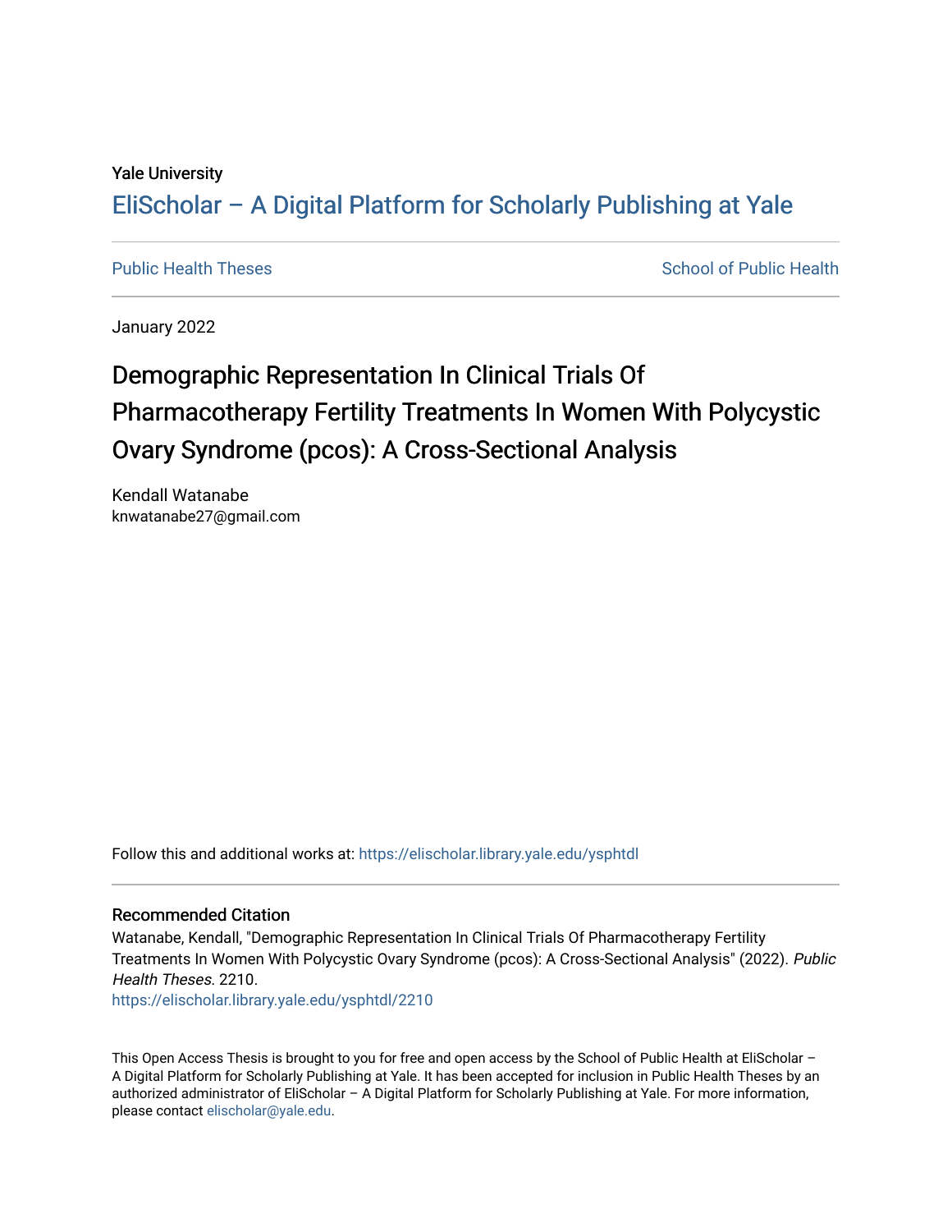Yale University

# EliScholar – A Digital Platform for Scholarly Publishing at Yale

Public Health Theses | School of Public Health

January 2022

## Demographic Representation In Clinical Trials Of Pharmacotherapy Fertility Treatments In Women With Polycystic Ovary Syndrome (pcos): A Cross-Sectional Analysis

Kendall Watanabe
knwatanabe27@gmail.com

Follow this and additional works at: https://elischolar.library.yale.edu/ysphtdl

### Recommended Citation

Watanabe, Kendall, "Demographic Representation In Clinical Trials Of Pharmacotherapy Fertility Treatments In Women With Polycystic Ovary Syndrome (pcos): A Cross-Sectional Analysis" (2022). *Public Health Theses*. 2210.
https://elischolar.library.yale.edu/ysphtdl/2210

This Open Access Thesis is brought to you for free and open access by the School of Public Health at EliScholar – A Digital Platform for Scholarly Publishing at Yale. It has been accepted for inclusion in Public Health Theses by an authorized administrator of EliScholar – A Digital Platform for Scholarly Publishing at Yale. For more information, please contact elischolar@yale.edu.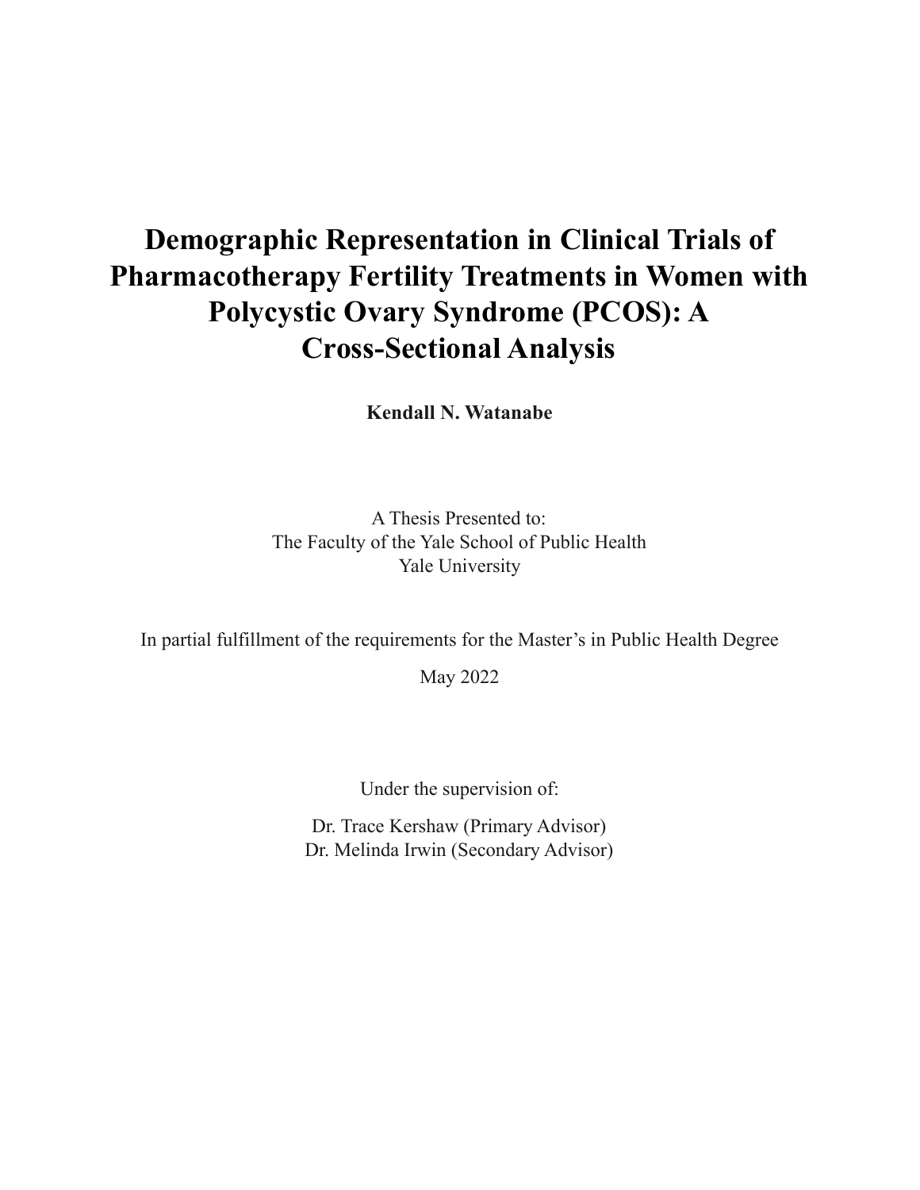# Demographic Representation in Clinical Trials of Pharmacotherapy Fertility Treatments in Women with Polycystic Ovary Syndrome (PCOS): A Cross-Sectional Analysis

**Kendall N. Watanabe**

A Thesis Presented to:
The Faculty of the Yale School of Public Health
Yale University

In partial fulfillment of the requirements for the Master's in Public Health Degree

May 2022

Under the supervision of:

Dr. Trace Kershaw (Primary Advisor)
Dr. Melinda Irwin (Secondary Advisor)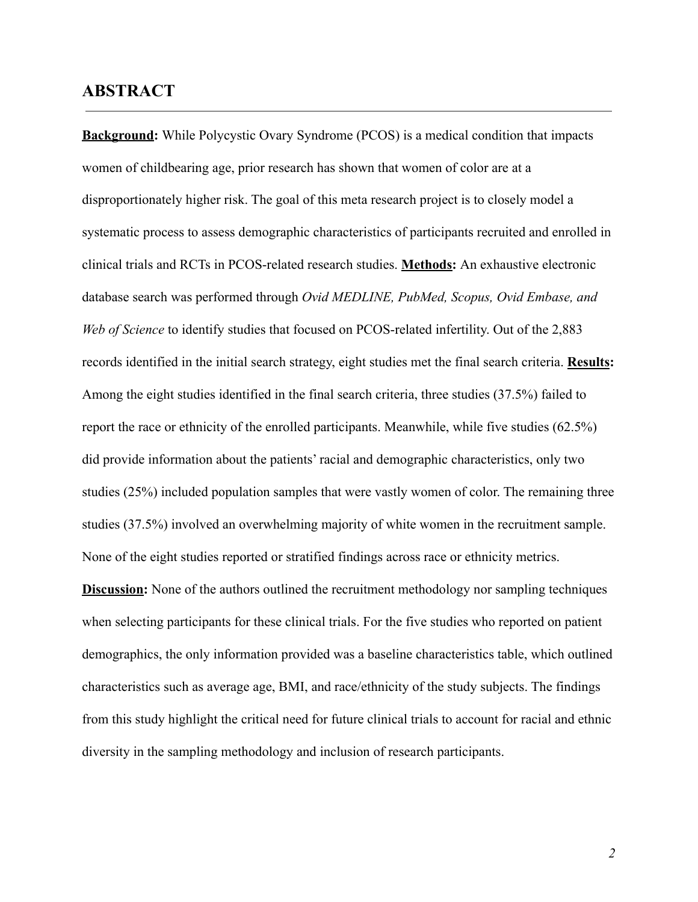## ABSTRACT

---

**<u>Background</u>:** While Polycystic Ovary Syndrome (PCOS) is a medical condition that impacts women of childbearing age, prior research has shown that women of color are at a disproportionately higher risk. The goal of this meta research project is to closely model a systematic process to assess demographic characteristics of participants recruited and enrolled in clinical trials and RCTs in PCOS-related research studies. **<u>Methods</u>:** An exhaustive electronic database search was performed through *Ovid MEDLINE, PubMed, Scopus, Ovid Embase, and Web of Science* to identify studies that focused on PCOS-related infertility. Out of the 2,883 records identified in the initial search strategy, eight studies met the final search criteria. **<u>Results</u>:** Among the eight studies identified in the final search criteria, three studies (37.5%) failed to report the race or ethnicity of the enrolled participants. Meanwhile, while five studies (62.5%) did provide information about the patients' racial and demographic characteristics, only two studies (25%) included population samples that were vastly women of color. The remaining three studies (37.5%) involved an overwhelming majority of white women in the recruitment sample. None of the eight studies reported or stratified findings across race or ethnicity metrics.

**<u>Discussion</u>:** None of the authors outlined the recruitment methodology nor sampling techniques when selecting participants for these clinical trials. For the five studies who reported on patient demographics, the only information provided was a baseline characteristics table, which outlined characteristics such as average age, BMI, and race/ethnicity of the study subjects. The findings from this study highlight the critical need for future clinical trials to account for racial and ethnic diversity in the sampling methodology and inclusion of research participants.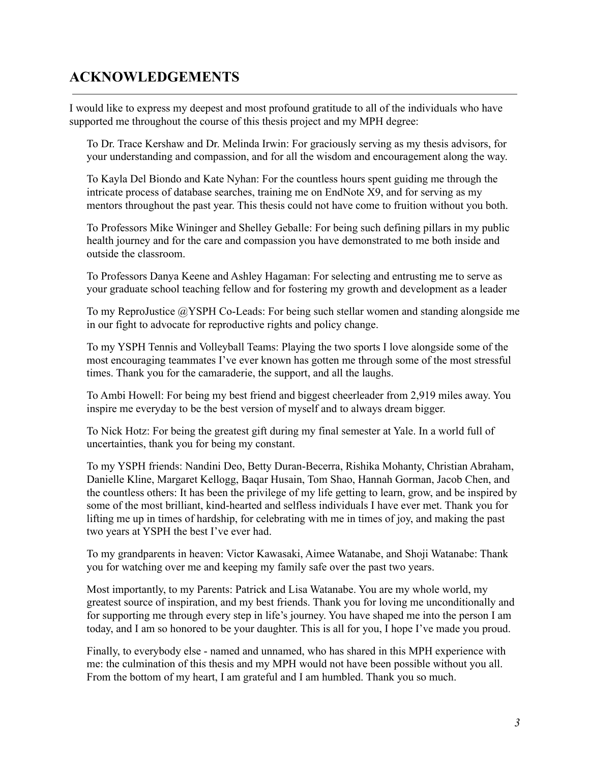## ACKNOWLEDGEMENTS

I would like to express my deepest and most profound gratitude to all of the individuals who have supported me throughout the course of this thesis project and my MPH degree:

To Dr. Trace Kershaw and Dr. Melinda Irwin: For graciously serving as my thesis advisors, for your understanding and compassion, and for all the wisdom and encouragement along the way.

To Kayla Del Biondo and Kate Nyhan: For the countless hours spent guiding me through the intricate process of database searches, training me on EndNote X9, and for serving as my mentors throughout the past year. This thesis could not have come to fruition without you both.

To Professors Mike Wininger and Shelley Geballe: For being such defining pillars in my public health journey and for the care and compassion you have demonstrated to me both inside and outside the classroom.

To Professors Danya Keene and Ashley Hagaman: For selecting and entrusting me to serve as your graduate school teaching fellow and for fostering my growth and development as a leader

To my ReproJustice @YSPH Co-Leads: For being such stellar women and standing alongside me in our fight to advocate for reproductive rights and policy change.

To my YSPH Tennis and Volleyball Teams: Playing the two sports I love alongside some of the most encouraging teammates I've ever known has gotten me through some of the most stressful times. Thank you for the camaraderie, the support, and all the laughs.

To Ambi Howell: For being my best friend and biggest cheerleader from 2,919 miles away. You inspire me everyday to be the best version of myself and to always dream bigger.

To Nick Hotz: For being the greatest gift during my final semester at Yale. In a world full of uncertainties, thank you for being my constant.

To my YSPH friends: Nandini Deo, Betty Duran-Becerra, Rishika Mohanty, Christian Abraham, Danielle Kline, Margaret Kellogg, Baqar Husain, Tom Shao, Hannah Gorman, Jacob Chen, and the countless others: It has been the privilege of my life getting to learn, grow, and be inspired by some of the most brilliant, kind-hearted and selfless individuals I have ever met. Thank you for lifting me up in times of hardship, for celebrating with me in times of joy, and making the past two years at YSPH the best I've ever had.

To my grandparents in heaven: Victor Kawasaki, Aimee Watanabe, and Shoji Watanabe: Thank you for watching over me and keeping my family safe over the past two years.

Most importantly, to my Parents: Patrick and Lisa Watanabe. You are my whole world, my greatest source of inspiration, and my best friends. Thank you for loving me unconditionally and for supporting me through every step in life's journey. You have shaped me into the person I am today, and I am so honored to be your daughter. This is all for you, I hope I've made you proud.

Finally, to everybody else - named and unnamed, who has shared in this MPH experience with me: the culmination of this thesis and my MPH would not have been possible without you all. From the bottom of my heart, I am grateful and I am humbled. Thank you so much.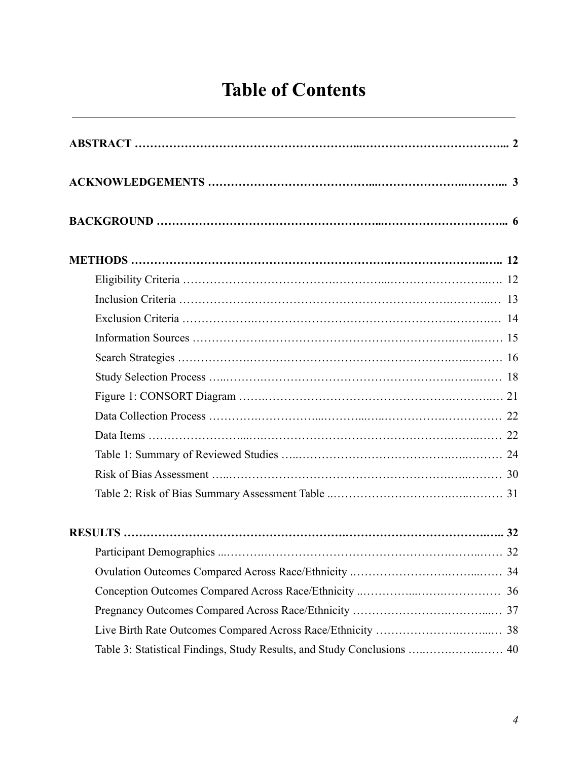# Table of Contents

**ABSTRACT** ........................................................................................ **2**

**ACKNOWLEDGEMENTS** ........................................................................ **3**

**BACKGROUND** .................................................................................. **6**

**METHODS** ......................................................................................... **12**

- Eligibility Criteria ........................................................................ 12
- Inclusion Criteria ......................................................................... 13
- Exclusion Criteria ........................................................................ 14
- Information Sources ..................................................................... 15
- Search Strategies .......................................................................... 16
- Study Selection Process ................................................................ 18
- Figure 1: CONSORT Diagram ...................................................... 21
- Data Collection Process ................................................................ 22
- Data Items ..................................................................................... 22
- Table 1: Summary of Reviewed Studies ........................................ 24
- Risk of Bias Assessment ............................................................... 30
- Table 2: Risk of Bias Summary Assessment Table ....................... 31

**RESULTS** ........................................................................................... **32**

- Participant Demographics ............................................................ 32
- Ovulation Outcomes Compared Across Race/Ethnicity ................. 34
- Conception Outcomes Compared Across Race/Ethnicity ............... 36
- Pregnancy Outcomes Compared Across Race/Ethnicity ................ 37
- Live Birth Rate Outcomes Compared Across Race/Ethnicity ......... 38
- Table 3: Statistical Findings, Study Results, and Study Conclusions ......... 40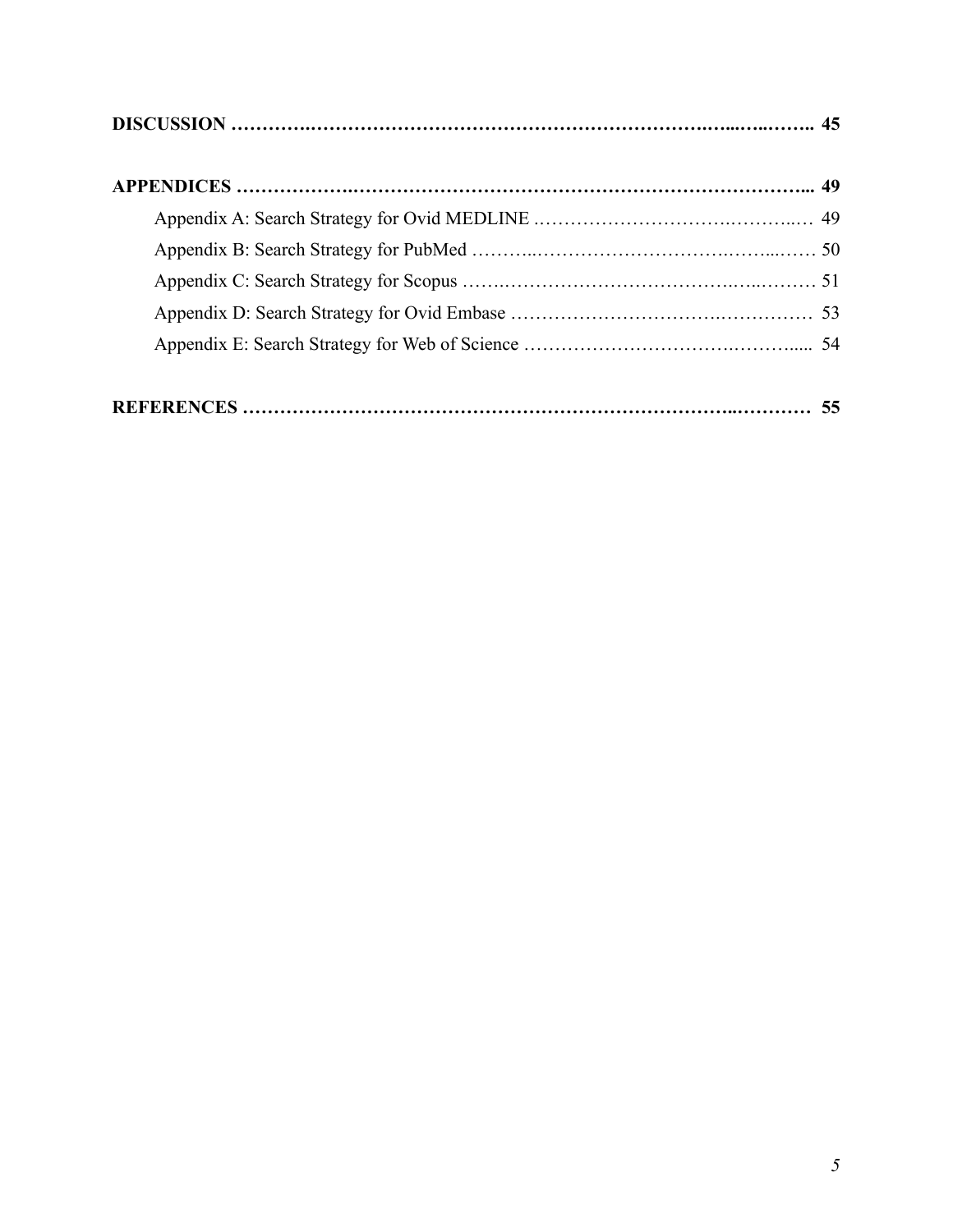**DISCUSSION ………….…………………………………………………….…...…..……... 45**

**APPENDICES ……………..…………………………………………………………………... 49**

Appendix A: Search Strategy for Ovid MEDLINE ..……………………….………..… 49

Appendix B: Search Strategy for PubMed ………..………………………….……...…… 50

Appendix C: Search Strategy for Scopus …….…………………………….…..……… 51

Appendix D: Search Strategy for Ovid Embase ………………………….…………… 53

Appendix E: Search Strategy for Web of Science ………………………….……….... 54

**REFERENCES ……………………………………………………………………..………… 55**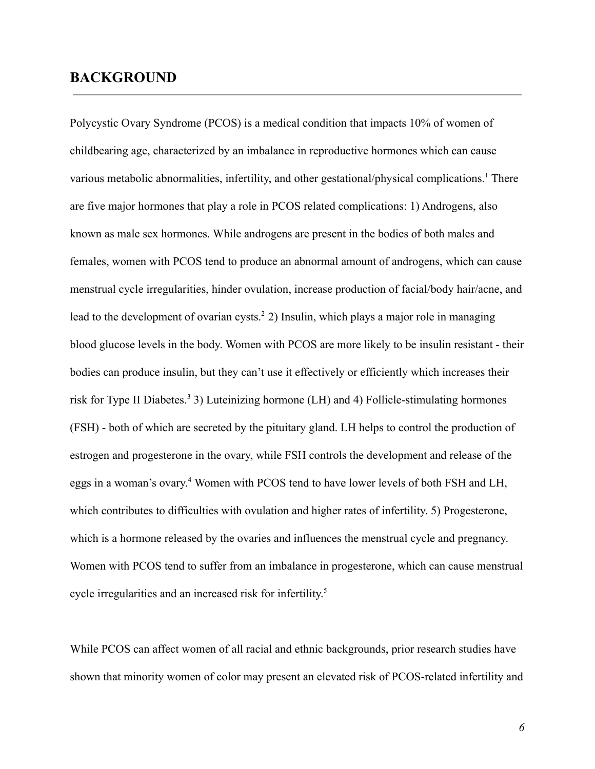## BACKGROUND

Polycystic Ovary Syndrome (PCOS) is a medical condition that impacts 10% of women of childbearing age, characterized by an imbalance in reproductive hormones which can cause various metabolic abnormalities, infertility, and other gestational/physical complications.[1] There are five major hormones that play a role in PCOS related complications: 1) Androgens, also known as male sex hormones. While androgens are present in the bodies of both males and females, women with PCOS tend to produce an abnormal amount of androgens, which can cause menstrual cycle irregularities, hinder ovulation, increase production of facial/body hair/acne, and lead to the development of ovarian cysts.[2] 2) Insulin, which plays a major role in managing blood glucose levels in the body. Women with PCOS are more likely to be insulin resistant - their bodies can produce insulin, but they can't use it effectively or efficiently which increases their risk for Type II Diabetes.[3] 3) Luteinizing hormone (LH) and 4) Follicle-stimulating hormones (FSH) - both of which are secreted by the pituitary gland. LH helps to control the production of estrogen and progesterone in the ovary, while FSH controls the development and release of the eggs in a woman's ovary.[4] Women with PCOS tend to have lower levels of both FSH and LH, which contributes to difficulties with ovulation and higher rates of infertility. 5) Progesterone, which is a hormone released by the ovaries and influences the menstrual cycle and pregnancy. Women with PCOS tend to suffer from an imbalance in progesterone, which can cause menstrual cycle irregularities and an increased risk for infertility.[5]

While PCOS can affect women of all racial and ethnic backgrounds, prior research studies have shown that minority women of color may present an elevated risk of PCOS-related infertility and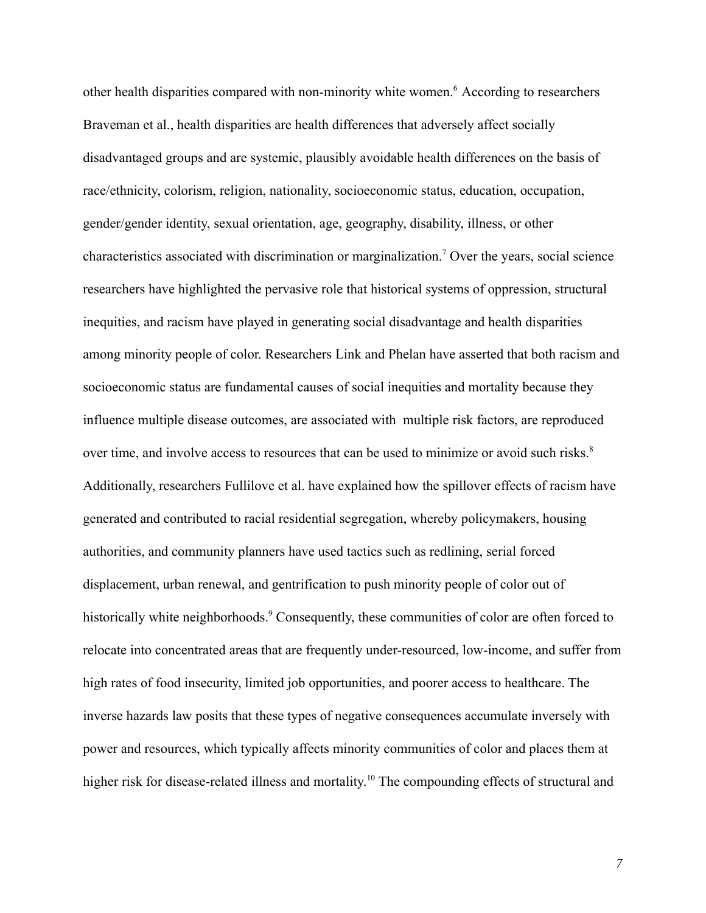other health disparities compared with non-minority white women.[6] According to researchers Braveman et al., health disparities are health differences that adversely affect socially disadvantaged groups and are systemic, plausibly avoidable health differences on the basis of race/ethnicity, colorism, religion, nationality, socioeconomic status, education, occupation, gender/gender identity, sexual orientation, age, geography, disability, illness, or other characteristics associated with discrimination or marginalization.[7] Over the years, social science researchers have highlighted the pervasive role that historical systems of oppression, structural inequities, and racism have played in generating social disadvantage and health disparities among minority people of color. Researchers Link and Phelan have asserted that both racism and socioeconomic status are fundamental causes of social inequities and mortality because they influence multiple disease outcomes, are associated with multiple risk factors, are reproduced over time, and involve access to resources that can be used to minimize or avoid such risks.[8] Additionally, researchers Fullilove et al. have explained how the spillover effects of racism have generated and contributed to racial residential segregation, whereby policymakers, housing authorities, and community planners have used tactics such as redlining, serial forced displacement, urban renewal, and gentrification to push minority people of color out of historically white neighborhoods.[9] Consequently, these communities of color are often forced to relocate into concentrated areas that are frequently under-resourced, low-income, and suffer from high rates of food insecurity, limited job opportunities, and poorer access to healthcare. The inverse hazards law posits that these types of negative consequences accumulate inversely with power and resources, which typically affects minority communities of color and places them at higher risk for disease-related illness and mortality.[10] The compounding effects of structural and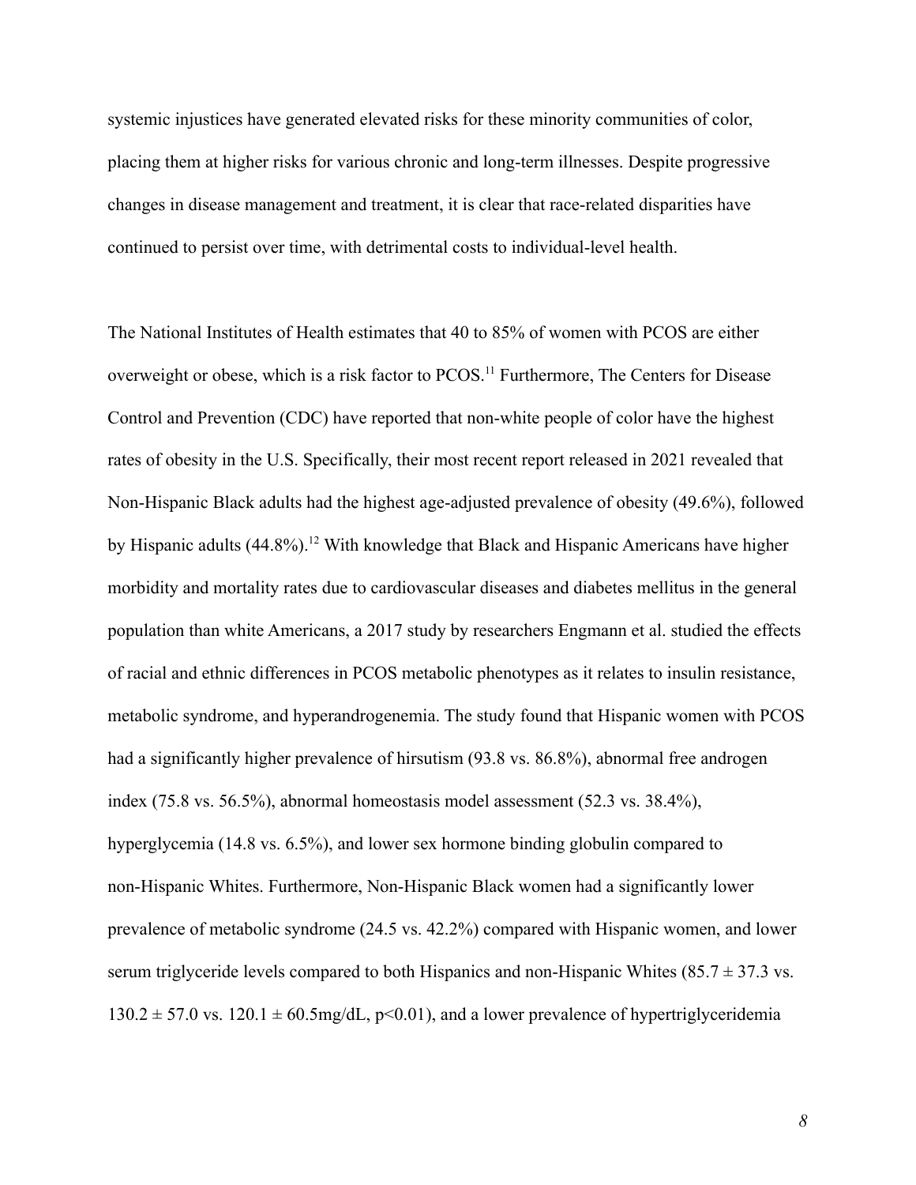systemic injustices have generated elevated risks for these minority communities of color, placing them at higher risks for various chronic and long-term illnesses. Despite progressive changes in disease management and treatment, it is clear that race-related disparities have continued to persist over time, with detrimental costs to individual-level health.

The National Institutes of Health estimates that 40 to 85% of women with PCOS are either overweight or obese, which is a risk factor to PCOS.[11] Furthermore, The Centers for Disease Control and Prevention (CDC) have reported that non-white people of color have the highest rates of obesity in the U.S. Specifically, their most recent report released in 2021 revealed that Non-Hispanic Black adults had the highest age-adjusted prevalence of obesity (49.6%), followed by Hispanic adults (44.8%).[12] With knowledge that Black and Hispanic Americans have higher morbidity and mortality rates due to cardiovascular diseases and diabetes mellitus in the general population than white Americans, a 2017 study by researchers Engmann et al. studied the effects of racial and ethnic differences in PCOS metabolic phenotypes as it relates to insulin resistance, metabolic syndrome, and hyperandrogenemia. The study found that Hispanic women with PCOS had a significantly higher prevalence of hirsutism (93.8 vs. 86.8%), abnormal free androgen index (75.8 vs. 56.5%), abnormal homeostasis model assessment (52.3 vs. 38.4%), hyperglycemia (14.8 vs. 6.5%), and lower sex hormone binding globulin compared to non-Hispanic Whites. Furthermore, Non-Hispanic Black women had a significantly lower prevalence of metabolic syndrome (24.5 vs. 42.2%) compared with Hispanic women, and lower serum triglyceride levels compared to both Hispanics and non-Hispanic Whites ($85.7 \pm 37.3$ vs. $130.2 \pm 57.0$ vs. $120.1 \pm 60.5$mg/dL, $p<0.01$), and a lower prevalence of hypertriglyceridemia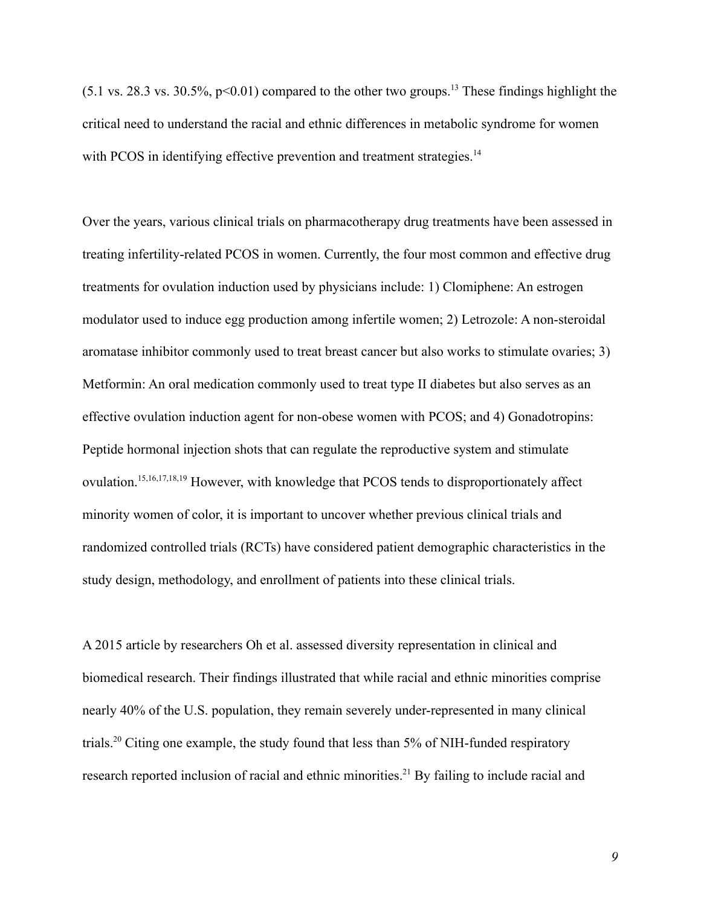(5.1 vs. 28.3 vs. 30.5%, $p<0.01$) compared to the other two groups.[13] These findings highlight the critical need to understand the racial and ethnic differences in metabolic syndrome for women with PCOS in identifying effective prevention and treatment strategies.[14]

Over the years, various clinical trials on pharmacotherapy drug treatments have been assessed in treating infertility-related PCOS in women. Currently, the four most common and effective drug treatments for ovulation induction used by physicians include: 1) Clomiphene: An estrogen modulator used to induce egg production among infertile women; 2) Letrozole: A non-steroidal aromatase inhibitor commonly used to treat breast cancer but also works to stimulate ovaries; 3) Metformin: An oral medication commonly used to treat type II diabetes but also serves as an effective ovulation induction agent for non-obese women with PCOS; and 4) Gonadotropins: Peptide hormonal injection shots that can regulate the reproductive system and stimulate ovulation.[15,16,17,18,19] However, with knowledge that PCOS tends to disproportionately affect minority women of color, it is important to uncover whether previous clinical trials and randomized controlled trials (RCTs) have considered patient demographic characteristics in the study design, methodology, and enrollment of patients into these clinical trials.

A 2015 article by researchers Oh et al. assessed diversity representation in clinical and biomedical research. Their findings illustrated that while racial and ethnic minorities comprise nearly 40% of the U.S. population, they remain severely under-represented in many clinical trials.[20] Citing one example, the study found that less than 5% of NIH-funded respiratory research reported inclusion of racial and ethnic minorities.[21] By failing to include racial and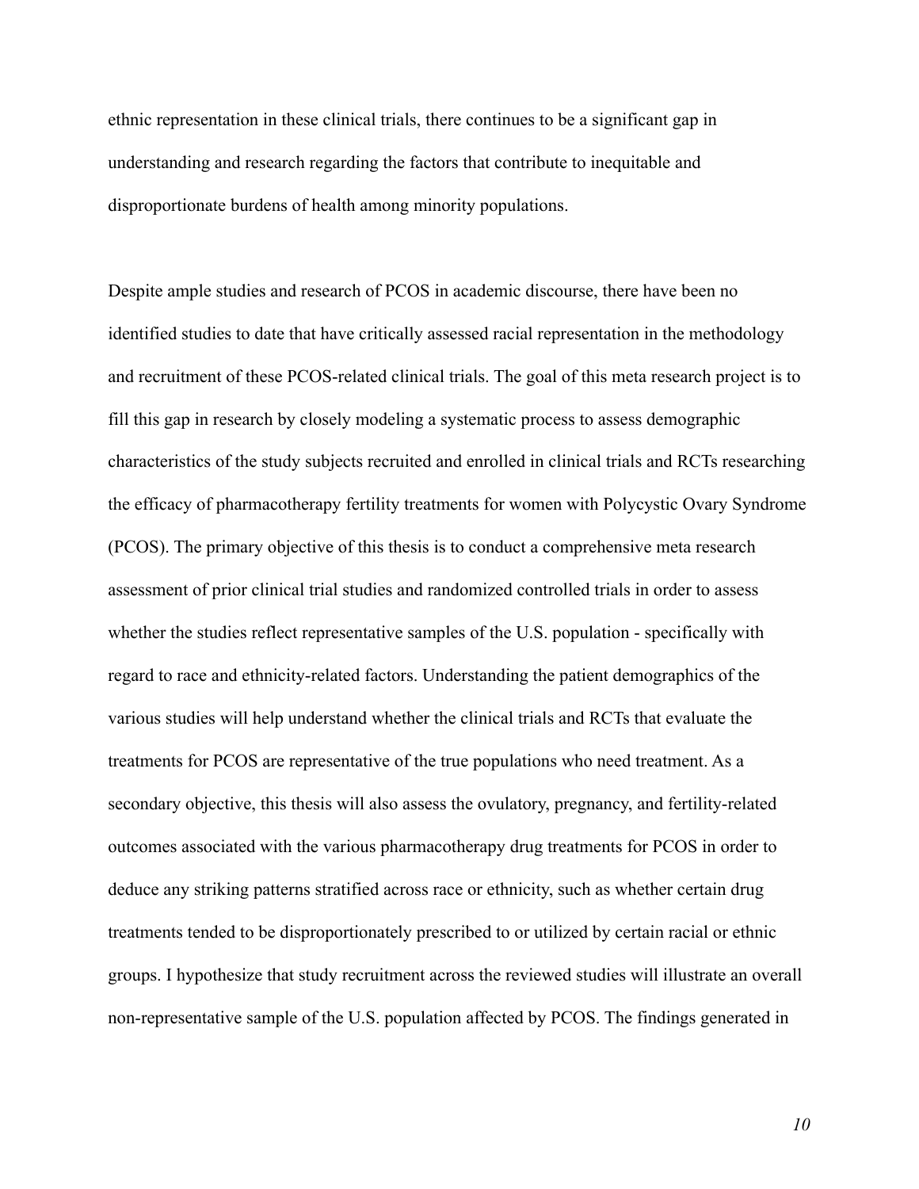ethnic representation in these clinical trials, there continues to be a significant gap in understanding and research regarding the factors that contribute to inequitable and disproportionate burdens of health among minority populations.

Despite ample studies and research of PCOS in academic discourse, there have been no identified studies to date that have critically assessed racial representation in the methodology and recruitment of these PCOS-related clinical trials. The goal of this meta research project is to fill this gap in research by closely modeling a systematic process to assess demographic characteristics of the study subjects recruited and enrolled in clinical trials and RCTs researching the efficacy of pharmacotherapy fertility treatments for women with Polycystic Ovary Syndrome (PCOS). The primary objective of this thesis is to conduct a comprehensive meta research assessment of prior clinical trial studies and randomized controlled trials in order to assess whether the studies reflect representative samples of the U.S. population - specifically with regard to race and ethnicity-related factors. Understanding the patient demographics of the various studies will help understand whether the clinical trials and RCTs that evaluate the treatments for PCOS are representative of the true populations who need treatment. As a secondary objective, this thesis will also assess the ovulatory, pregnancy, and fertility-related outcomes associated with the various pharmacotherapy drug treatments for PCOS in order to deduce any striking patterns stratified across race or ethnicity, such as whether certain drug treatments tended to be disproportionately prescribed to or utilized by certain racial or ethnic groups. I hypothesize that study recruitment across the reviewed studies will illustrate an overall non-representative sample of the U.S. population affected by PCOS. The findings generated in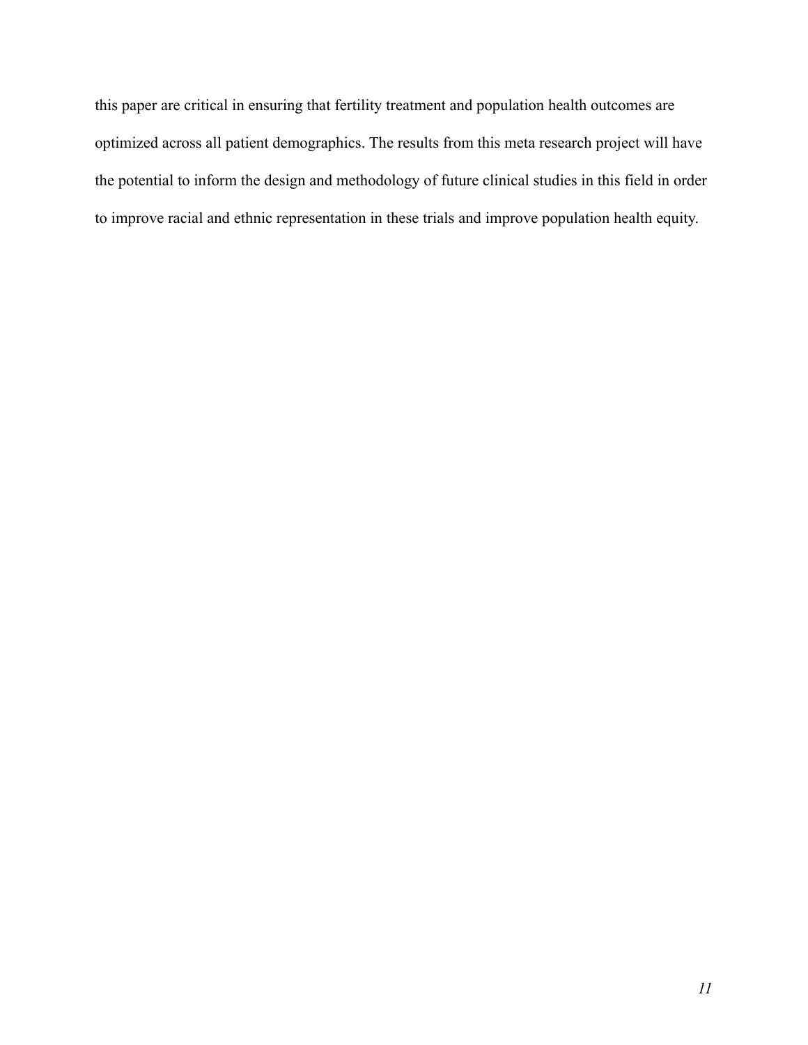this paper are critical in ensuring that fertility treatment and population health outcomes are optimized across all patient demographics. The results from this meta research project will have the potential to inform the design and methodology of future clinical studies in this field in order to improve racial and ethnic representation in these trials and improve population health equity.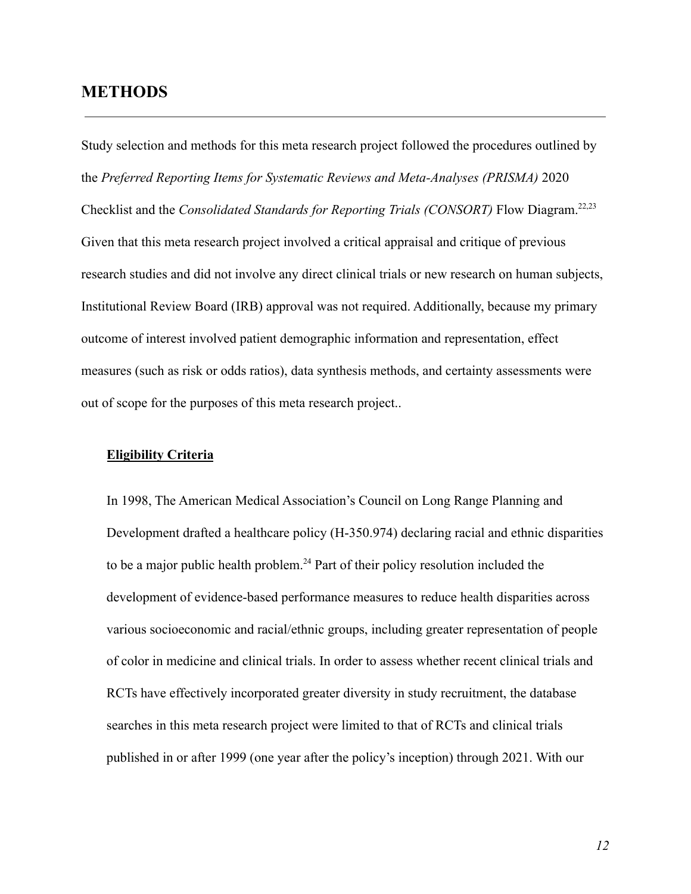# METHODS

Study selection and methods for this meta research project followed the procedures outlined by the *Preferred Reporting Items for Systematic Reviews and Meta-Analyses (PRISMA)* 2020 Checklist and the *Consolidated Standards for Reporting Trials (CONSORT)* Flow Diagram.[22,23] Given that this meta research project involved a critical appraisal and critique of previous research studies and did not involve any direct clinical trials or new research on human subjects, Institutional Review Board (IRB) approval was not required. Additionally, because my primary outcome of interest involved patient demographic information and representation, effect measures (such as risk or odds ratios), data synthesis methods, and certainty assessments were out of scope for the purposes of this meta research project..

## **Eligibility Criteria**

In 1998, The American Medical Association's Council on Long Range Planning and Development drafted a healthcare policy (H-350.974) declaring racial and ethnic disparities to be a major public health problem.[24] Part of their policy resolution included the development of evidence-based performance measures to reduce health disparities across various socioeconomic and racial/ethnic groups, including greater representation of people of color in medicine and clinical trials. In order to assess whether recent clinical trials and RCTs have effectively incorporated greater diversity in study recruitment, the database searches in this meta research project were limited to that of RCTs and clinical trials published in or after 1999 (one year after the policy's inception) through 2021. With our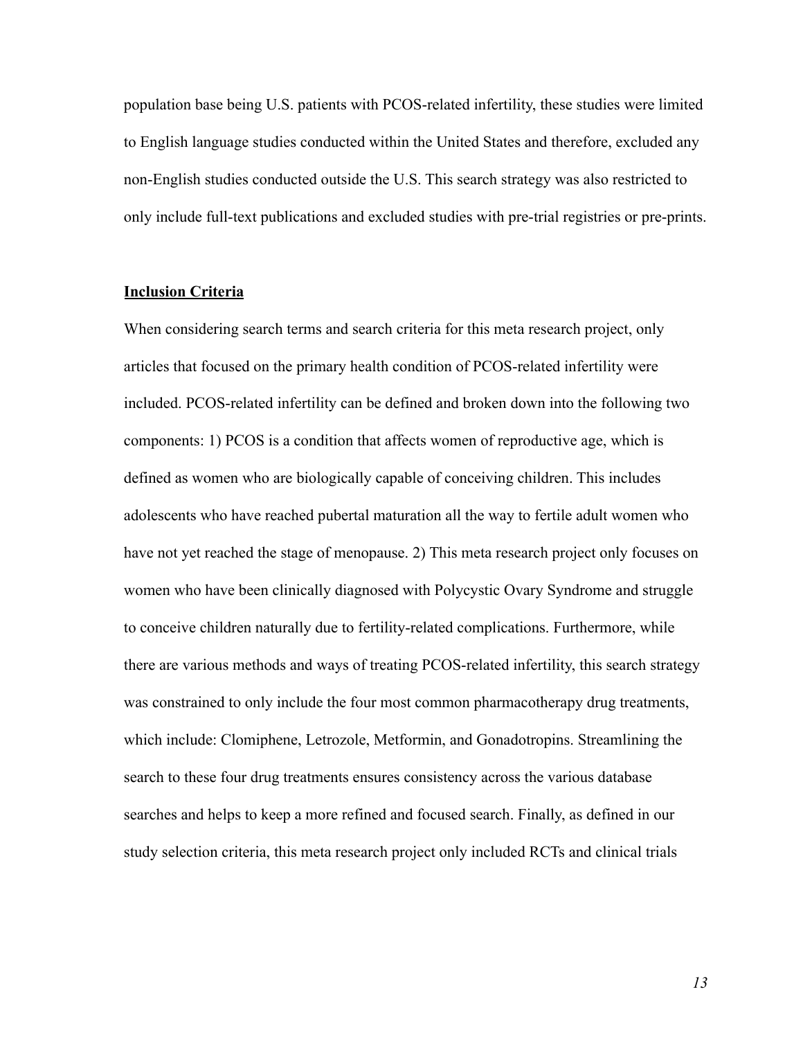population base being U.S. patients with PCOS-related infertility, these studies were limited to English language studies conducted within the United States and therefore, excluded any non-English studies conducted outside the U.S. This search strategy was also restricted to only include full-text publications and excluded studies with pre-trial registries or pre-prints.

## **Inclusion Criteria**

When considering search terms and search criteria for this meta research project, only articles that focused on the primary health condition of PCOS-related infertility were included. PCOS-related infertility can be defined and broken down into the following two components: 1) PCOS is a condition that affects women of reproductive age, which is defined as women who are biologically capable of conceiving children. This includes adolescents who have reached pubertal maturation all the way to fertile adult women who have not yet reached the stage of menopause. 2) This meta research project only focuses on women who have been clinically diagnosed with Polycystic Ovary Syndrome and struggle to conceive children naturally due to fertility-related complications. Furthermore, while there are various methods and ways of treating PCOS-related infertility, this search strategy was constrained to only include the four most common pharmacotherapy drug treatments, which include: Clomiphene, Letrozole, Metformin, and Gonadotropins. Streamlining the search to these four drug treatments ensures consistency across the various database searches and helps to keep a more refined and focused search. Finally, as defined in our study selection criteria, this meta research project only included RCTs and clinical trials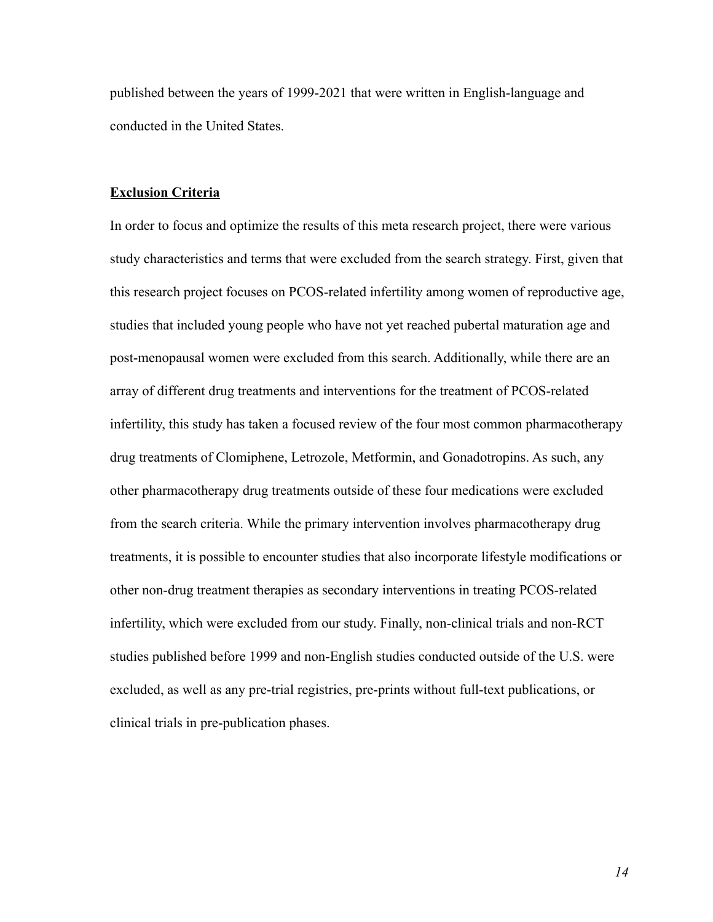published between the years of 1999-2021 that were written in English-language and conducted in the United States.

**Exclusion Criteria**

In order to focus and optimize the results of this meta research project, there were various study characteristics and terms that were excluded from the search strategy. First, given that this research project focuses on PCOS-related infertility among women of reproductive age, studies that included young people who have not yet reached pubertal maturation age and post-menopausal women were excluded from this search. Additionally, while there are an array of different drug treatments and interventions for the treatment of PCOS-related infertility, this study has taken a focused review of the four most common pharmacotherapy drug treatments of Clomiphene, Letrozole, Metformin, and Gonadotropins. As such, any other pharmacotherapy drug treatments outside of these four medications were excluded from the search criteria. While the primary intervention involves pharmacotherapy drug treatments, it is possible to encounter studies that also incorporate lifestyle modifications or other non-drug treatment therapies as secondary interventions in treating PCOS-related infertility, which were excluded from our study. Finally, non-clinical trials and non-RCT studies published before 1999 and non-English studies conducted outside of the U.S. were excluded, as well as any pre-trial registries, pre-prints without full-text publications, or clinical trials in pre-publication phases.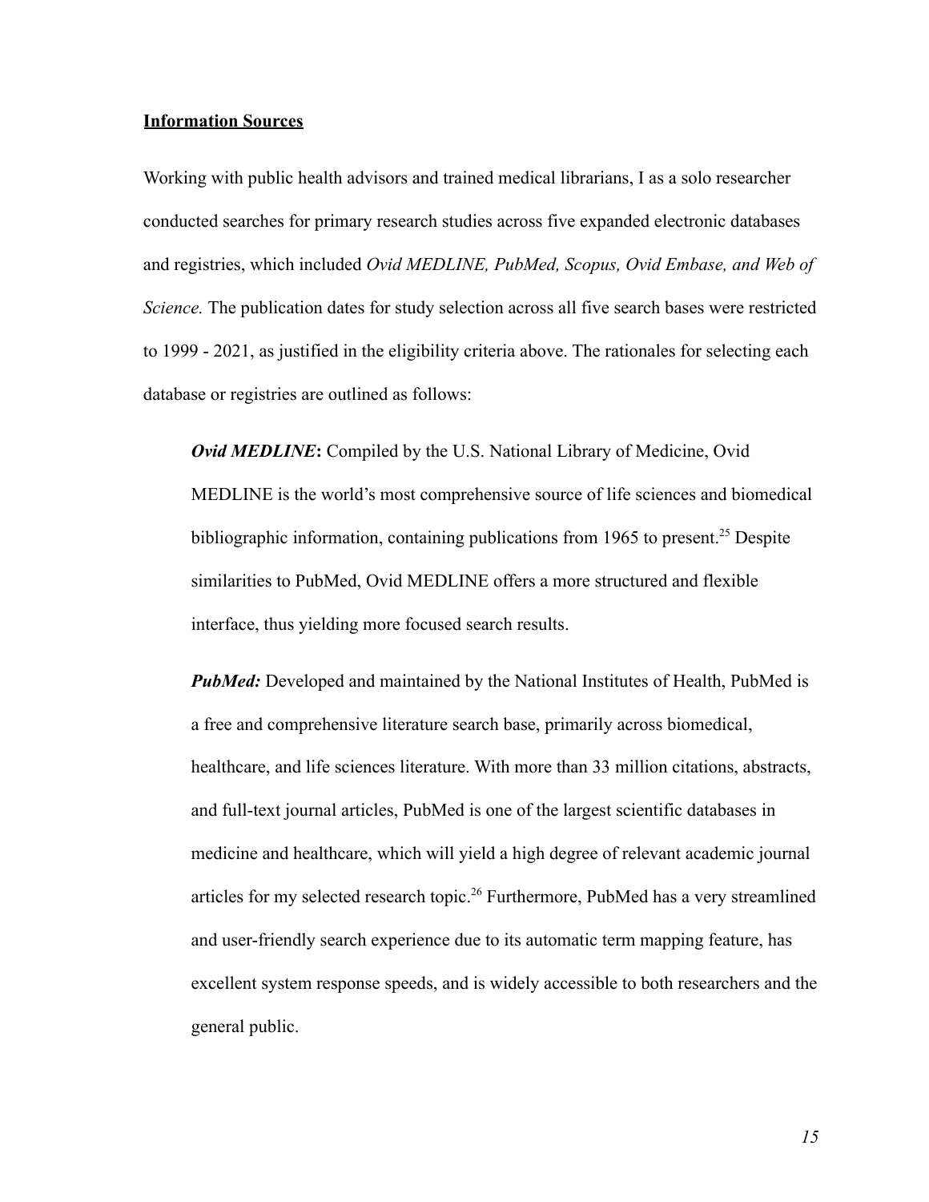**Information Sources**

Working with public health advisors and trained medical librarians, I as a solo researcher conducted searches for primary research studies across five expanded electronic databases and registries, which included *Ovid MEDLINE, PubMed, Scopus, Ovid Embase, and Web of Science.* The publication dates for study selection across all five search bases were restricted to 1999 - 2021, as justified in the eligibility criteria above. The rationales for selecting each database or registries are outlined as follows:

> ***Ovid MEDLINE*****:** Compiled by the U.S. National Library of Medicine, Ovid MEDLINE is the world's most comprehensive source of life sciences and biomedical bibliographic information, containing publications from 1965 to present.[25] Despite similarities to PubMed, Ovid MEDLINE offers a more structured and flexible interface, thus yielding more focused search results.
>
> ***PubMed:*** Developed and maintained by the National Institutes of Health, PubMed is a free and comprehensive literature search base, primarily across biomedical, healthcare, and life sciences literature. With more than 33 million citations, abstracts, and full-text journal articles, PubMed is one of the largest scientific databases in medicine and healthcare, which will yield a high degree of relevant academic journal articles for my selected research topic.[26] Furthermore, PubMed has a very streamlined and user-friendly search experience due to its automatic term mapping feature, has excellent system response speeds, and is widely accessible to both researchers and the general public.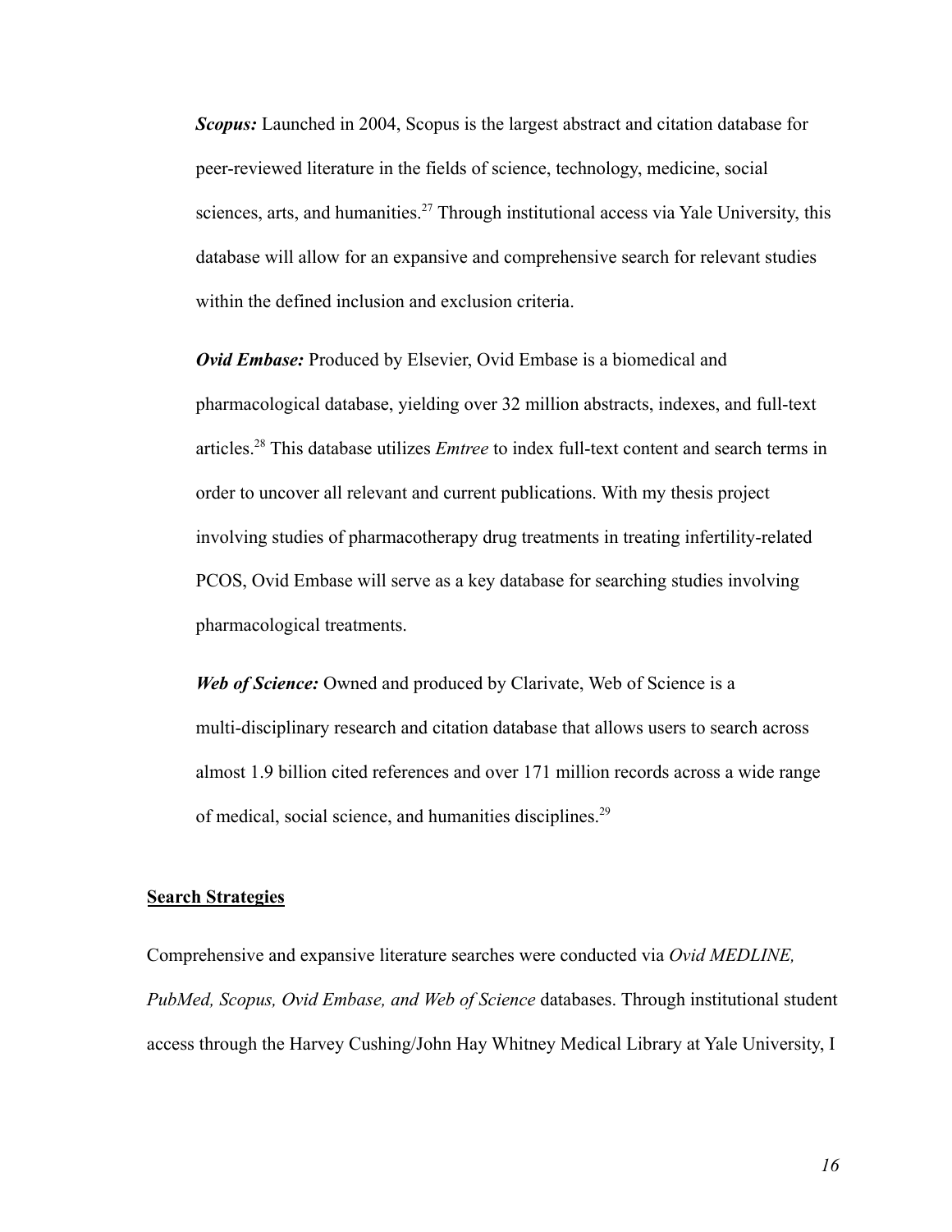***Scopus:*** Launched in 2004, Scopus is the largest abstract and citation database for peer-reviewed literature in the fields of science, technology, medicine, social sciences, arts, and humanities.[27] Through institutional access via Yale University, this database will allow for an expansive and comprehensive search for relevant studies within the defined inclusion and exclusion criteria.

***Ovid Embase:*** Produced by Elsevier, Ovid Embase is a biomedical and pharmacological database, yielding over 32 million abstracts, indexes, and full-text articles.[28] This database utilizes *Emtree* to index full-text content and search terms in order to uncover all relevant and current publications. With my thesis project involving studies of pharmacotherapy drug treatments in treating infertility-related PCOS, Ovid Embase will serve as a key database for searching studies involving pharmacological treatments.

***Web of Science:*** Owned and produced by Clarivate, Web of Science is a multi-disciplinary research and citation database that allows users to search across almost 1.9 billion cited references and over 171 million records across a wide range of medical, social science, and humanities disciplines.[29]

## Search Strategies

Comprehensive and expansive literature searches were conducted via *Ovid MEDLINE, PubMed, Scopus, Ovid Embase, and Web of Science* databases. Through institutional student access through the Harvey Cushing/John Hay Whitney Medical Library at Yale University, I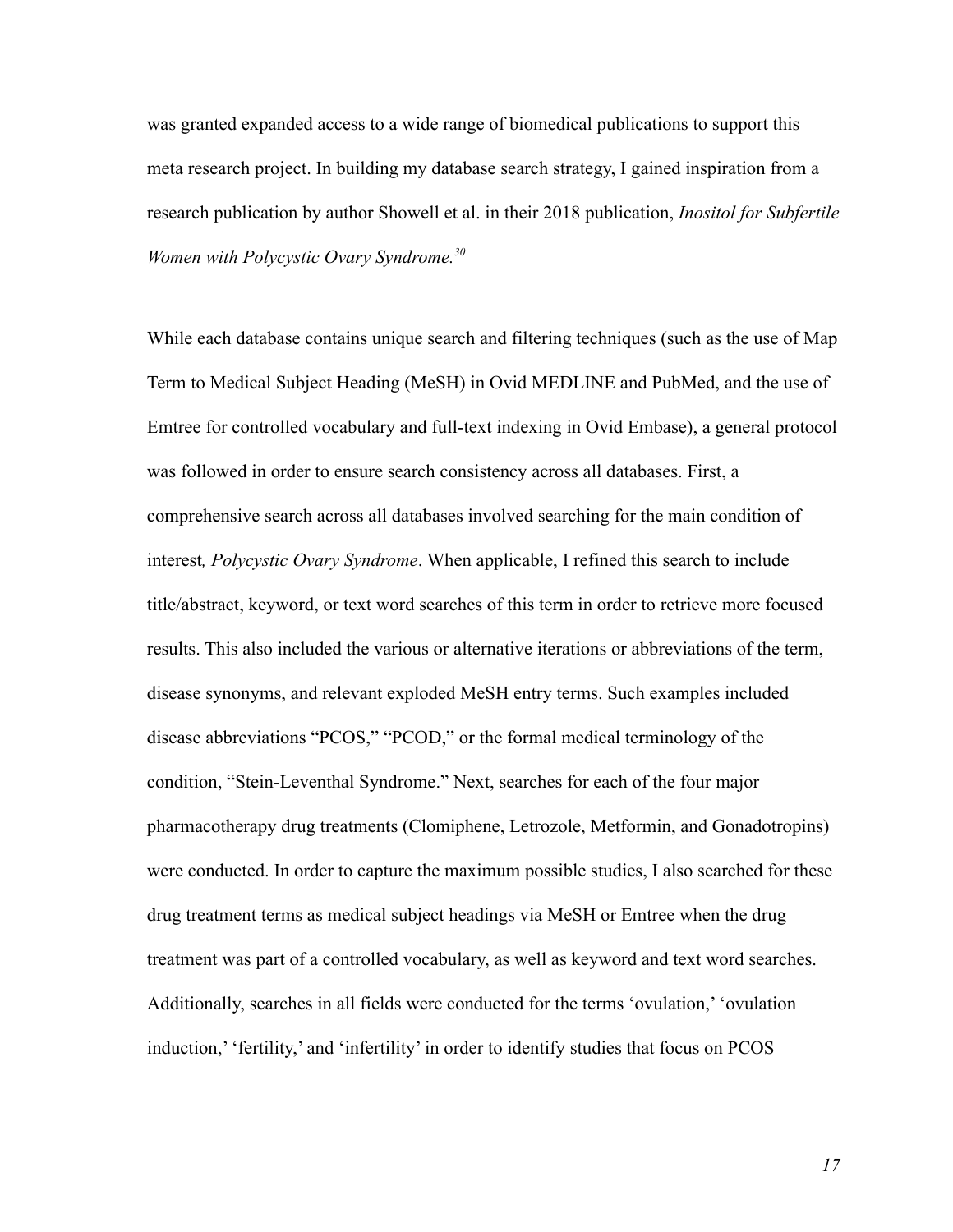was granted expanded access to a wide range of biomedical publications to support this meta research project. In building my database search strategy, I gained inspiration from a research publication by author Showell et al. in their 2018 publication, *Inositol for Subfertile Women with Polycystic Ovary Syndrome.*[30]

While each database contains unique search and filtering techniques (such as the use of Map Term to Medical Subject Heading (MeSH) in Ovid MEDLINE and PubMed, and the use of Emtree for controlled vocabulary and full-text indexing in Ovid Embase), a general protocol was followed in order to ensure search consistency across all databases. First, a comprehensive search across all databases involved searching for the main condition of interest*, Polycystic Ovary Syndrome*. When applicable, I refined this search to include title/abstract, keyword, or text word searches of this term in order to retrieve more focused results. This also included the various or alternative iterations or abbreviations of the term, disease synonyms, and relevant exploded MeSH entry terms. Such examples included disease abbreviations "PCOS," "PCOD," or the formal medical terminology of the condition, "Stein-Leventhal Syndrome." Next, searches for each of the four major pharmacotherapy drug treatments (Clomiphene, Letrozole, Metformin, and Gonadotropins) were conducted. In order to capture the maximum possible studies, I also searched for these drug treatment terms as medical subject headings via MeSH or Emtree when the drug treatment was part of a controlled vocabulary, as well as keyword and text word searches. Additionally, searches in all fields were conducted for the terms 'ovulation,' 'ovulation induction,' 'fertility,' and 'infertility' in order to identify studies that focus on PCOS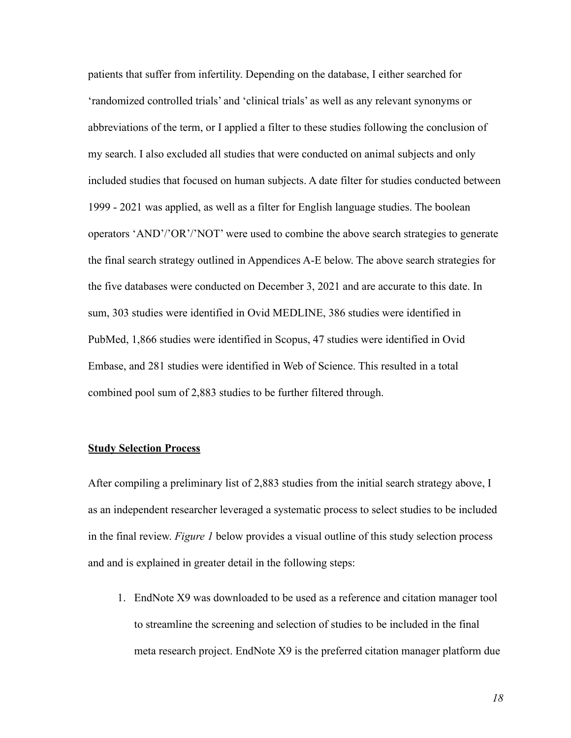patients that suffer from infertility. Depending on the database, I either searched for 'randomized controlled trials' and 'clinical trials' as well as any relevant synonyms or abbreviations of the term, or I applied a filter to these studies following the conclusion of my search. I also excluded all studies that were conducted on animal subjects and only included studies that focused on human subjects. A date filter for studies conducted between 1999 - 2021 was applied, as well as a filter for English language studies. The boolean operators 'AND'/'OR'/'NOT' were used to combine the above search strategies to generate the final search strategy outlined in Appendices A-E below. The above search strategies for the five databases were conducted on December 3, 2021 and are accurate to this date. In sum, 303 studies were identified in Ovid MEDLINE, 386 studies were identified in PubMed, 1,866 studies were identified in Scopus, 47 studies were identified in Ovid Embase, and 281 studies were identified in Web of Science. This resulted in a total combined pool sum of 2,883 studies to be further filtered through.

**Study Selection Process**

After compiling a preliminary list of 2,883 studies from the initial search strategy above, I as an independent researcher leveraged a systematic process to select studies to be included in the final review. *Figure 1* below provides a visual outline of this study selection process and and is explained in greater detail in the following steps:

1. EndNote X9 was downloaded to be used as a reference and citation manager tool to streamline the screening and selection of studies to be included in the final meta research project. EndNote X9 is the preferred citation manager platform due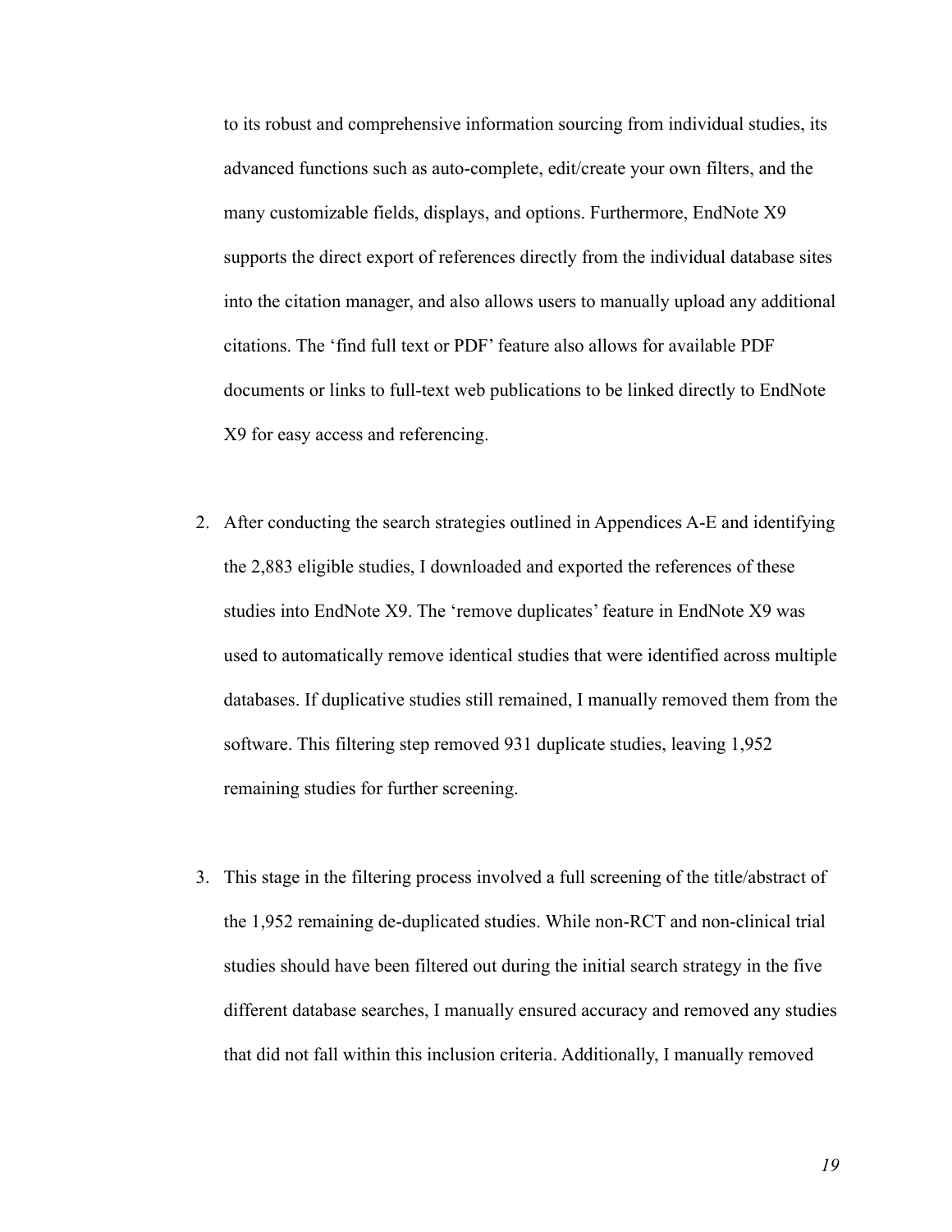to its robust and comprehensive information sourcing from individual studies, its advanced functions such as auto-complete, edit/create your own filters, and the many customizable fields, displays, and options. Furthermore, EndNote X9 supports the direct export of references directly from the individual database sites into the citation manager, and also allows users to manually upload any additional citations. The 'find full text or PDF' feature also allows for available PDF documents or links to full-text web publications to be linked directly to EndNote X9 for easy access and referencing.

2. After conducting the search strategies outlined in Appendices A-E and identifying the 2,883 eligible studies, I downloaded and exported the references of these studies into EndNote X9. The 'remove duplicates' feature in EndNote X9 was used to automatically remove identical studies that were identified across multiple databases. If duplicative studies still remained, I manually removed them from the software. This filtering step removed 931 duplicate studies, leaving 1,952 remaining studies for further screening.

3. This stage in the filtering process involved a full screening of the title/abstract of the 1,952 remaining de-duplicated studies. While non-RCT and non-clinical trial studies should have been filtered out during the initial search strategy in the five different database searches, I manually ensured accuracy and removed any studies that did not fall within this inclusion criteria. Additionally, I manually removed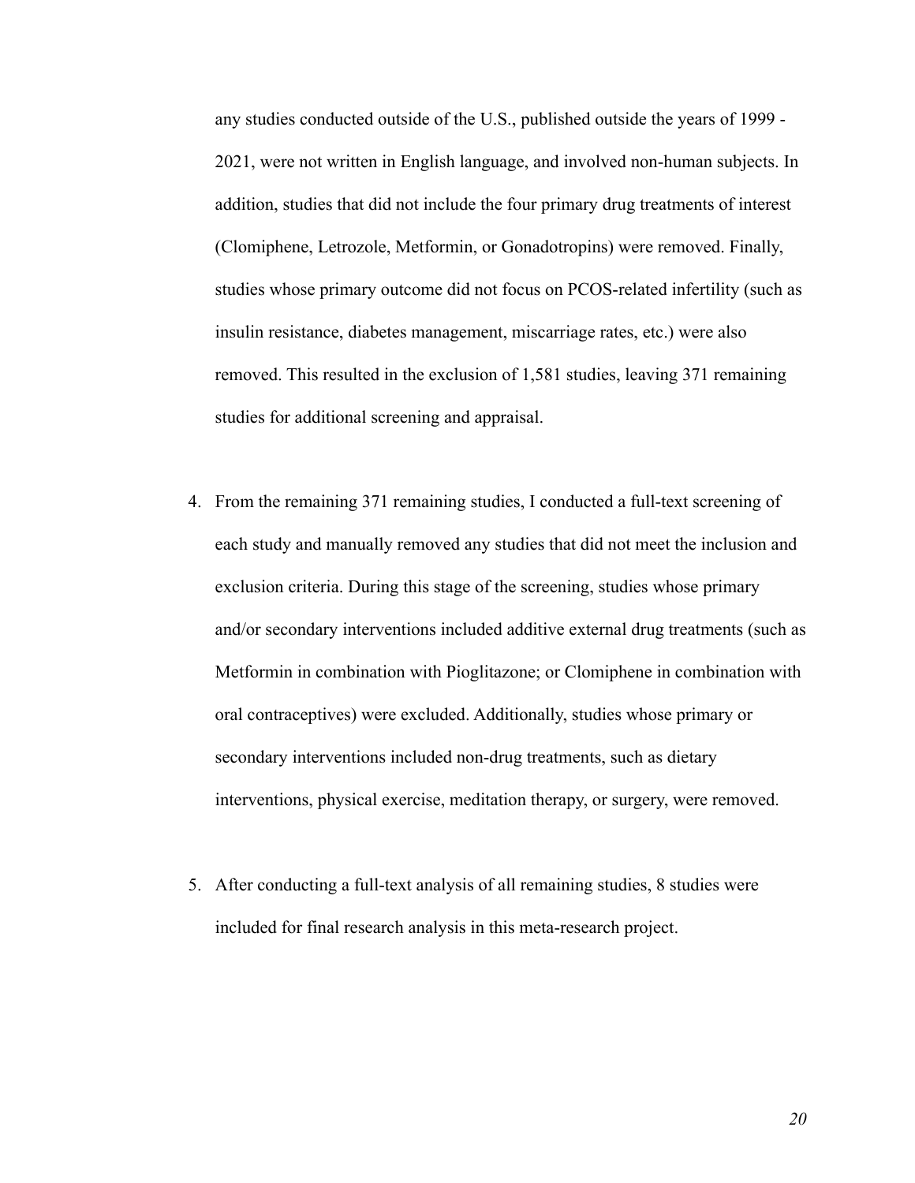any studies conducted outside of the U.S., published outside the years of 1999 - 2021, were not written in English language, and involved non-human subjects. In addition, studies that did not include the four primary drug treatments of interest (Clomiphene, Letrozole, Metformin, or Gonadotropins) were removed. Finally, studies whose primary outcome did not focus on PCOS-related infertility (such as insulin resistance, diabetes management, miscarriage rates, etc.) were also removed. This resulted in the exclusion of 1,581 studies, leaving 371 remaining studies for additional screening and appraisal.

4. From the remaining 371 remaining studies, I conducted a full-text screening of each study and manually removed any studies that did not meet the inclusion and exclusion criteria. During this stage of the screening, studies whose primary and/or secondary interventions included additive external drug treatments (such as Metformin in combination with Pioglitazone; or Clomiphene in combination with oral contraceptives) were excluded. Additionally, studies whose primary or secondary interventions included non-drug treatments, such as dietary interventions, physical exercise, meditation therapy, or surgery, were removed.

5. After conducting a full-text analysis of all remaining studies, 8 studies were included for final research analysis in this meta-research project.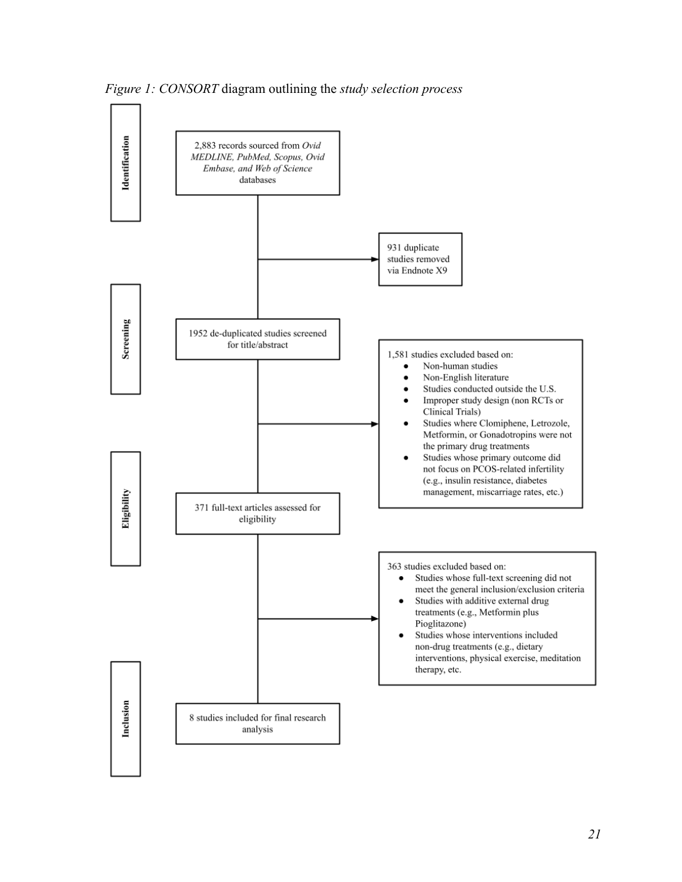*Figure 1: CONSORT* diagram outlining the *study selection process*

**Identification**

2,883 records sourced from *Ovid MEDLINE, PubMed, Scopus, Ovid Embase, and Web of Science* databases

→ 931 duplicate studies removed via Endnote X9

**Screening**

1952 de-duplicated studies screened for title/abstract

→ 1,581 studies excluded based on:

- Non-human studies
- Non-English literature
- Studies conducted outside the U.S.
- Improper study design (non RCTs or Clinical Trials)
- Studies where Clomiphene, Letrozole, Metformin, or Gonadotropins were not the primary drug treatments
- Studies whose primary outcome did not focus on PCOS-related infertility (e.g., insulin resistance, diabetes management, miscarriage rates, etc.)

**Eligibility**

371 full-text articles assessed for eligibility

→ 363 studies excluded based on:

- Studies whose full-text screening did not meet the general inclusion/exclusion criteria
- Studies with additive external drug treatments (e.g., Metformin plus Pioglitazone)
- Studies whose interventions included non-drug treatments (e.g., dietary interventions, physical exercise, meditation therapy, etc.

**Inclusion**

8 studies included for final research analysis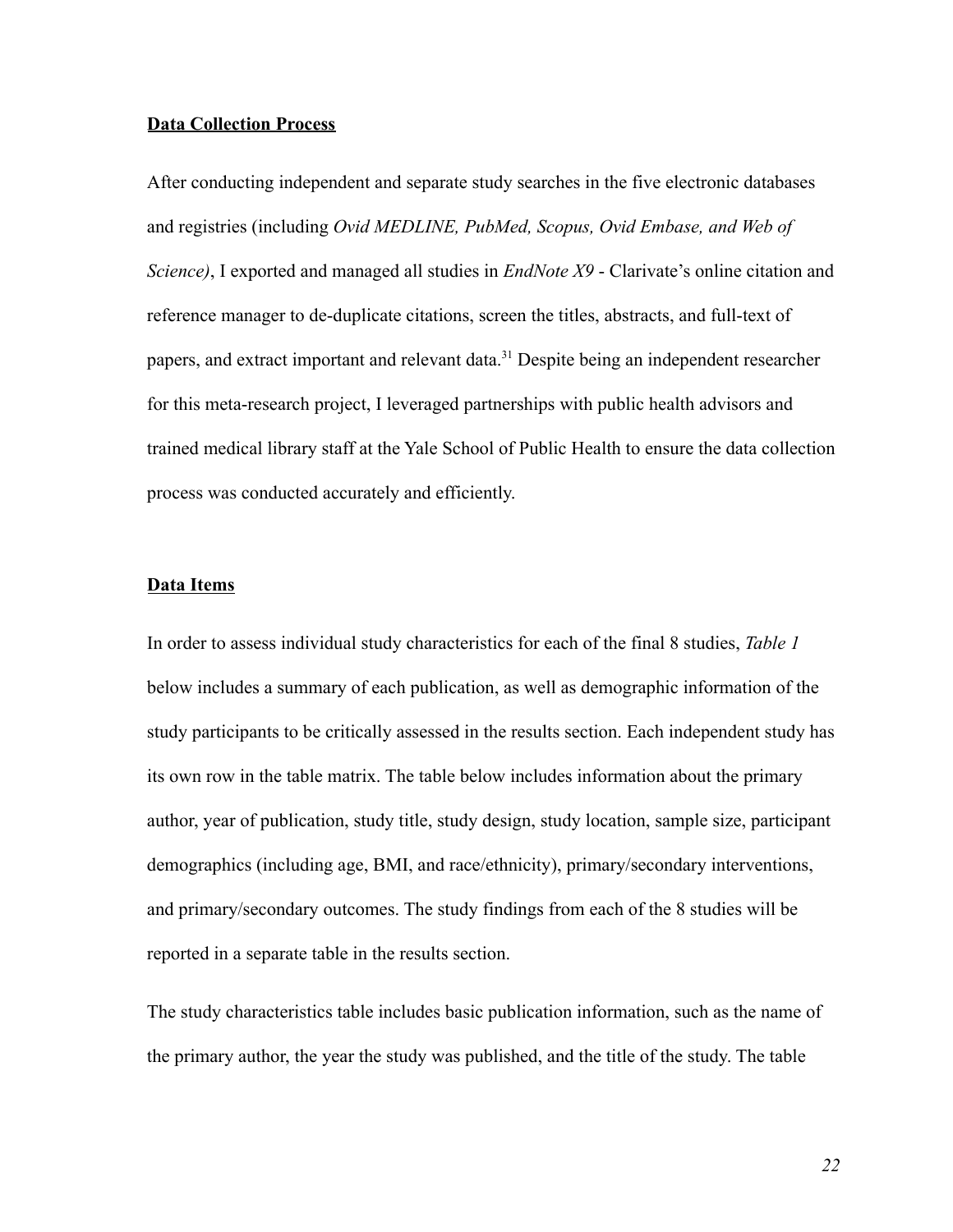**Data Collection Process**

After conducting independent and separate study searches in the five electronic databases and registries (including *Ovid MEDLINE, PubMed, Scopus, Ovid Embase, and Web of Science)*, I exported and managed all studies in *EndNote X9* - Clarivate's online citation and reference manager to de-duplicate citations, screen the titles, abstracts, and full-text of papers, and extract important and relevant data.[31] Despite being an independent researcher for this meta-research project, I leveraged partnerships with public health advisors and trained medical library staff at the Yale School of Public Health to ensure the data collection process was conducted accurately and efficiently.

**Data Items**

In order to assess individual study characteristics for each of the final 8 studies, *Table 1* below includes a summary of each publication, as well as demographic information of the study participants to be critically assessed in the results section. Each independent study has its own row in the table matrix. The table below includes information about the primary author, year of publication, study title, study design, study location, sample size, participant demographics (including age, BMI, and race/ethnicity), primary/secondary interventions, and primary/secondary outcomes. The study findings from each of the 8 studies will be reported in a separate table in the results section.

The study characteristics table includes basic publication information, such as the name of the primary author, the year the study was published, and the title of the study. The table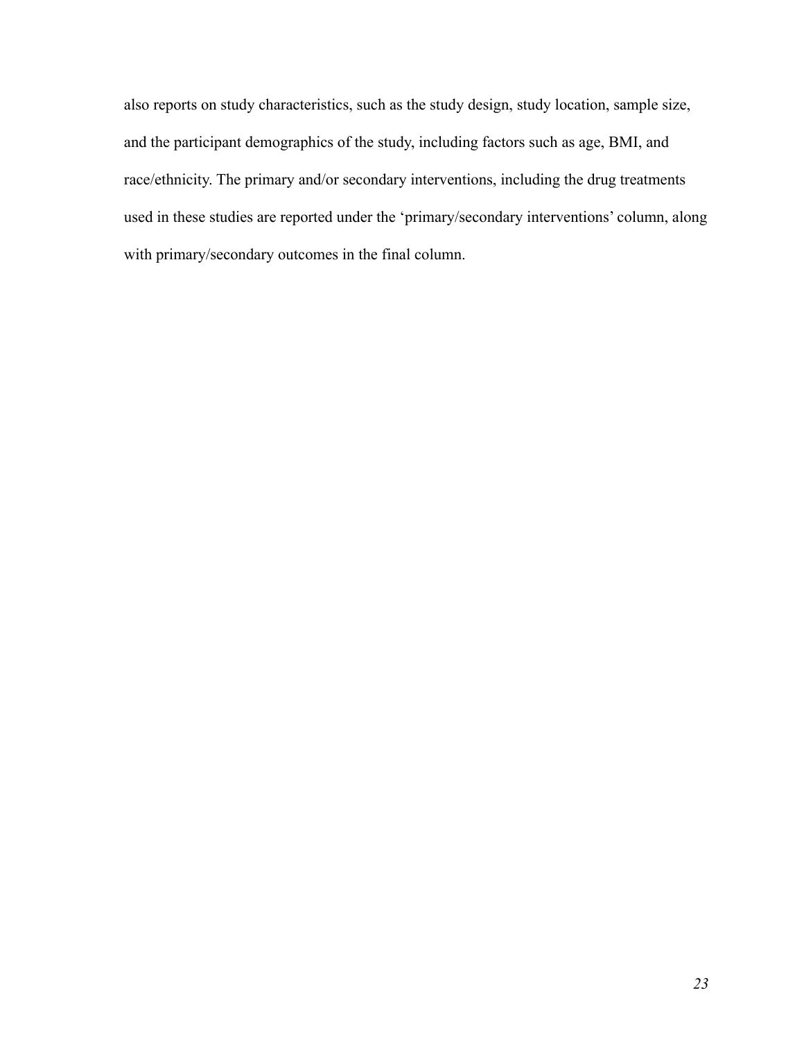also reports on study characteristics, such as the study design, study location, sample size, and the participant demographics of the study, including factors such as age, BMI, and race/ethnicity. The primary and/or secondary interventions, including the drug treatments used in these studies are reported under the 'primary/secondary interventions' column, along with primary/secondary outcomes in the final column.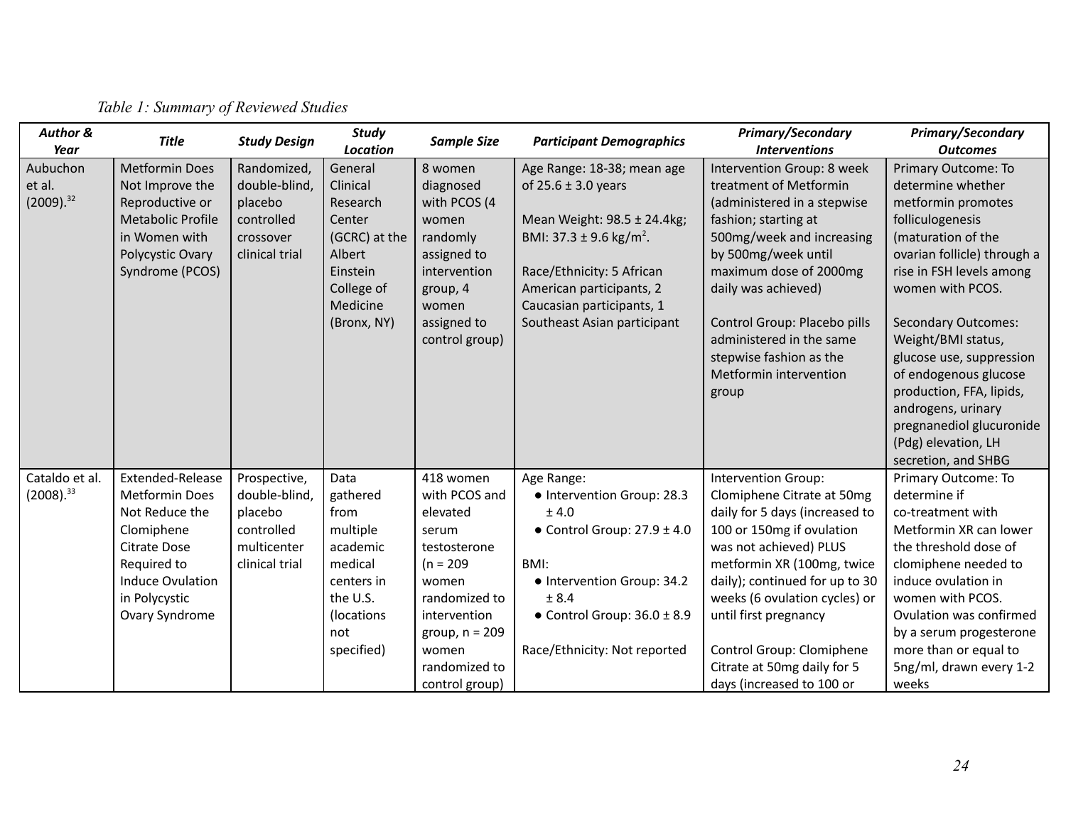*Table 1: Summary of Reviewed Studies*

| ***Author & Year*** | ***Title*** | ***Study Design*** | ***Study Location*** | ***Sample Size*** | ***Participant Demographics*** | ***Primary/Secondary Interventions*** | ***Primary/Secondary Outcomes*** |
|---|---|---|---|---|---|---|---|
| Aubuchon et al. (2009).[32] | Metformin Does Not Improve the Reproductive or Metabolic Profile in Women with Polycystic Ovary Syndrome (PCOS) | Randomized, double-blind, placebo controlled crossover clinical trial | General Clinical Research Center (GCRC) at the Albert Einstein College of Medicine (Bronx, NY) | 8 women diagnosed with PCOS (4 women randomly assigned to intervention group, 4 women assigned to control group) | Age Range: 18-38; mean age of 25.6 ± 3.0 years<br><br>Mean Weight: 98.5 ± 24.4kg; BMI: 37.3 ± 9.6 kg/m$^2$.<br><br>Race/Ethnicity: 5 African American participants, 2 Caucasian participants, 1 Southeast Asian participant | Intervention Group: 8 week treatment of Metformin (administered in a stepwise fashion; starting at 500mg/week and increasing by 500mg/week until maximum dose of 2000mg daily was achieved)<br><br>Control Group: Placebo pills administered in the same stepwise fashion as the Metformin intervention group | Primary Outcome: To determine whether metformin promotes folliculogenesis (maturation of the ovarian follicle) through a rise in FSH levels among women with PCOS.<br><br>Secondary Outcomes: Weight/BMI status, glucose use, suppression of endogenous glucose production, FFA, lipids, androgens, urinary pregnanediol glucuronide (Pdg) elevation, LH secretion, and SHBG |
| Cataldo et al. (2008).[33] | Extended-Release Metformin Does Not Reduce the Clomiphene Citrate Dose Required to Induce Ovulation in Polycystic Ovary Syndrome | Prospective, double-blind, placebo controlled multicenter clinical trial | Data gathered from multiple academic medical centers in the U.S. (locations not specified) | 418 women with PCOS and elevated serum testosterone (n = 209 women randomized to intervention group, n = 209 women randomized to control group) | Age Range:<br>● Intervention Group: 28.3 ± 4.0<br>● Control Group: 27.9 ± 4.0<br><br>BMI:<br>● Intervention Group: 34.2 ± 8.4<br>● Control Group: 36.0 ± 8.9<br><br>Race/Ethnicity: Not reported | Intervention Group: Clomiphene Citrate at 50mg daily for 5 days (increased to 100 or 150mg if ovulation was not achieved) PLUS metformin XR (100mg, twice daily); continued for up to 30 weeks (6 ovulation cycles) or until first pregnancy<br><br>Control Group: Clomiphene Citrate at 50mg daily for 5 days (increased to 100 or | Primary Outcome: To determine if co-treatment with Metformin XR can lower the threshold dose of clomiphene needed to induce ovulation in women with PCOS. Ovulation was confirmed by a serum progesterone more than or equal to 5ng/ml, drawn every 1-2 weeks |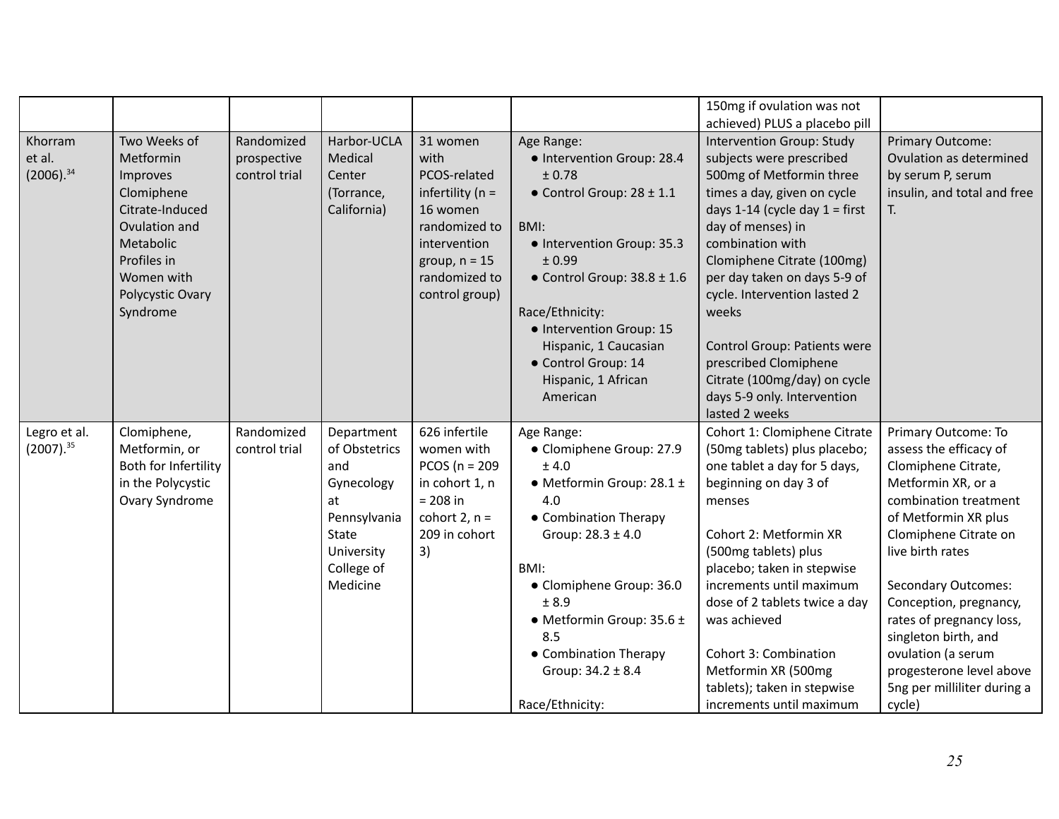| | | | | | | 150mg if ovulation was not achieved) PLUS a placebo pill | |
|---|---|---|---|---|---|---|---|
| Khorram et al. (2006).[34] | Two Weeks of Metformin Improves Clomiphene Citrate-Induced Ovulation and Metabolic Profiles in Women with Polycystic Ovary Syndrome | Randomized prospective control trial | Harbor-UCLA Medical Center (Torrance, California) | 31 women with PCOS-related infertility (n = 16 women randomized to intervention group, n = 15 randomized to control group) | Age Range:<br>• Intervention Group: 28.4 ± 0.78<br>• Control Group: 28 ± 1.1<br><br>BMI:<br>• Intervention Group: 35.3 ± 0.99<br>• Control Group: 38.8 ± 1.6<br><br>Race/Ethnicity:<br>• Intervention Group: 15 Hispanic, 1 Caucasian<br>• Control Group: 14 Hispanic, 1 African American | Intervention Group: Study subjects were prescribed 500mg of Metformin three times a day, given on cycle days 1-14 (cycle day 1 = first day of menses) in combination with Clomiphene Citrate (100mg) per day taken on days 5-9 of cycle. Intervention lasted 2 weeks<br><br>Control Group: Patients were prescribed Clomiphene Citrate (100mg/day) on cycle days 5-9 only. Intervention lasted 2 weeks | Primary Outcome: Ovulation as determined by serum P, serum insulin, and total and free T. |
| Legro et al. (2007).[35] | Clomiphene, Metformin, or Both for Infertility in the Polycystic Ovary Syndrome | Randomized control trial | Department of Obstetrics and Gynecology at Pennsylvania State University College of Medicine | 626 infertile women with PCOS (n = 209 in cohort 1, n = 208 in cohort 2, n = 209 in cohort 3) | Age Range:<br>• Clomiphene Group: 27.9 ± 4.0<br>• Metformin Group: 28.1 ± 4.0<br>• Combination Therapy Group: 28.3 ± 4.0<br><br>BMI:<br>• Clomiphene Group: 36.0 ± 8.9<br>• Metformin Group: 35.6 ± 8.5<br>• Combination Therapy Group: 34.2 ± 8.4<br><br>Race/Ethnicity: | Cohort 1: Clomiphene Citrate (50mg tablets) plus placebo; one tablet a day for 5 days, beginning on day 3 of menses<br><br>Cohort 2: Metformin XR (500mg tablets) plus placebo; taken in stepwise increments until maximum dose of 2 tablets twice a day was achieved<br><br>Cohort 3: Combination Metformin XR (500mg tablets); taken in stepwise increments until maximum | Primary Outcome: To assess the efficacy of Clomiphene Citrate, Metformin XR, or a combination treatment of Metformin XR plus Clomiphene Citrate on live birth rates<br><br>Secondary Outcomes: Conception, pregnancy, rates of pregnancy loss, singleton birth, and ovulation (a serum progesterone level above 5ng per milliliter during a cycle) |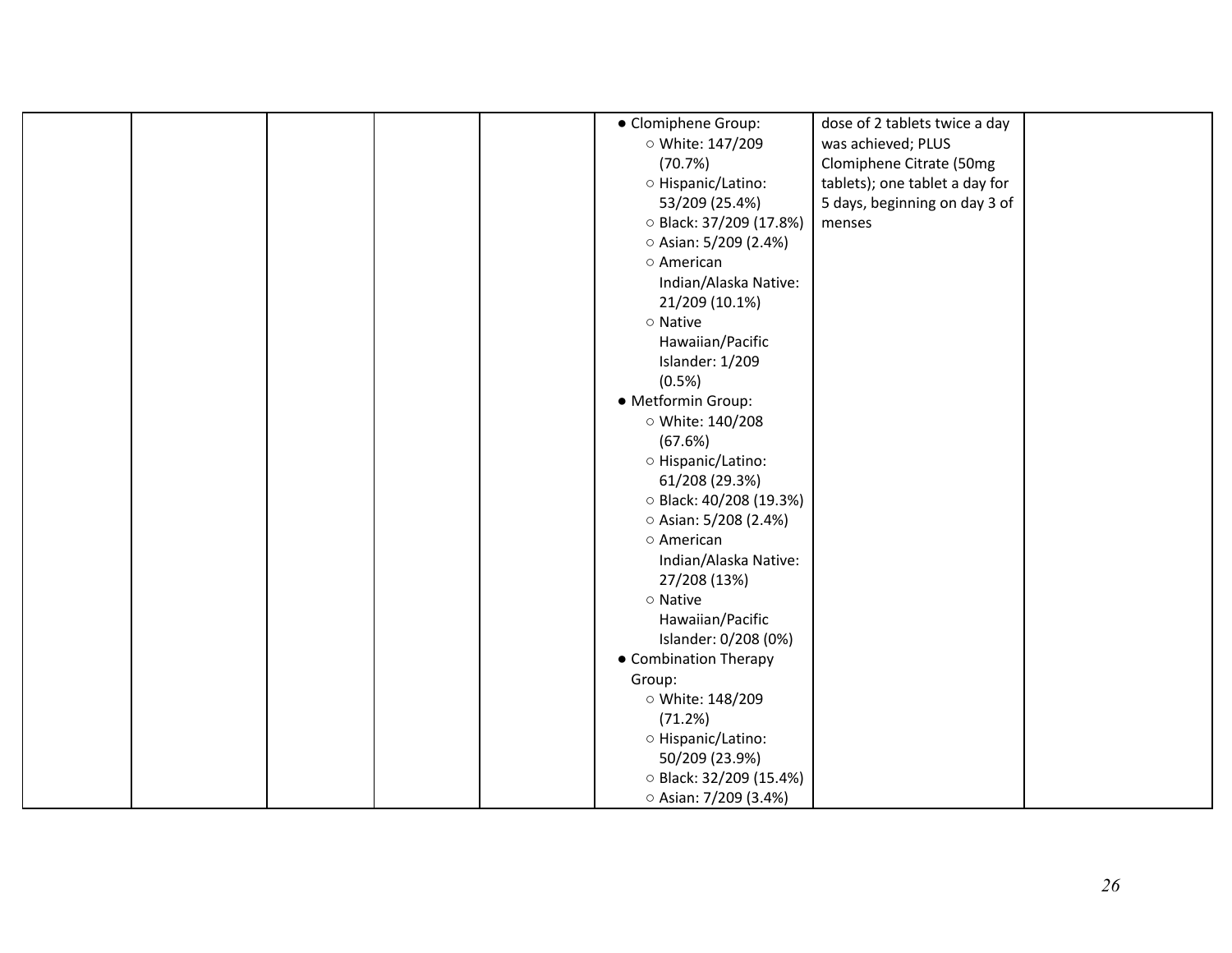|  |  |  |  |  | • Clomiphene Group:<br>○ White: 147/209 (70.7%)<br>○ Hispanic/Latino: 53/209 (25.4%)<br>○ Black: 37/209 (17.8%)<br>○ Asian: 5/209 (2.4%)<br>○ American Indian/Alaska Native: 21/209 (10.1%)<br>○ Native Hawaiian/Pacific Islander: 1/209 (0.5%)<br>• Metformin Group:<br>○ White: 140/208 (67.6%)<br>○ Hispanic/Latino: 61/208 (29.3%)<br>○ Black: 40/208 (19.3%)<br>○ Asian: 5/208 (2.4%)<br>○ American Indian/Alaska Native: 27/208 (13%)<br>○ Native Hawaiian/Pacific Islander: 0/208 (0%)<br>• Combination Therapy Group:<br>○ White: 148/209 (71.2%)<br>○ Hispanic/Latino: 50/209 (23.9%)<br>○ Black: 32/209 (15.4%)<br>○ Asian: 7/209 (3.4%) | dose of 2 tablets twice a day was achieved; PLUS Clomiphene Citrate (50mg tablets); one tablet a day for 5 days, beginning on day 3 of menses |  |
|---|---|---|---|---|---|---|---|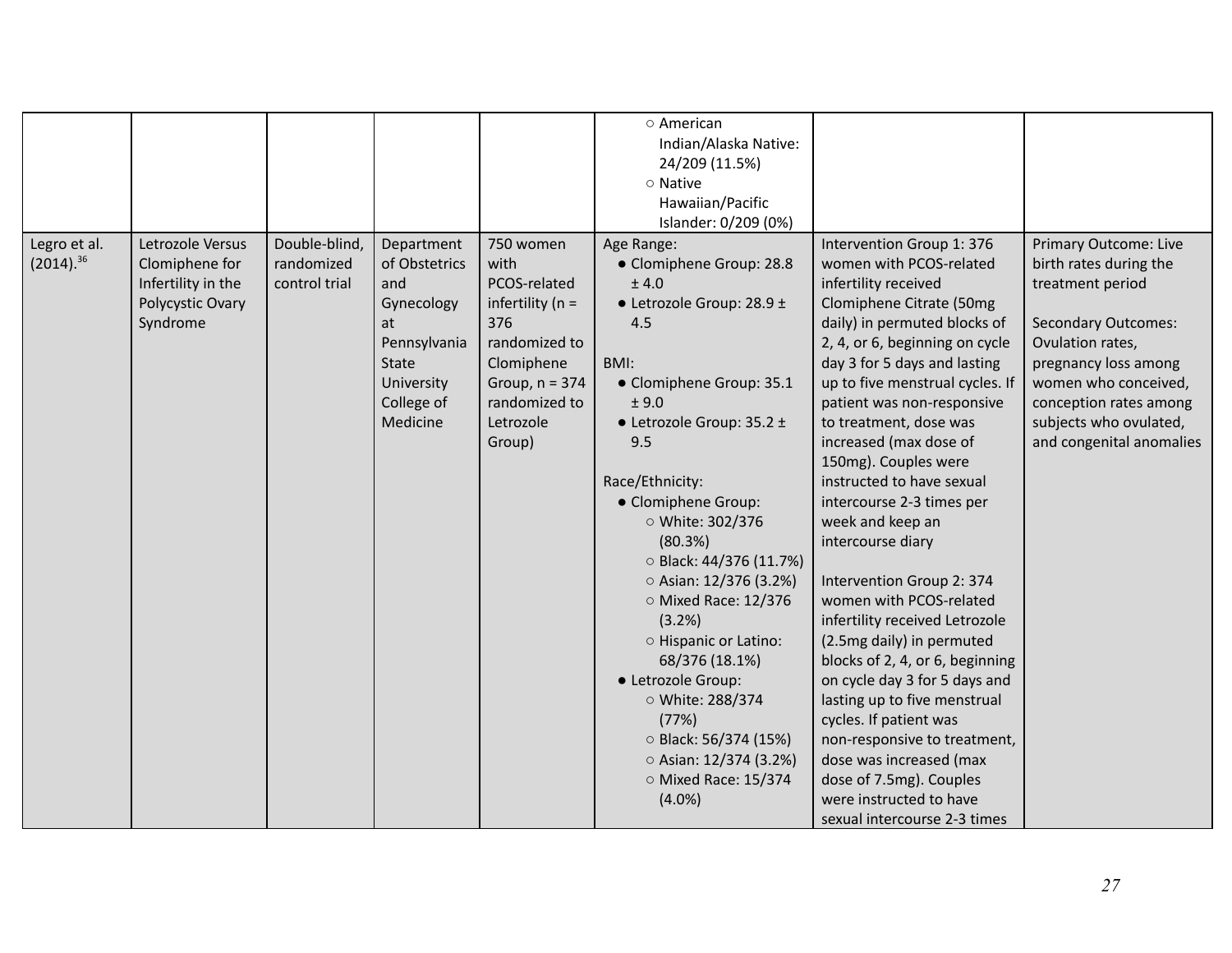| | | | | | | | |
|---|---|---|---|---|---|---|---|
| | | | | | ○ American Indian/Alaska Native: 24/209 (11.5%)<br>○ Native Hawaiian/Pacific Islander: 0/209 (0%) | | |
| Legro et al. (2014).[36] | Letrozole Versus Clomiphene for Infertility in the Polycystic Ovary Syndrome | Double-blind, randomized control trial | Department of Obstetrics and Gynecology at Pennsylvania State University College of Medicine | 750 women with PCOS-related infertility (n = 376 randomized to Clomiphene Group, n = 374 randomized to Letrozole Group) | Age Range:<br>● Clomiphene Group: 28.8 ± 4.0<br>● Letrozole Group: 28.9 ± 4.5<br><br>BMI:<br>● Clomiphene Group: 35.1 ± 9.0<br>● Letrozole Group: 35.2 ± 9.5<br><br>Race/Ethnicity:<br>● Clomiphene Group:<br>○ White: 302/376 (80.3%)<br>○ Black: 44/376 (11.7%)<br>○ Asian: 12/376 (3.2%)<br>○ Mixed Race: 12/376 (3.2%)<br>○ Hispanic or Latino: 68/376 (18.1%)<br>● Letrozole Group:<br>○ White: 288/374 (77%)<br>○ Black: 56/374 (15%)<br>○ Asian: 12/374 (3.2%)<br>○ Mixed Race: 15/374 (4.0%) | Intervention Group 1: 376 women with PCOS-related infertility received Clomiphene Citrate (50mg daily) in permuted blocks of 2, 4, or 6, beginning on cycle day 3 for 5 days and lasting up to five menstrual cycles. If patient was non-responsive to treatment, dose was increased (max dose of 150mg). Couples were instructed to have sexual intercourse 2-3 times per week and keep an intercourse diary<br><br>Intervention Group 2: 374 women with PCOS-related infertility received Letrozole (2.5mg daily) in permuted blocks of 2, 4, or 6, beginning on cycle day 3 for 5 days and lasting up to five menstrual cycles. If patient was non-responsive to treatment, dose was increased (max dose of 7.5mg). Couples were instructed to have sexual intercourse 2-3 times | Primary Outcome: Live birth rates during the treatment period<br><br>Secondary Outcomes: Ovulation rates, pregnancy loss among women who conceived, conception rates among subjects who ovulated, and congenital anomalies |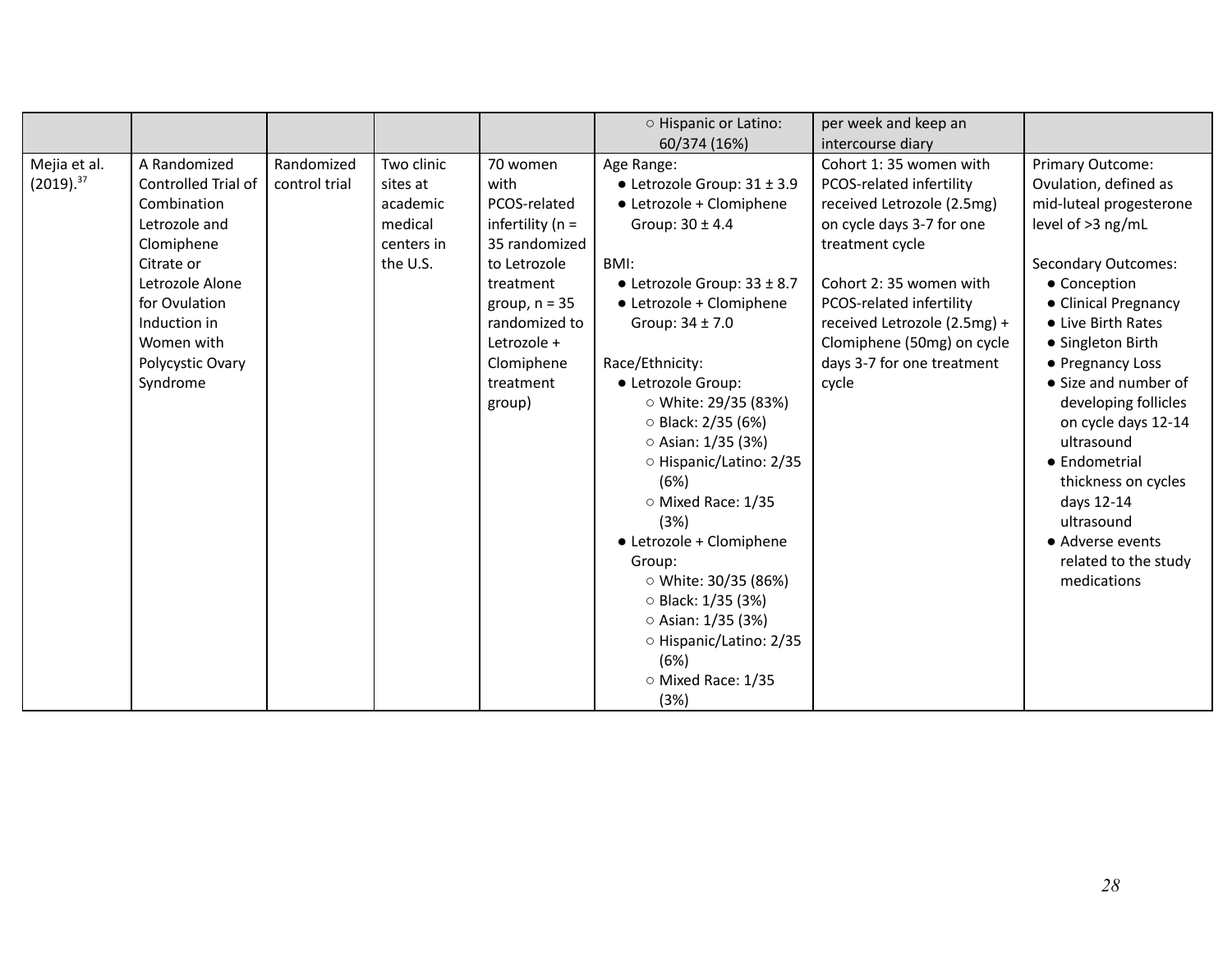| | | | | | ○ Hispanic or Latino: 60/374 (16%) | per week and keep an intercourse diary | |
|---|---|---|---|---|---|---|---|
| Mejia et al. (2019).[37] | A Randomized Controlled Trial of Combination Letrozole and Clomiphene Citrate or Letrozole Alone for Ovulation Induction in Women with Polycystic Ovary Syndrome | Randomized control trial | Two clinic sites at academic medical centers in the U.S. | 70 women with PCOS-related infertility (n = 35 randomized to Letrozole treatment group, n = 35 randomized to Letrozole + Clomiphene treatment group) | Age Range: <br>● Letrozole Group: 31 ± 3.9 <br>● Letrozole + Clomiphene Group: 30 ± 4.4 <br><br>BMI: <br>● Letrozole Group: 33 ± 8.7 <br>● Letrozole + Clomiphene Group: 34 ± 7.0 <br><br>Race/Ethnicity: <br>● Letrozole Group: <br>○ White: 29/35 (83%) <br>○ Black: 2/35 (6%) <br>○ Asian: 1/35 (3%) <br>○ Hispanic/Latino: 2/35 (6%) <br>○ Mixed Race: 1/35 (3%) <br>● Letrozole + Clomiphene Group: <br>○ White: 30/35 (86%) <br>○ Black: 1/35 (3%) <br>○ Asian: 1/35 (3%) <br>○ Hispanic/Latino: 2/35 (6%) <br>○ Mixed Race: 1/35 (3%) | Cohort 1: 35 women with PCOS-related infertility received Letrozole (2.5mg) on cycle days 3-7 for one treatment cycle <br><br>Cohort 2: 35 women with PCOS-related infertility received Letrozole (2.5mg) + Clomiphene (50mg) on cycle days 3-7 for one treatment cycle | Primary Outcome: Ovulation, defined as mid-luteal progesterone level of >3 ng/mL <br><br>Secondary Outcomes: <br>● Conception <br>● Clinical Pregnancy <br>● Live Birth Rates <br>● Singleton Birth <br>● Pregnancy Loss <br>● Size and number of developing follicles on cycle days 12-14 ultrasound <br>● Endometrial thickness on cycles days 12-14 ultrasound <br>● Adverse events related to the study medications |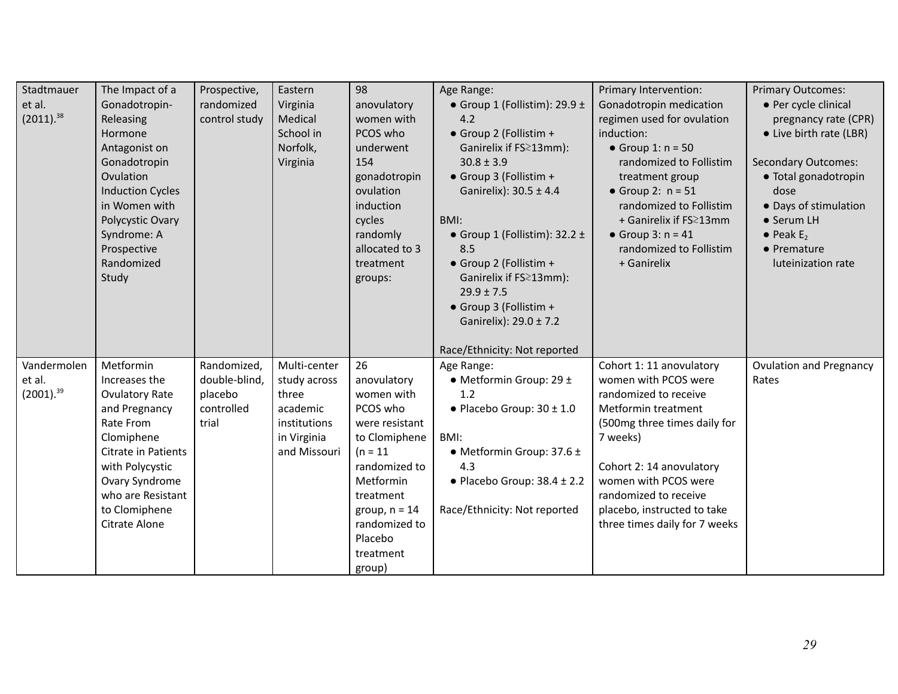| | | | | | | | |
|---|---|---|---|---|---|---|---|
| Stadtmauer et al. (2011).[38] | The Impact of a Gonadotropin-Releasing Hormone Antagonist on Gonadotropin Ovulation Induction Cycles in Women with Polycystic Ovary Syndrome: A Prospective Randomized Study | Prospective, randomized control study | Eastern Virginia Medical School in Norfolk, Virginia | 98 anovulatory women with PCOS who underwent 154 gonadotropin ovulation induction cycles randomly allocated to 3 treatment groups: | Age Range: <br>● Group 1 (Follistim): 29.9 ± 4.2 <br>● Group 2 (Follistim + Ganirelix if FS≳13mm): 30.8 ± 3.9 <br>● Group 3 (Follistim + Ganirelix): 30.5 ± 4.4 <br><br>BMI: <br>● Group 1 (Follistim): 32.2 ± 8.5 <br>● Group 2 (Follistim + Ganirelix if FS≳13mm): 29.9 ± 7.5 <br>● Group 3 (Follistim + Ganirelix): 29.0 ± 7.2 <br><br>Race/Ethnicity: Not reported | Primary Intervention: Gonadotropin medication regimen used for ovulation induction: <br>● Group 1: n = 50 randomized to Follistim treatment group <br>● Group 2: n = 51 randomized to Follistim + Ganirelix if FS≳13mm <br>● Group 3: n = 41 randomized to Follistim + Ganirelix | Primary Outcomes: <br>● Per cycle clinical pregnancy rate (CPR) <br>● Live birth rate (LBR) <br><br>Secondary Outcomes: <br>● Total gonadotropin dose <br>● Days of stimulation <br>● Serum LH <br>● Peak $E_2$ <br>● Premature luteinization rate |
| Vandermolen et al. (2001).[39] | Metformin Increases the Ovulatory Rate and Pregnancy Rate From Clomiphene Citrate in Patients with Polycystic Ovary Syndrome who are Resistant to Clomiphene Citrate Alone | Randomized, double-blind, placebo controlled trial | Multi-center study across three academic institutions in Virginia and Missouri | 26 anovulatory women with PCOS who were resistant to Clomiphene (n = 11 randomized to Metformin treatment group, n = 14 randomized to Placebo treatment group) | Age Range: <br>● Metformin Group: 29 ± 1.2 <br>● Placebo Group: 30 ± 1.0 <br><br>BMI: <br>● Metformin Group: 37.6 ± 4.3 <br>● Placebo Group: 38.4 ± 2.2 <br><br>Race/Ethnicity: Not reported | Cohort 1: 11 anovulatory women with PCOS were randomized to receive Metformin treatment (500mg three times daily for 7 weeks) <br><br>Cohort 2: 14 anovulatory women with PCOS were randomized to receive placebo, instructed to take three times daily for 7 weeks | Ovulation and Pregnancy Rates |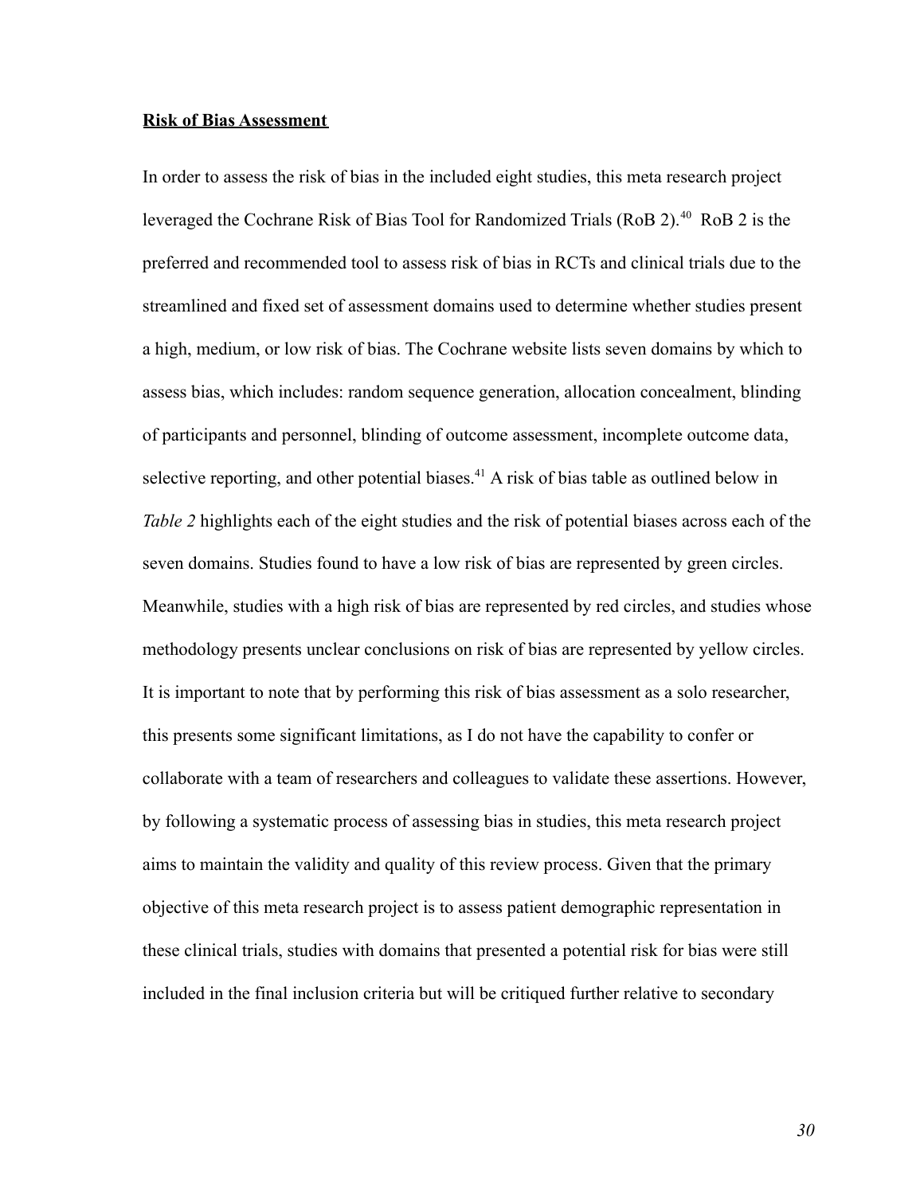**Risk of Bias Assessment**

In order to assess the risk of bias in the included eight studies, this meta research project leveraged the Cochrane Risk of Bias Tool for Randomized Trials (RoB 2).[40] RoB 2 is the preferred and recommended tool to assess risk of bias in RCTs and clinical trials due to the streamlined and fixed set of assessment domains used to determine whether studies present a high, medium, or low risk of bias. The Cochrane website lists seven domains by which to assess bias, which includes: random sequence generation, allocation concealment, blinding of participants and personnel, blinding of outcome assessment, incomplete outcome data, selective reporting, and other potential biases.[41] A risk of bias table as outlined below in *Table 2* highlights each of the eight studies and the risk of potential biases across each of the seven domains. Studies found to have a low risk of bias are represented by green circles. Meanwhile, studies with a high risk of bias are represented by red circles, and studies whose methodology presents unclear conclusions on risk of bias are represented by yellow circles. It is important to note that by performing this risk of bias assessment as a solo researcher, this presents some significant limitations, as I do not have the capability to confer or collaborate with a team of researchers and colleagues to validate these assertions. However, by following a systematic process of assessing bias in studies, this meta research project aims to maintain the validity and quality of this review process. Given that the primary objective of this meta research project is to assess patient demographic representation in these clinical trials, studies with domains that presented a potential risk for bias were still included in the final inclusion criteria but will be critiqued further relative to secondary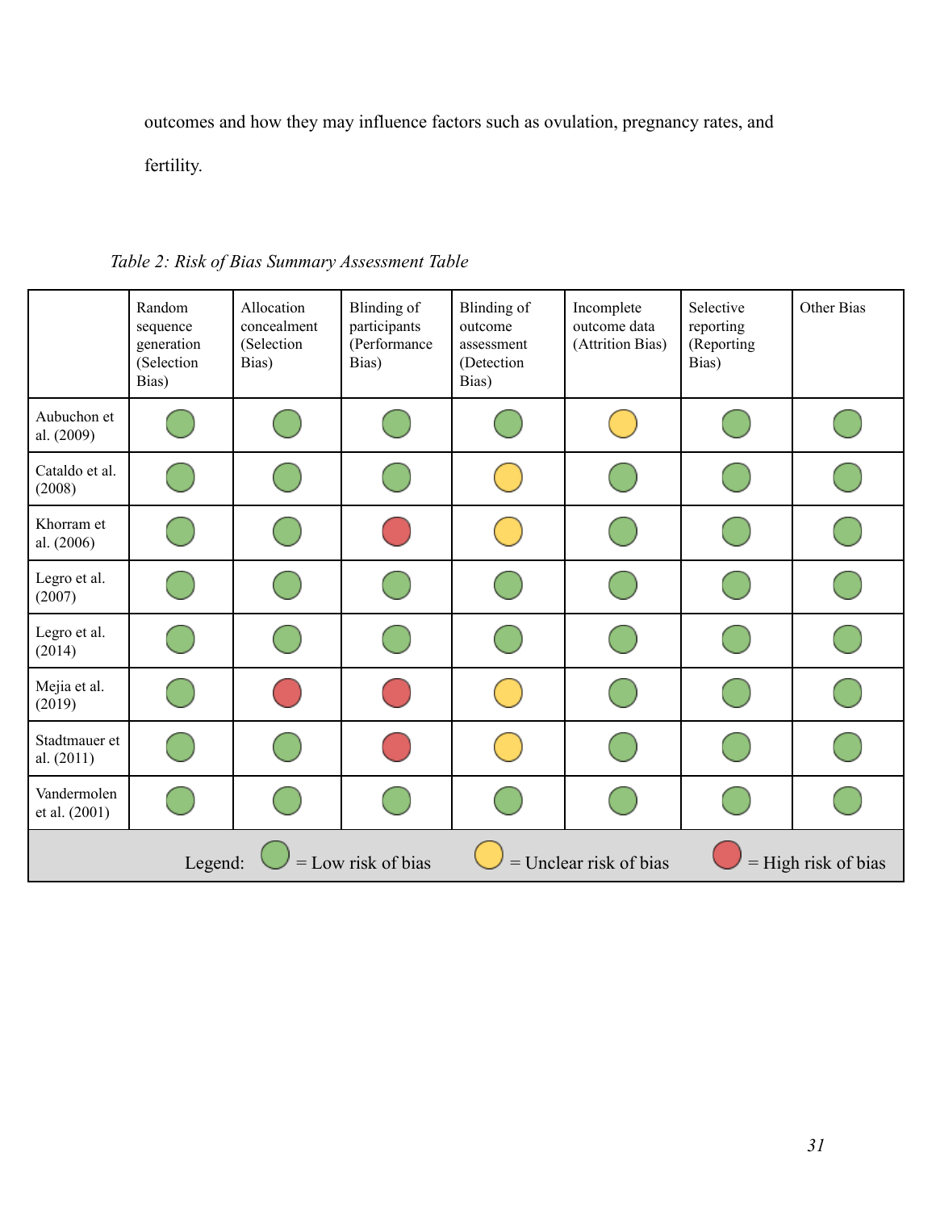outcomes and how they may influence factors such as ovulation, pregnancy rates, and fertility.

*Table 2: Risk of Bias Summary Assessment Table*

| | Random sequence generation (Selection Bias) | Allocation concealment (Selection Bias) | Blinding of participants (Performance Bias) | Blinding of outcome assessment (Detection Bias) | Incomplete outcome data (Attrition Bias) | Selective reporting (Reporting Bias) | Other Bias |
|---|---|---|---|---|---|---|---|
| Aubuchon et al. (2009) | Low | Low | Low | Low | Unclear | Low | Low |
| Cataldo et al. (2008) | Low | Low | Low | Unclear | Low | Low | Low |
| Khorram et al. (2006) | Low | Low | High | Unclear | Low | Low | Low |
| Legro et al. (2007) | Low | Low | Low | Low | Low | Low | Low |
| Legro et al. (2014) | Low | Low | Low | Low | Low | Low | Low |
| Mejia et al. (2019) | Low | High | High | Unclear | Low | Low | Low |
| Stadtmauer et al. (2011) | Low | Low | High | Unclear | Low | Low | Low |
| Vandermolen et al. (2001) | Low | Low | Low | Low | Low | Low | Low |

Legend: (green) = Low risk of bias (yellow) = Unclear risk of bias (red) = High risk of bias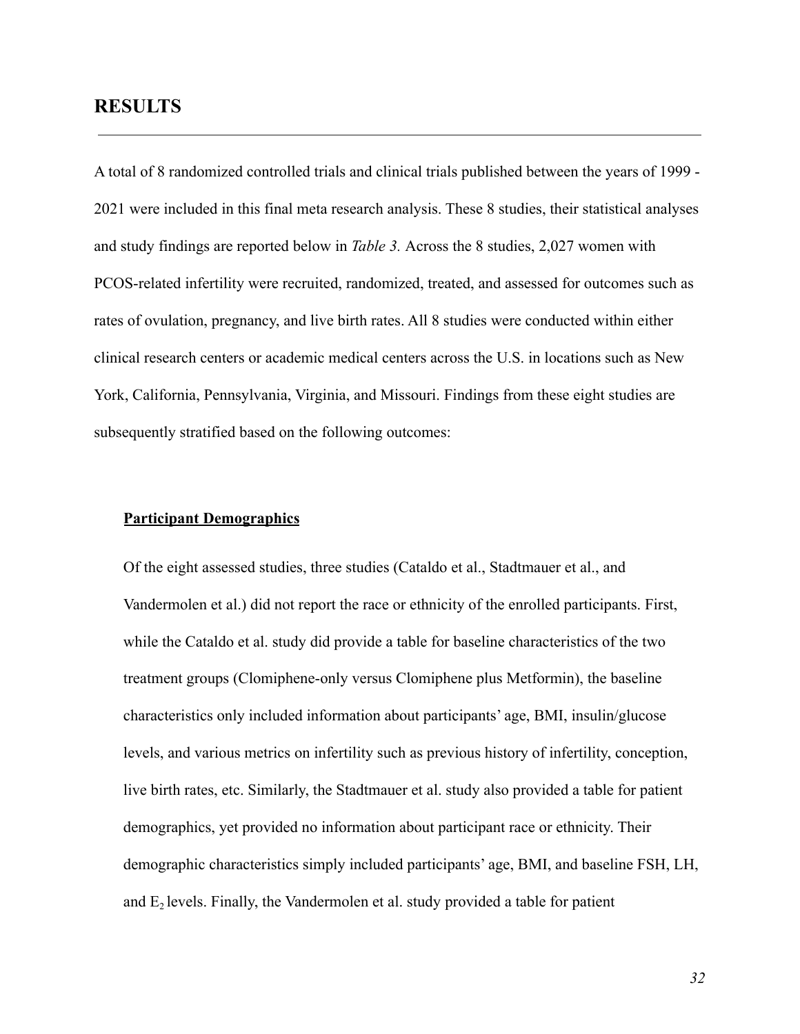# RESULTS

---

A total of 8 randomized controlled trials and clinical trials published between the years of 1999 - 2021 were included in this final meta research analysis. These 8 studies, their statistical analyses and study findings are reported below in *Table 3.* Across the 8 studies, 2,027 women with PCOS-related infertility were recruited, randomized, treated, and assessed for outcomes such as rates of ovulation, pregnancy, and live birth rates. All 8 studies were conducted within either clinical research centers or academic medical centers across the U.S. in locations such as New York, California, Pennsylvania, Virginia, and Missouri. Findings from these eight studies are subsequently stratified based on the following outcomes:

**Participant Demographics**

Of the eight assessed studies, three studies (Cataldo et al., Stadtmauer et al., and Vandermolen et al.) did not report the race or ethnicity of the enrolled participants. First, while the Cataldo et al. study did provide a table for baseline characteristics of the two treatment groups (Clomiphene-only versus Clomiphene plus Metformin), the baseline characteristics only included information about participants' age, BMI, insulin/glucose levels, and various metrics on infertility such as previous history of infertility, conception, live birth rates, etc. Similarly, the Stadtmauer et al. study also provided a table for patient demographics, yet provided no information about participant race or ethnicity. Their demographic characteristics simply included participants' age, BMI, and baseline FSH, LH, and $E_2$ levels. Finally, the Vandermolen et al. study provided a table for patient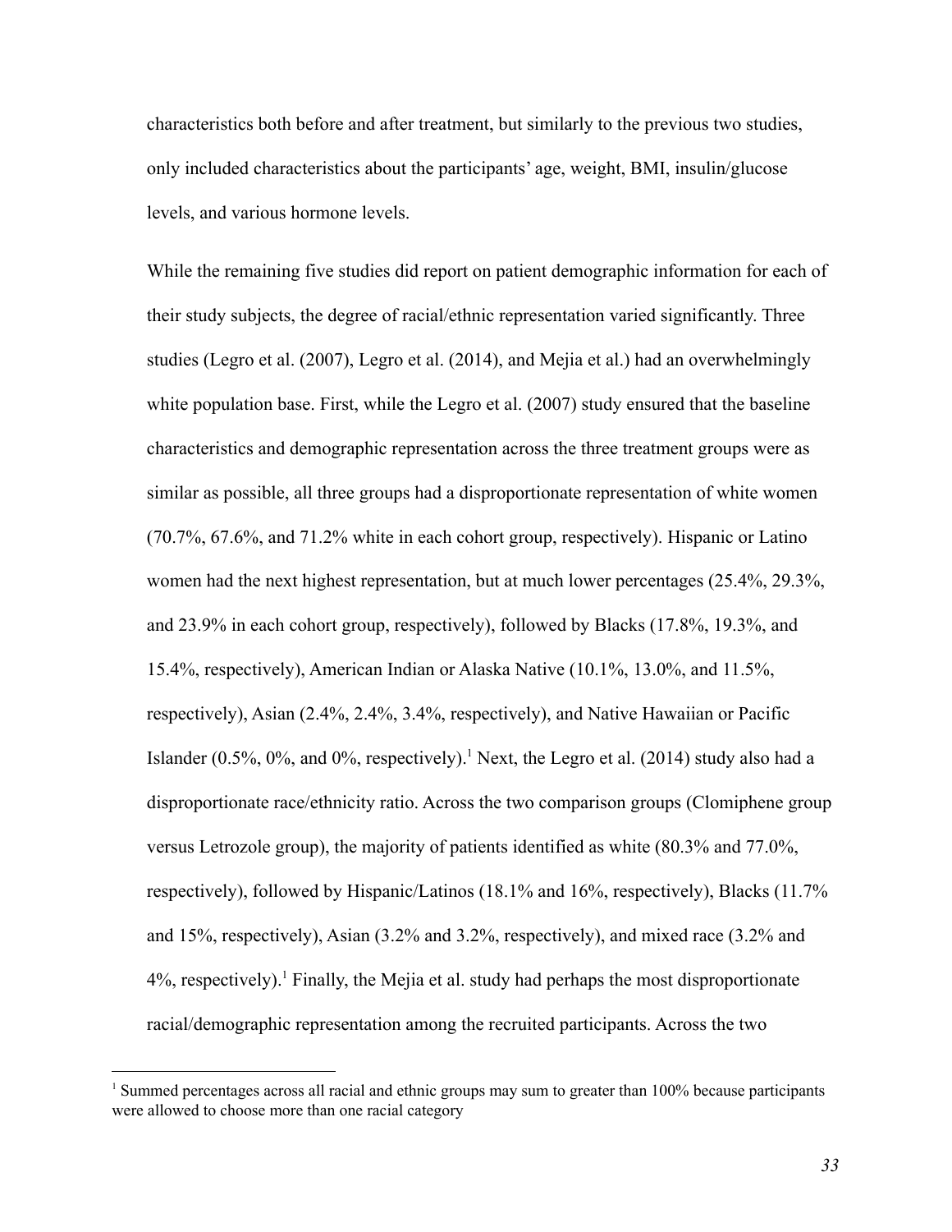characteristics both before and after treatment, but similarly to the previous two studies, only included characteristics about the participants' age, weight, BMI, insulin/glucose levels, and various hormone levels.

While the remaining five studies did report on patient demographic information for each of their study subjects, the degree of racial/ethnic representation varied significantly. Three studies (Legro et al. (2007), Legro et al. (2014), and Mejia et al.) had an overwhelmingly white population base. First, while the Legro et al. (2007) study ensured that the baseline characteristics and demographic representation across the three treatment groups were as similar as possible, all three groups had a disproportionate representation of white women (70.7%, 67.6%, and 71.2% white in each cohort group, respectively). Hispanic or Latino women had the next highest representation, but at much lower percentages (25.4%, 29.3%, and 23.9% in each cohort group, respectively), followed by Blacks (17.8%, 19.3%, and 15.4%, respectively), American Indian or Alaska Native (10.1%, 13.0%, and 11.5%, respectively), Asian (2.4%, 2.4%, 3.4%, respectively), and Native Hawaiian or Pacific Islander (0.5%, 0%, and 0%, respectively).[1] Next, the Legro et al. (2014) study also had a disproportionate race/ethnicity ratio. Across the two comparison groups (Clomiphene group versus Letrozole group), the majority of patients identified as white (80.3% and 77.0%, respectively), followed by Hispanic/Latinos (18.1% and 16%, respectively), Blacks (11.7% and 15%, respectively), Asian (3.2% and 3.2%, respectively), and mixed race (3.2% and 4%, respectively).[1] Finally, the Mejia et al. study had perhaps the most disproportionate racial/demographic representation among the recruited participants. Across the two

[1] Summed percentages across all racial and ethnic groups may sum to greater than 100% because participants were allowed to choose more than one racial category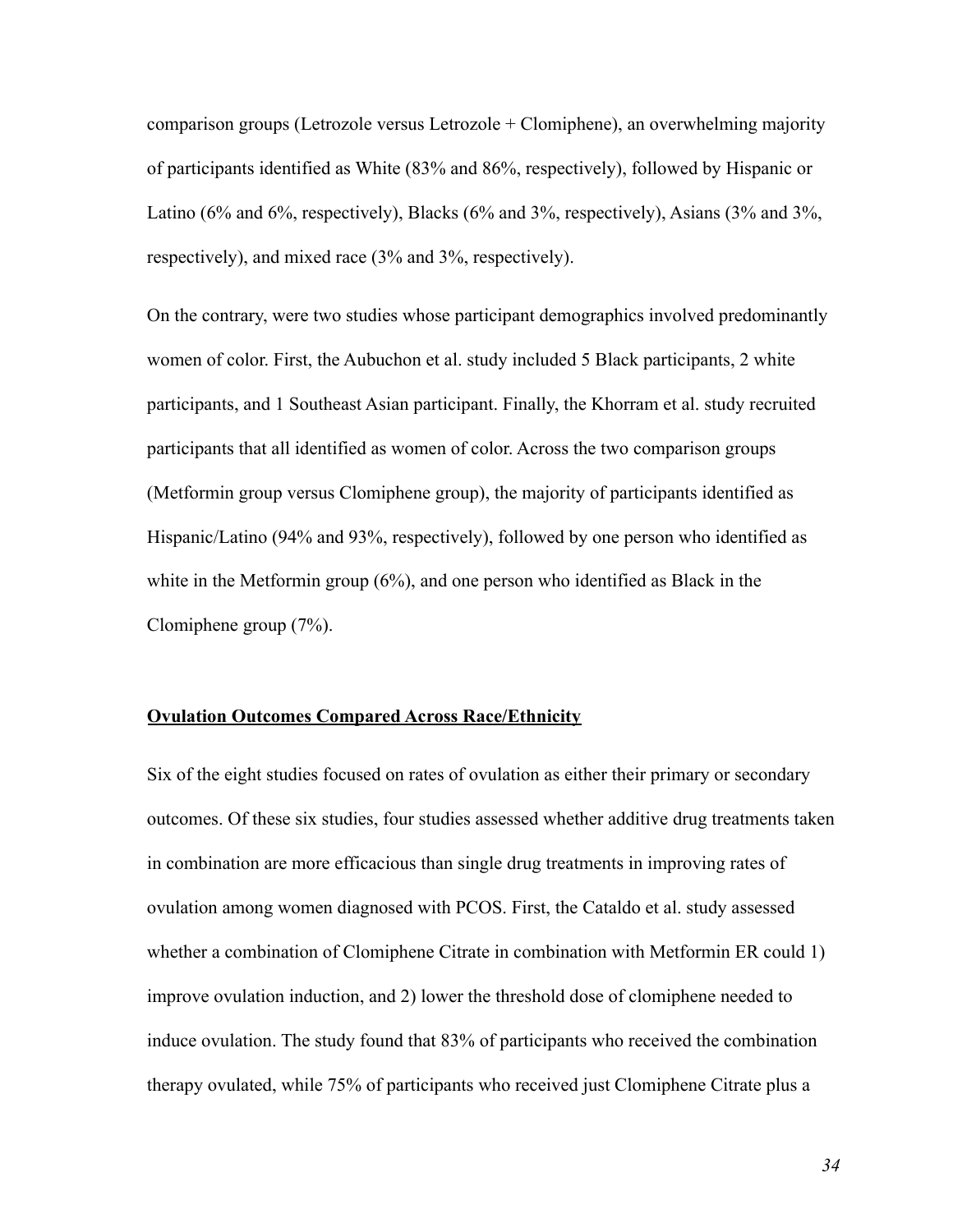comparison groups (Letrozole versus Letrozole + Clomiphene), an overwhelming majority of participants identified as White (83% and 86%, respectively), followed by Hispanic or Latino (6% and 6%, respectively), Blacks (6% and 3%, respectively), Asians (3% and 3%, respectively), and mixed race (3% and 3%, respectively).

On the contrary, were two studies whose participant demographics involved predominantly women of color. First, the Aubuchon et al. study included 5 Black participants, 2 white participants, and 1 Southeast Asian participant. Finally, the Khorram et al. study recruited participants that all identified as women of color. Across the two comparison groups (Metformin group versus Clomiphene group), the majority of participants identified as Hispanic/Latino (94% and 93%, respectively), followed by one person who identified as white in the Metformin group (6%), and one person who identified as Black in the Clomiphene group (7%).

## <u>Ovulation Outcomes Compared Across Race/Ethnicity</u>

Six of the eight studies focused on rates of ovulation as either their primary or secondary outcomes. Of these six studies, four studies assessed whether additive drug treatments taken in combination are more efficacious than single drug treatments in improving rates of ovulation among women diagnosed with PCOS. First, the Cataldo et al. study assessed whether a combination of Clomiphene Citrate in combination with Metformin ER could 1) improve ovulation induction, and 2) lower the threshold dose of clomiphene needed to induce ovulation. The study found that 83% of participants who received the combination therapy ovulated, while 75% of participants who received just Clomiphene Citrate plus a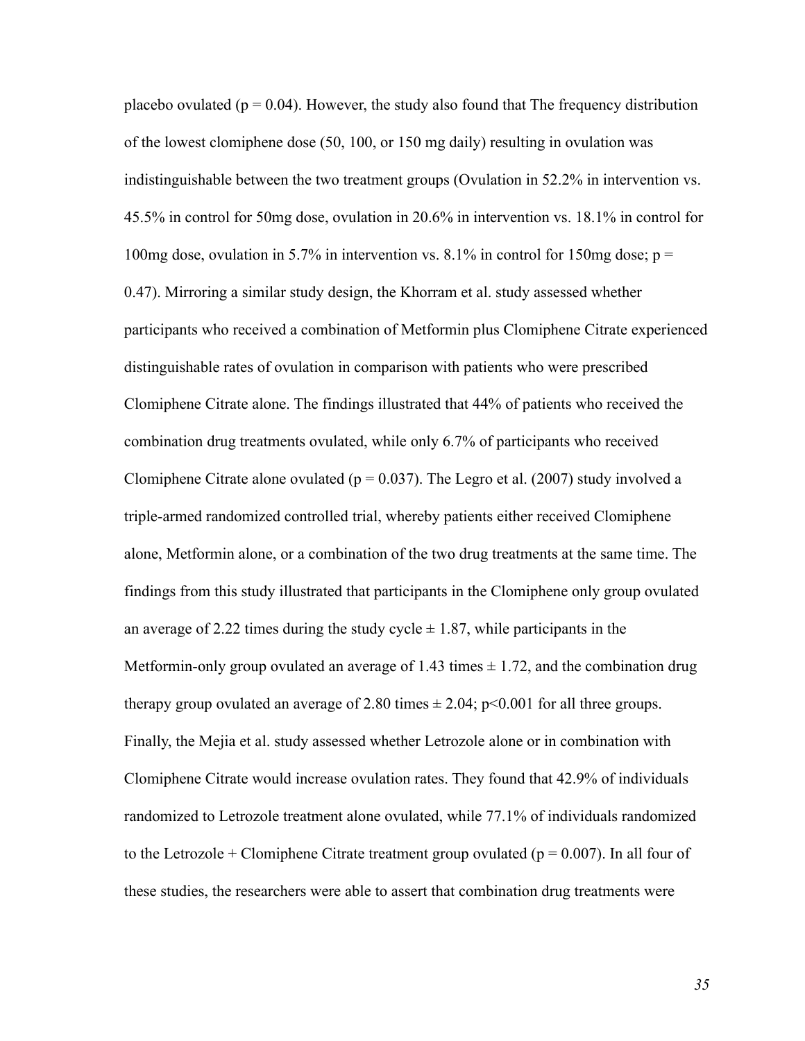placebo ovulated ($p = 0.04$). However, the study also found that The frequency distribution of the lowest clomiphene dose (50, 100, or 150 mg daily) resulting in ovulation was indistinguishable between the two treatment groups (Ovulation in 52.2% in intervention vs. 45.5% in control for 50mg dose, ovulation in 20.6% in intervention vs. 18.1% in control for 100mg dose, ovulation in 5.7% in intervention vs. 8.1% in control for 150mg dose; $p = 0.47$). Mirroring a similar study design, the Khorram et al. study assessed whether participants who received a combination of Metformin plus Clomiphene Citrate experienced distinguishable rates of ovulation in comparison with patients who were prescribed Clomiphene Citrate alone. The findings illustrated that 44% of patients who received the combination drug treatments ovulated, while only 6.7% of participants who received Clomiphene Citrate alone ovulated ($p = 0.037$). The Legro et al. (2007) study involved a triple-armed randomized controlled trial, whereby patients either received Clomiphene alone, Metformin alone, or a combination of the two drug treatments at the same time. The findings from this study illustrated that participants in the Clomiphene only group ovulated an average of 2.22 times during the study cycle $\pm$ 1.87, while participants in the Metformin-only group ovulated an average of 1.43 times $\pm$ 1.72, and the combination drug therapy group ovulated an average of 2.80 times $\pm$ 2.04; $p<0.001$ for all three groups. Finally, the Mejia et al. study assessed whether Letrozole alone or in combination with Clomiphene Citrate would increase ovulation rates. They found that 42.9% of individuals randomized to Letrozole treatment alone ovulated, while 77.1% of individuals randomized to the Letrozole + Clomiphene Citrate treatment group ovulated ($p = 0.007$). In all four of these studies, the researchers were able to assert that combination drug treatments were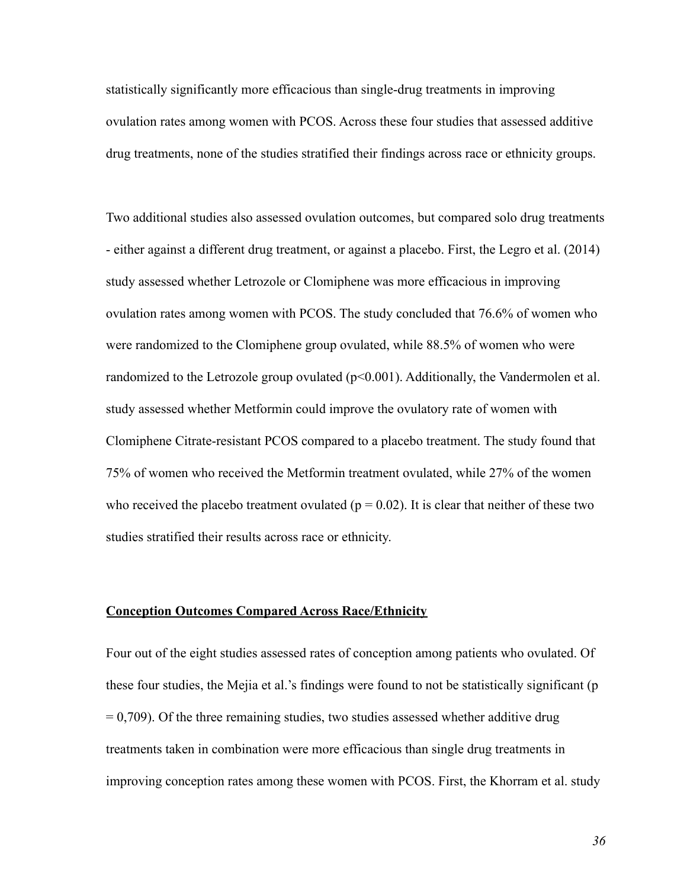statistically significantly more efficacious than single-drug treatments in improving ovulation rates among women with PCOS. Across these four studies that assessed additive drug treatments, none of the studies stratified their findings across race or ethnicity groups.

Two additional studies also assessed ovulation outcomes, but compared solo drug treatments - either against a different drug treatment, or against a placebo. First, the Legro et al. (2014) study assessed whether Letrozole or Clomiphene was more efficacious in improving ovulation rates among women with PCOS. The study concluded that 76.6% of women who were randomized to the Clomiphene group ovulated, while 88.5% of women who were randomized to the Letrozole group ovulated ($p<0.001$). Additionally, the Vandermolen et al. study assessed whether Metformin could improve the ovulatory rate of women with Clomiphene Citrate-resistant PCOS compared to a placebo treatment. The study found that 75% of women who received the Metformin treatment ovulated, while 27% of the women who received the placebo treatment ovulated ($p = 0.02$). It is clear that neither of these two studies stratified their results across race or ethnicity.

**Conception Outcomes Compared Across Race/Ethnicity**

Four out of the eight studies assessed rates of conception among patients who ovulated. Of these four studies, the Mejia et al.'s findings were found to not be statistically significant ($p = 0,709$). Of the three remaining studies, two studies assessed whether additive drug treatments taken in combination were more efficacious than single drug treatments in improving conception rates among these women with PCOS. First, the Khorram et al. study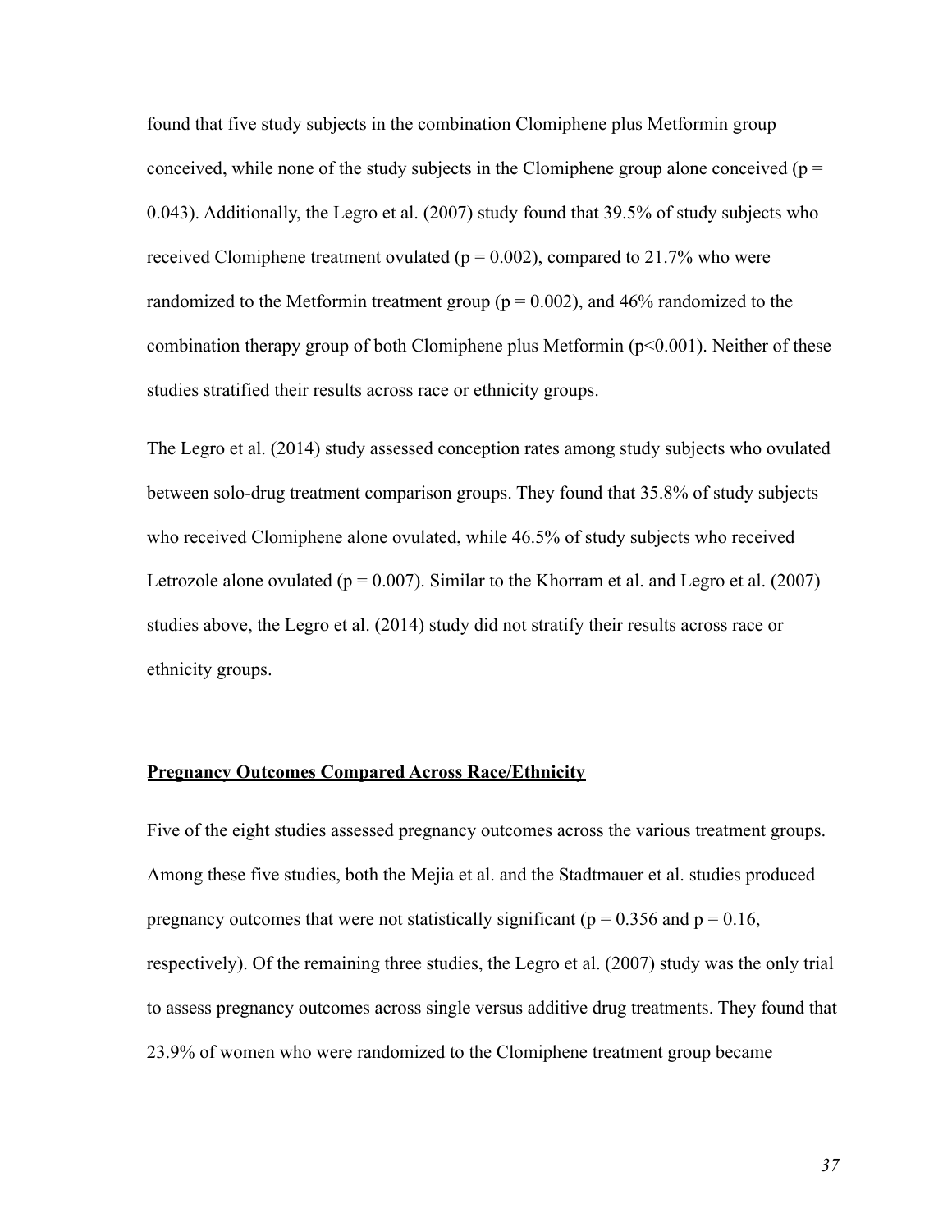found that five study subjects in the combination Clomiphene plus Metformin group conceived, while none of the study subjects in the Clomiphene group alone conceived ($p = 0.043$). Additionally, the Legro et al. (2007) study found that 39.5% of study subjects who received Clomiphene treatment ovulated ($p = 0.002$), compared to 21.7% who were randomized to the Metformin treatment group ($p = 0.002$), and 46% randomized to the combination therapy group of both Clomiphene plus Metformin ($p<0.001$). Neither of these studies stratified their results across race or ethnicity groups.

The Legro et al. (2014) study assessed conception rates among study subjects who ovulated between solo-drug treatment comparison groups. They found that 35.8% of study subjects who received Clomiphene alone ovulated, while 46.5% of study subjects who received Letrozole alone ovulated ($p = 0.007$). Similar to the Khorram et al. and Legro et al. (2007) studies above, the Legro et al. (2014) study did not stratify their results across race or ethnicity groups.

## **Pregnancy Outcomes Compared Across Race/Ethnicity**

Five of the eight studies assessed pregnancy outcomes across the various treatment groups. Among these five studies, both the Mejia et al. and the Stadtmauer et al. studies produced pregnancy outcomes that were not statistically significant ($p = 0.356$ and $p = 0.16$, respectively). Of the remaining three studies, the Legro et al. (2007) study was the only trial to assess pregnancy outcomes across single versus additive drug treatments. They found that 23.9% of women who were randomized to the Clomiphene treatment group became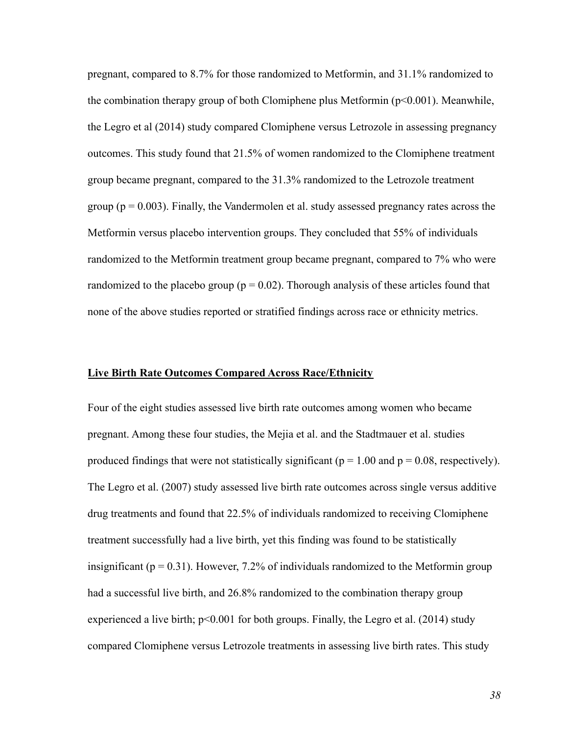pregnant, compared to 8.7% for those randomized to Metformin, and 31.1% randomized to the combination therapy group of both Clomiphene plus Metformin ($p<0.001$). Meanwhile, the Legro et al (2014) study compared Clomiphene versus Letrozole in assessing pregnancy outcomes. This study found that 21.5% of women randomized to the Clomiphene treatment group became pregnant, compared to the 31.3% randomized to the Letrozole treatment group ($p = 0.003$). Finally, the Vandermolen et al. study assessed pregnancy rates across the Metformin versus placebo intervention groups. They concluded that 55% of individuals randomized to the Metformin treatment group became pregnant, compared to 7% who were randomized to the placebo group ($p = 0.02$). Thorough analysis of these articles found that none of the above studies reported or stratified findings across race or ethnicity metrics.

## Live Birth Rate Outcomes Compared Across Race/Ethnicity

Four of the eight studies assessed live birth rate outcomes among women who became pregnant. Among these four studies, the Mejia et al. and the Stadtmauer et al. studies produced findings that were not statistically significant ($p = 1.00$ and $p = 0.08$, respectively). The Legro et al. (2007) study assessed live birth rate outcomes across single versus additive drug treatments and found that 22.5% of individuals randomized to receiving Clomiphene treatment successfully had a live birth, yet this finding was found to be statistically insignificant ($p = 0.31$). However, 7.2% of individuals randomized to the Metformin group had a successful live birth, and 26.8% randomized to the combination therapy group experienced a live birth; $p<0.001$ for both groups. Finally, the Legro et al. (2014) study compared Clomiphene versus Letrozole treatments in assessing live birth rates. This study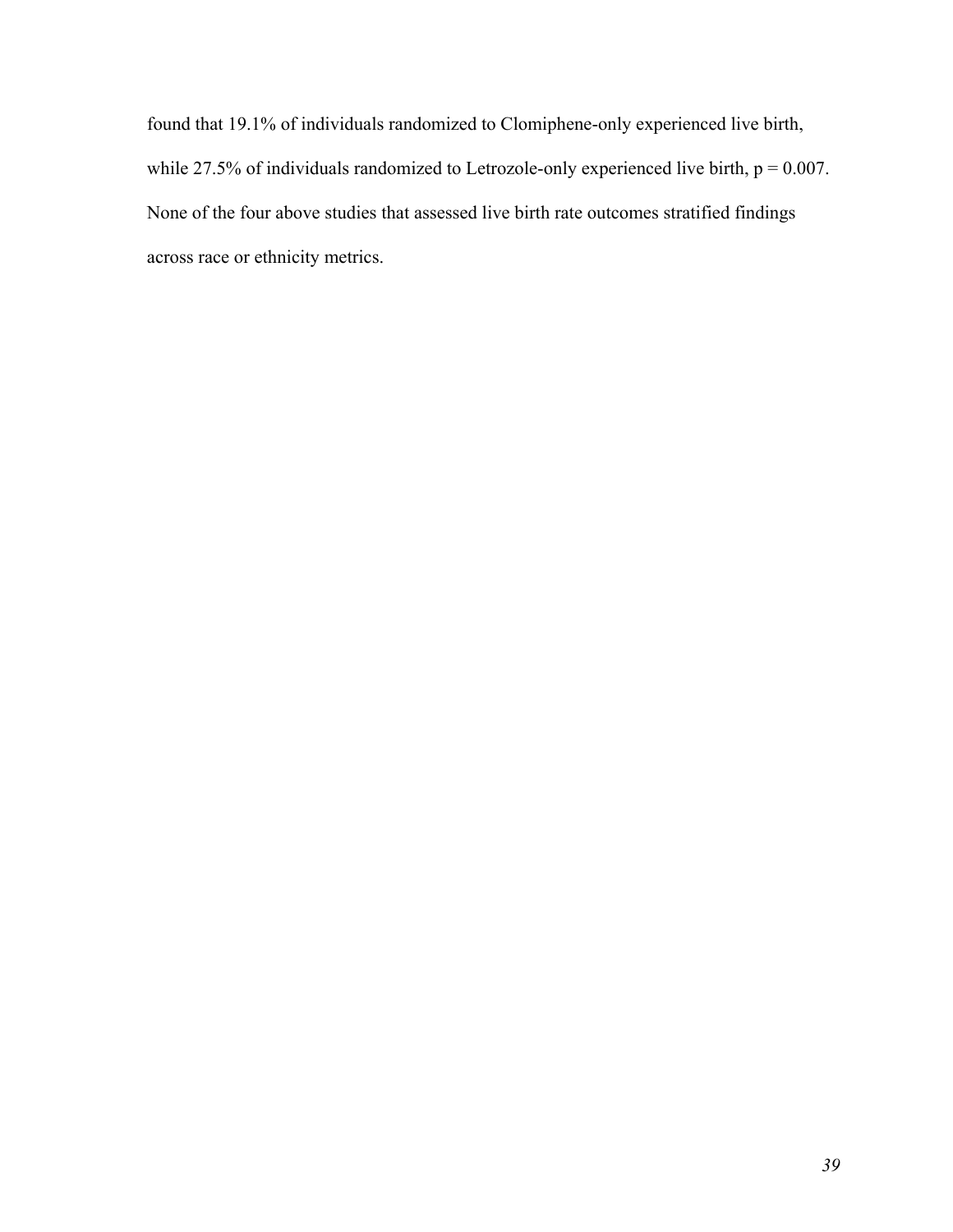found that 19.1% of individuals randomized to Clomiphene-only experienced live birth, while 27.5% of individuals randomized to Letrozole-only experienced live birth, $p = 0.007$. None of the four above studies that assessed live birth rate outcomes stratified findings across race or ethnicity metrics.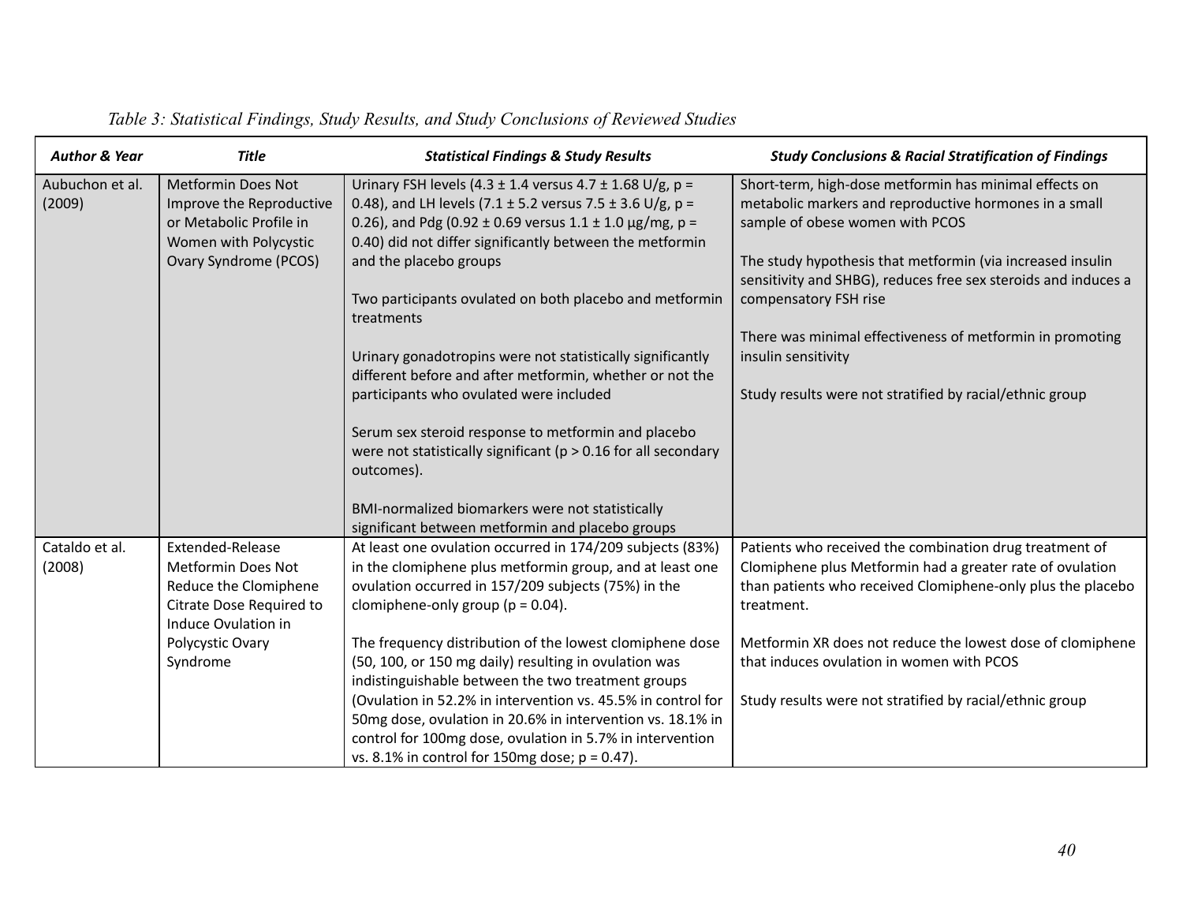*Table 3: Statistical Findings, Study Results, and Study Conclusions of Reviewed Studies*

| ***Author & Year*** | ***Title*** | ***Statistical Findings & Study Results*** | ***Study Conclusions & Racial Stratification of Findings*** |
|---|---|---|---|
| Aubuchon et al. (2009) | Metformin Does Not Improve the Reproductive or Metabolic Profile in Women with Polycystic Ovary Syndrome (PCOS) | Urinary FSH levels (4.3 ± 1.4 versus 4.7 ± 1.68 U/g, $p = 0.48$), and LH levels (7.1 ± 5.2 versus 7.5 ± 3.6 U/g, $p = 0.26$), and Pdg (0.92 ± 0.69 versus 1.1 ± 1.0 µg/mg, $p = 0.40$) did not differ significantly between the metformin and the placebo groups<br><br>Two participants ovulated on both placebo and metformin treatments<br><br>Urinary gonadotropins were not statistically significantly different before and after metformin, whether or not the participants who ovulated were included<br><br>Serum sex steroid response to metformin and placebo were not statistically significant ($p > 0.16$ for all secondary outcomes).<br><br>BMI-normalized biomarkers were not statistically significant between metformin and placebo groups | Short-term, high-dose metformin has minimal effects on metabolic markers and reproductive hormones in a small sample of obese women with PCOS<br><br>The study hypothesis that metformin (via increased insulin sensitivity and SHBG), reduces free sex steroids and induces a compensatory FSH rise<br><br>There was minimal effectiveness of metformin in promoting insulin sensitivity<br><br>Study results were not stratified by racial/ethnic group |
| Cataldo et al. (2008) | Extended-Release Metformin Does Not Reduce the Clomiphene Citrate Dose Required to Induce Ovulation in Polycystic Ovary Syndrome | At least one ovulation occurred in 174/209 subjects (83%) in the clomiphene plus metformin group, and at least one ovulation occurred in 157/209 subjects (75%) in the clomiphene-only group ($p = 0.04$).<br><br>The frequency distribution of the lowest clomiphene dose (50, 100, or 150 mg daily) resulting in ovulation was indistinguishable between the two treatment groups (Ovulation in 52.2% in intervention vs. 45.5% in control for 50mg dose, ovulation in 20.6% in intervention vs. 18.1% in control for 100mg dose, ovulation in 5.7% in intervention vs. 8.1% in control for 150mg dose; $p = 0.47$). | Patients who received the combination drug treatment of Clomiphene plus Metformin had a greater rate of ovulation than patients who received Clomiphene-only plus the placebo treatment.<br><br>Metformin XR does not reduce the lowest dose of clomiphene that induces ovulation in women with PCOS<br><br>Study results were not stratified by racial/ethnic group |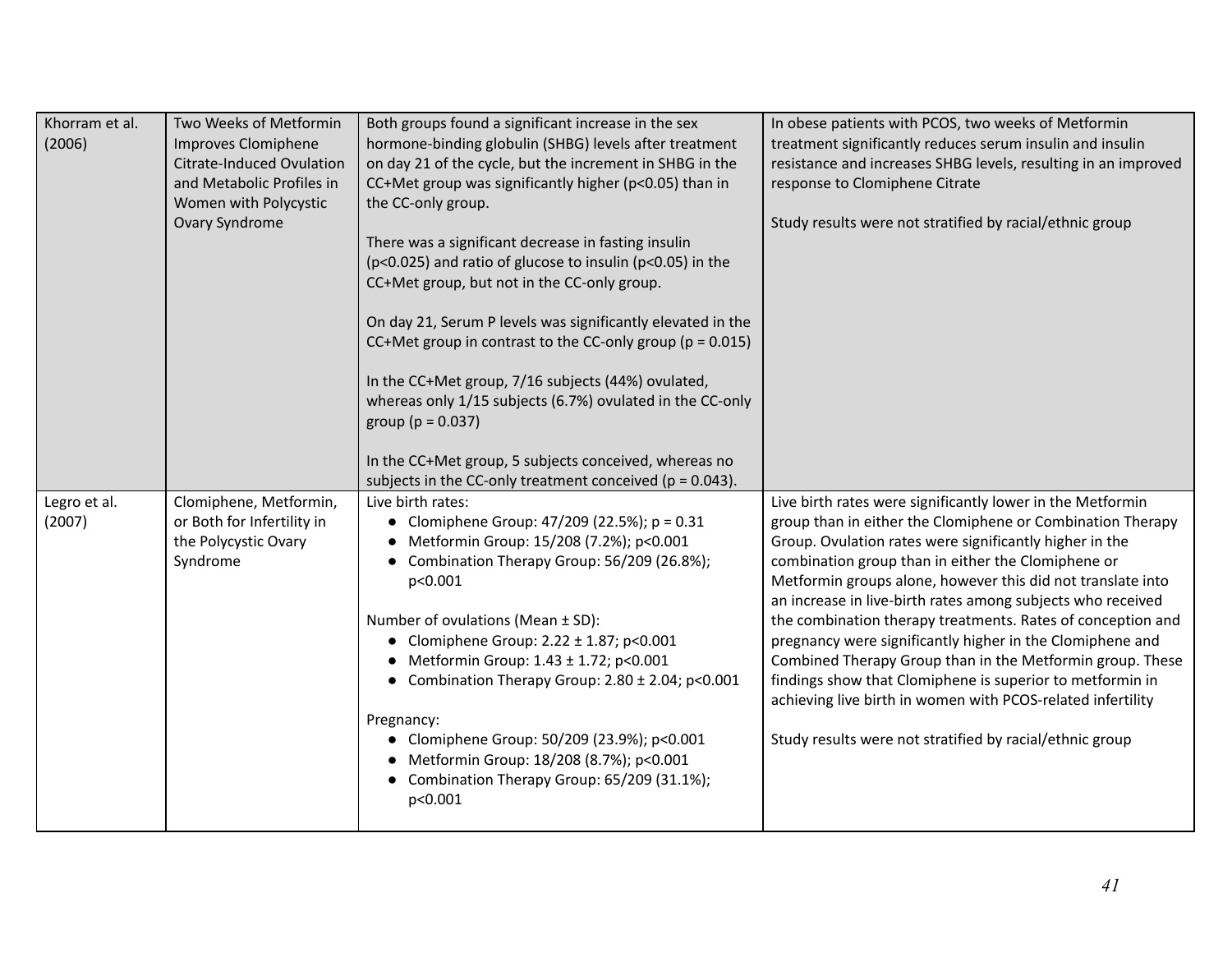| | | | |
|---|---|---|---|
| Khorram et al. (2006) | Two Weeks of Metformin Improves Clomiphene Citrate-Induced Ovulation and Metabolic Profiles in Women with Polycystic Ovary Syndrome | Both groups found a significant increase in the sex hormone-binding globulin (SHBG) levels after treatment on day 21 of the cycle, but the increment in SHBG in the CC+Met group was significantly higher ($p<0.05$) than in the CC-only group.<br><br>There was a significant decrease in fasting insulin ($p<0.025$) and ratio of glucose to insulin ($p<0.05$) in the CC+Met group, but not in the CC-only group.<br><br>On day 21, Serum P levels was significantly elevated in the CC+Met group in contrast to the CC-only group ($p = 0.015$)<br><br>In the CC+Met group, 7/16 subjects (44%) ovulated, whereas only 1/15 subjects (6.7%) ovulated in the CC-only group ($p = 0.037$)<br><br>In the CC+Met group, 5 subjects conceived, whereas no subjects in the CC-only treatment conceived ($p = 0.043$). | In obese patients with PCOS, two weeks of Metformin treatment significantly reduces serum insulin and insulin resistance and increases SHBG levels, resulting in an improved response to Clomiphene Citrate<br><br>Study results were not stratified by racial/ethnic group |
| Legro et al. (2007) | Clomiphene, Metformin, or Both for Infertility in the Polycystic Ovary Syndrome | Live birth rates:<br>• Clomiphene Group: 47/209 (22.5%); $p = 0.31$<br>• Metformin Group: 15/208 (7.2%); $p<0.001$<br>• Combination Therapy Group: 56/209 (26.8%); $p<0.001$<br><br>Number of ovulations (Mean ± SD):<br>• Clomiphene Group: 2.22 ± 1.87; $p<0.001$<br>• Metformin Group: 1.43 ± 1.72; $p<0.001$<br>• Combination Therapy Group: 2.80 ± 2.04; $p<0.001$<br><br>Pregnancy:<br>• Clomiphene Group: 50/209 (23.9%); $p<0.001$<br>• Metformin Group: 18/208 (8.7%); $p<0.001$<br>• Combination Therapy Group: 65/209 (31.1%); $p<0.001$ | Live birth rates were significantly lower in the Metformin group than in either the Clomiphene or Combination Therapy Group. Ovulation rates were significantly higher in the combination group than in either the Clomiphene or Metformin groups alone, however this did not translate into an increase in live-birth rates among subjects who received the combination therapy treatments. Rates of conception and pregnancy were significantly higher in the Clomiphene and Combined Therapy Group than in the Metformin group. These findings show that Clomiphene is superior to metformin in achieving live birth in women with PCOS-related infertility<br><br>Study results were not stratified by racial/ethnic group |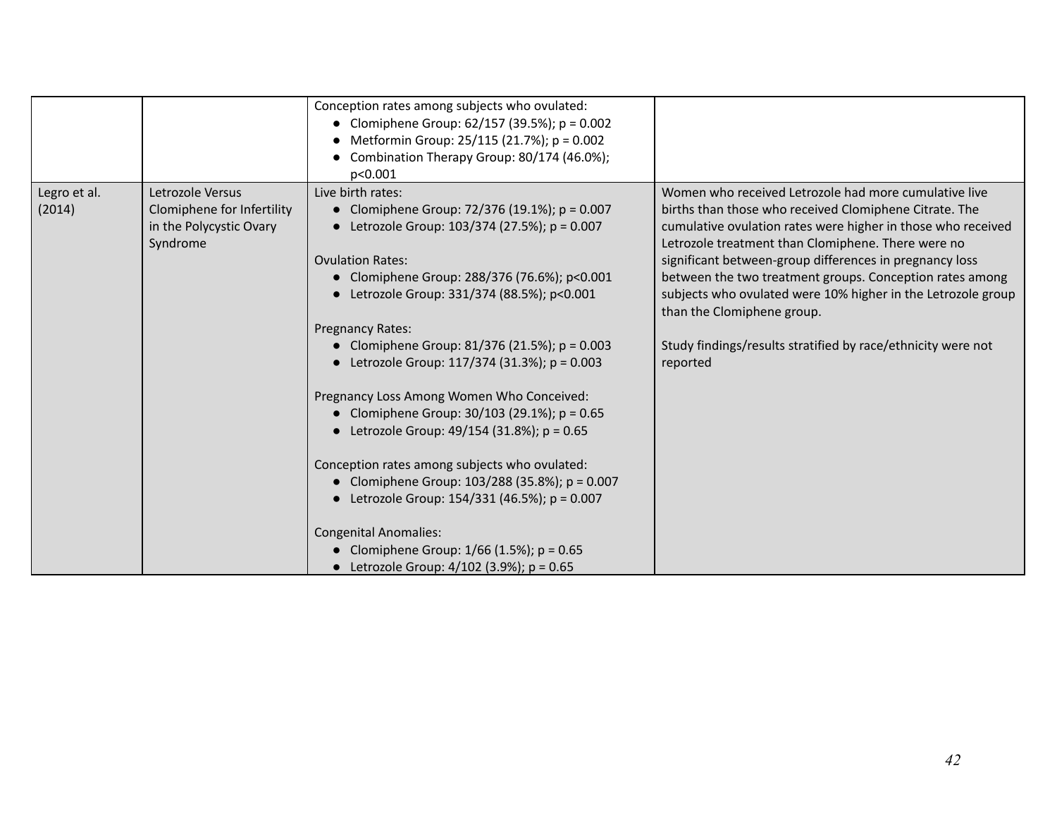| | | | |
|---|---|---|---|
| | | Conception rates among subjects who ovulated:<br>• Clomiphene Group: 62/157 (39.5%); p = 0.002<br>• Metformin Group: 25/115 (21.7%); p = 0.002<br>• Combination Therapy Group: 80/174 (46.0%); p<0.001 | |
| Legro et al. (2014) | Letrozole Versus Clomiphene for Infertility in the Polycystic Ovary Syndrome | Live birth rates:<br>• Clomiphene Group: 72/376 (19.1%); p = 0.007<br>• Letrozole Group: 103/374 (27.5%); p = 0.007<br><br>Ovulation Rates:<br>• Clomiphene Group: 288/376 (76.6%); p<0.001<br>• Letrozole Group: 331/374 (88.5%); p<0.001<br><br>Pregnancy Rates:<br>• Clomiphene Group: 81/376 (21.5%); p = 0.003<br>• Letrozole Group: 117/374 (31.3%); p = 0.003<br><br>Pregnancy Loss Among Women Who Conceived:<br>• Clomiphene Group: 30/103 (29.1%); p = 0.65<br>• Letrozole Group: 49/154 (31.8%); p = 0.65<br><br>Conception rates among subjects who ovulated:<br>• Clomiphene Group: 103/288 (35.8%); p = 0.007<br>• Letrozole Group: 154/331 (46.5%); p = 0.007<br><br>Congenital Anomalies:<br>• Clomiphene Group: 1/66 (1.5%); p = 0.65<br>• Letrozole Group: 4/102 (3.9%); p = 0.65 | Women who received Letrozole had more cumulative live births than those who received Clomiphene Citrate. The cumulative ovulation rates were higher in those who received Letrozole treatment than Clomiphene. There were no significant between-group differences in pregnancy loss between the two treatment groups. Conception rates among subjects who ovulated were 10% higher in the Letrozole group than the Clomiphene group.<br><br>Study findings/results stratified by race/ethnicity were not reported |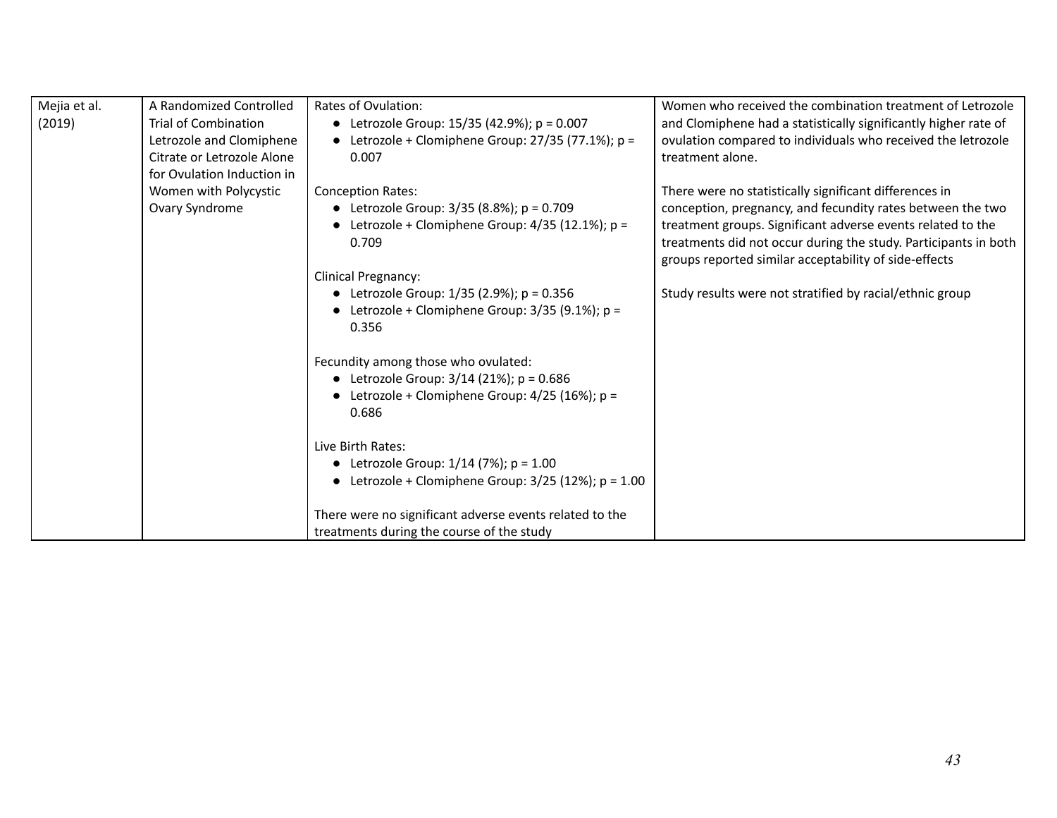| | | | |
|---|---|---|---|
| Mejia et al. (2019) | A Randomized Controlled Trial of Combination Letrozole and Clomiphene Citrate or Letrozole Alone for Ovulation Induction in Women with Polycystic Ovary Syndrome | Rates of Ovulation:<br>● Letrozole Group: 15/35 (42.9%); p = 0.007<br>● Letrozole + Clomiphene Group: 27/35 (77.1%); p = 0.007<br><br>Conception Rates:<br>● Letrozole Group: 3/35 (8.8%); p = 0.709<br>● Letrozole + Clomiphene Group: 4/35 (12.1%); p = 0.709<br><br>Clinical Pregnancy:<br>● Letrozole Group: 1/35 (2.9%); p = 0.356<br>● Letrozole + Clomiphene Group: 3/35 (9.1%); p = 0.356<br><br>Fecundity among those who ovulated:<br>● Letrozole Group: 3/14 (21%); p = 0.686<br>● Letrozole + Clomiphene Group: 4/25 (16%); p = 0.686<br><br>Live Birth Rates:<br>● Letrozole Group: 1/14 (7%); p = 1.00<br>● Letrozole + Clomiphene Group: 3/25 (12%); p = 1.00<br><br>There were no significant adverse events related to the treatments during the course of the study | Women who received the combination treatment of Letrozole and Clomiphene had a statistically significantly higher rate of ovulation compared to individuals who received the letrozole treatment alone.<br><br>There were no statistically significant differences in conception, pregnancy, and fecundity rates between the two treatment groups. Significant adverse events related to the treatments did not occur during the study. Participants in both groups reported similar acceptability of side-effects<br><br>Study results were not stratified by racial/ethnic group |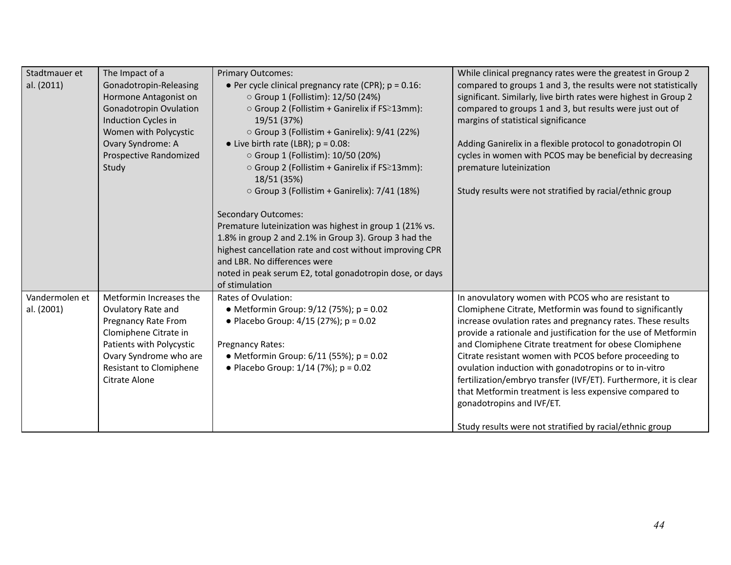| | | | |
|---|---|---|---|
| Stadtmauer et al. (2011) | The Impact of a Gonadotropin-Releasing Hormone Antagonist on Gonadotropin Ovulation Induction Cycles in Women with Polycystic Ovary Syndrome: A Prospective Randomized Study | Primary Outcomes:<br>● Per cycle clinical pregnancy rate (CPR); p = 0.16:<br>○ Group 1 (Follistim): 12/50 (24%)<br>○ Group 2 (Follistim + Ganirelix if FS≥13mm): 19/51 (37%)<br>○ Group 3 (Follistim + Ganirelix): 9/41 (22%)<br>● Live birth rate (LBR); p = 0.08:<br>○ Group 1 (Follistim): 10/50 (20%)<br>○ Group 2 (Follistim + Ganirelix if FS≥13mm): 18/51 (35%)<br>○ Group 3 (Follistim + Ganirelix): 7/41 (18%)<br><br>Secondary Outcomes:<br>Premature luteinization was highest in group 1 (21% vs. 1.8% in group 2 and 2.1% in Group 3). Group 3 had the highest cancellation rate and cost without improving CPR and LBR. No differences were noted in peak serum E2, total gonadotropin dose, or days of stimulation | While clinical pregnancy rates were the greatest in Group 2 compared to groups 1 and 3, the results were not statistically significant. Similarly, live birth rates were highest in Group 2 compared to groups 1 and 3, but results were just out of margins of statistical significance<br><br>Adding Ganirelix in a flexible protocol to gonadotropin OI cycles in women with PCOS may be beneficial by decreasing premature luteinization<br><br>Study results were not stratified by racial/ethnic group |
| Vandermolen et al. (2001) | Metformin Increases the Ovulatory Rate and Pregnancy Rate From Clomiphene Citrate in Patients with Polycystic Ovary Syndrome who are Resistant to Clomiphene Citrate Alone | Rates of Ovulation:<br>● Metformin Group: 9/12 (75%); p = 0.02<br>● Placebo Group: 4/15 (27%); p = 0.02<br><br>Pregnancy Rates:<br>● Metformin Group: 6/11 (55%); p = 0.02<br>● Placebo Group: 1/14 (7%); p = 0.02 | In anovulatory women with PCOS who are resistant to Clomiphene Citrate, Metformin was found to significantly increase ovulation rates and pregnancy rates. These results provide a rationale and justification for the use of Metformin and Clomiphene Citrate treatment for obese Clomiphene Citrate resistant women with PCOS before proceeding to ovulation induction with gonadotropins or to in-vitro fertilization/embryo transfer (IVF/ET). Furthermore, it is clear that Metformin treatment is less expensive compared to gonadotropins and IVF/ET.<br><br>Study results were not stratified by racial/ethnic group |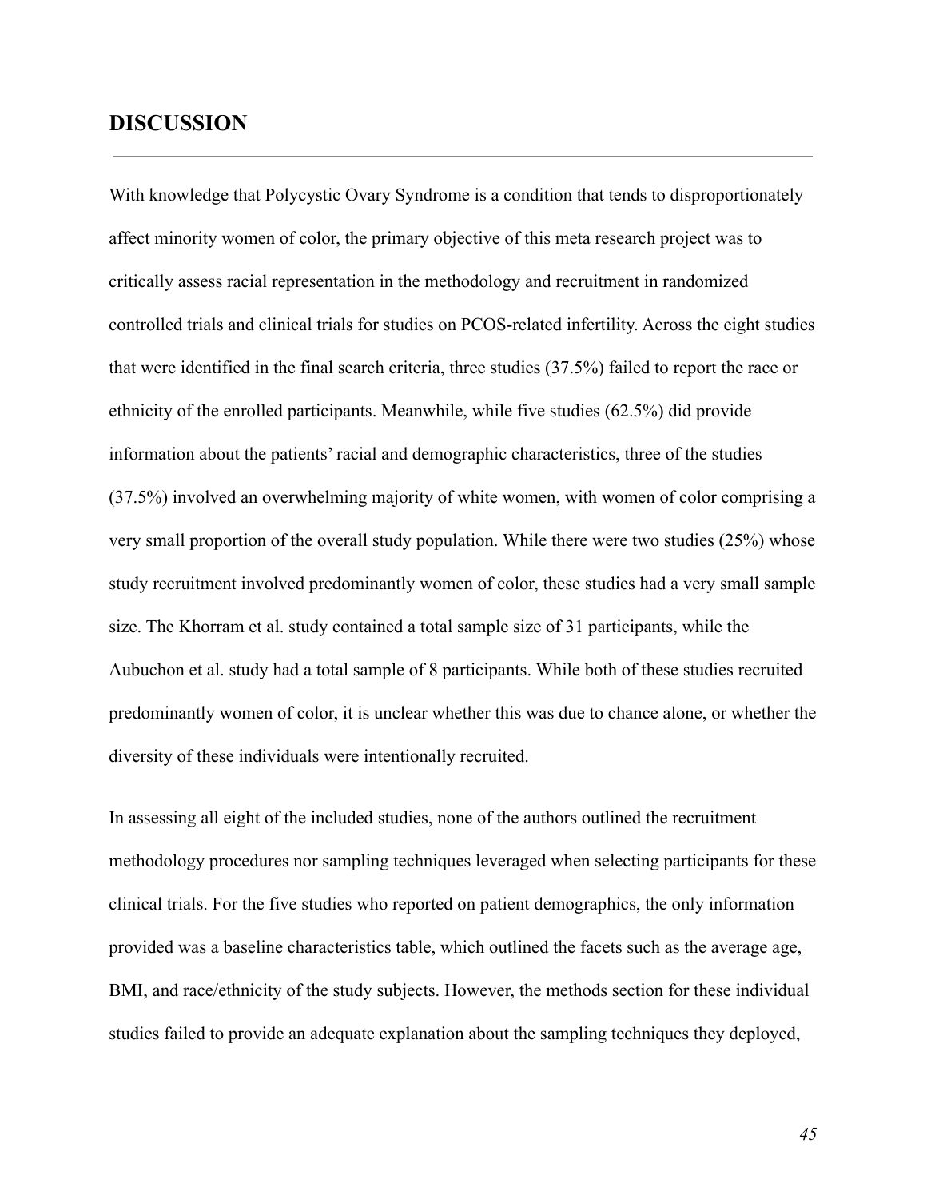## DISCUSSION

With knowledge that Polycystic Ovary Syndrome is a condition that tends to disproportionately affect minority women of color, the primary objective of this meta research project was to critically assess racial representation in the methodology and recruitment in randomized controlled trials and clinical trials for studies on PCOS-related infertility. Across the eight studies that were identified in the final search criteria, three studies (37.5%) failed to report the race or ethnicity of the enrolled participants. Meanwhile, while five studies (62.5%) did provide information about the patients' racial and demographic characteristics, three of the studies (37.5%) involved an overwhelming majority of white women, with women of color comprising a very small proportion of the overall study population. While there were two studies (25%) whose study recruitment involved predominantly women of color, these studies had a very small sample size. The Khorram et al. study contained a total sample size of 31 participants, while the Aubuchon et al. study had a total sample of 8 participants. While both of these studies recruited predominantly women of color, it is unclear whether this was due to chance alone, or whether the diversity of these individuals were intentionally recruited.

In assessing all eight of the included studies, none of the authors outlined the recruitment methodology procedures nor sampling techniques leveraged when selecting participants for these clinical trials. For the five studies who reported on patient demographics, the only information provided was a baseline characteristics table, which outlined the facets such as the average age, BMI, and race/ethnicity of the study subjects. However, the methods section for these individual studies failed to provide an adequate explanation about the sampling techniques they deployed,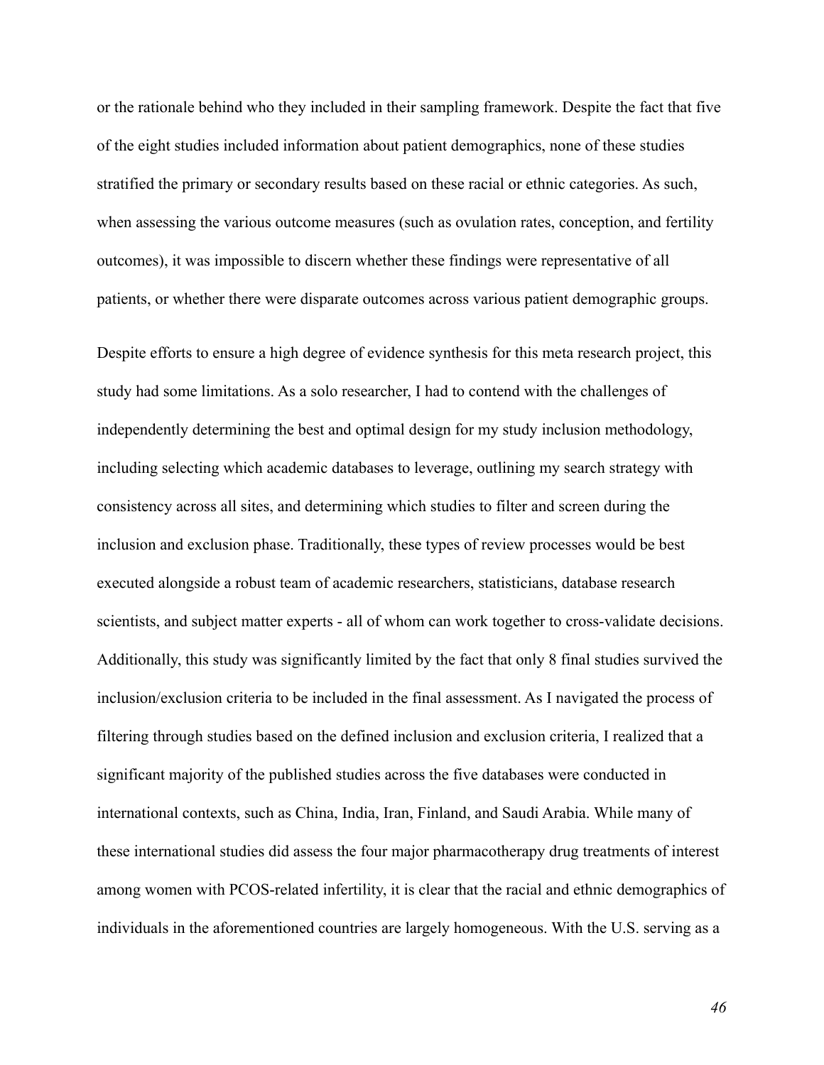or the rationale behind who they included in their sampling framework. Despite the fact that five of the eight studies included information about patient demographics, none of these studies stratified the primary or secondary results based on these racial or ethnic categories. As such, when assessing the various outcome measures (such as ovulation rates, conception, and fertility outcomes), it was impossible to discern whether these findings were representative of all patients, or whether there were disparate outcomes across various patient demographic groups.

Despite efforts to ensure a high degree of evidence synthesis for this meta research project, this study had some limitations. As a solo researcher, I had to contend with the challenges of independently determining the best and optimal design for my study inclusion methodology, including selecting which academic databases to leverage, outlining my search strategy with consistency across all sites, and determining which studies to filter and screen during the inclusion and exclusion phase. Traditionally, these types of review processes would be best executed alongside a robust team of academic researchers, statisticians, database research scientists, and subject matter experts - all of whom can work together to cross-validate decisions. Additionally, this study was significantly limited by the fact that only 8 final studies survived the inclusion/exclusion criteria to be included in the final assessment. As I navigated the process of filtering through studies based on the defined inclusion and exclusion criteria, I realized that a significant majority of the published studies across the five databases were conducted in international contexts, such as China, India, Iran, Finland, and Saudi Arabia. While many of these international studies did assess the four major pharmacotherapy drug treatments of interest among women with PCOS-related infertility, it is clear that the racial and ethnic demographics of individuals in the aforementioned countries are largely homogeneous. With the U.S. serving as a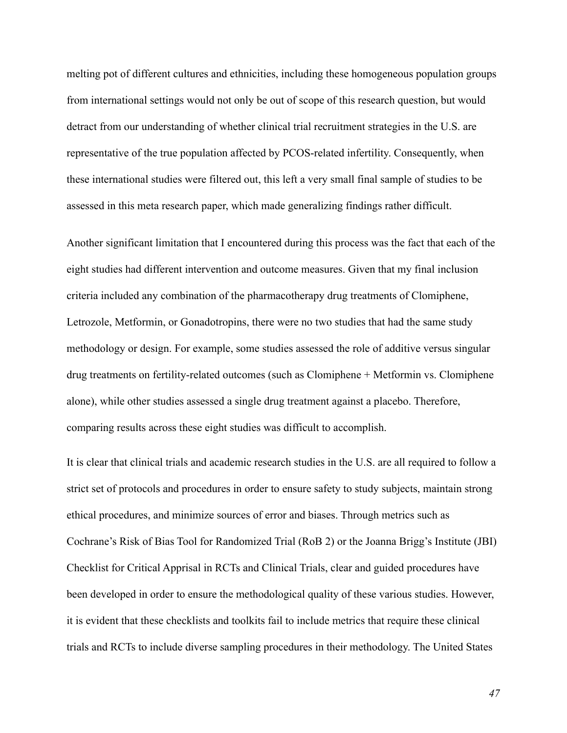melting pot of different cultures and ethnicities, including these homogeneous population groups from international settings would not only be out of scope of this research question, but would detract from our understanding of whether clinical trial recruitment strategies in the U.S. are representative of the true population affected by PCOS-related infertility. Consequently, when these international studies were filtered out, this left a very small final sample of studies to be assessed in this meta research paper, which made generalizing findings rather difficult.

Another significant limitation that I encountered during this process was the fact that each of the eight studies had different intervention and outcome measures. Given that my final inclusion criteria included any combination of the pharmacotherapy drug treatments of Clomiphene, Letrozole, Metformin, or Gonadotropins, there were no two studies that had the same study methodology or design. For example, some studies assessed the role of additive versus singular drug treatments on fertility-related outcomes (such as Clomiphene + Metformin vs. Clomiphene alone), while other studies assessed a single drug treatment against a placebo. Therefore, comparing results across these eight studies was difficult to accomplish.

It is clear that clinical trials and academic research studies in the U.S. are all required to follow a strict set of protocols and procedures in order to ensure safety to study subjects, maintain strong ethical procedures, and minimize sources of error and biases. Through metrics such as Cochrane's Risk of Bias Tool for Randomized Trial (RoB 2) or the Joanna Brigg's Institute (JBI) Checklist for Critical Apprisal in RCTs and Clinical Trials, clear and guided procedures have been developed in order to ensure the methodological quality of these various studies. However, it is evident that these checklists and toolkits fail to include metrics that require these clinical trials and RCTs to include diverse sampling procedures in their methodology. The United States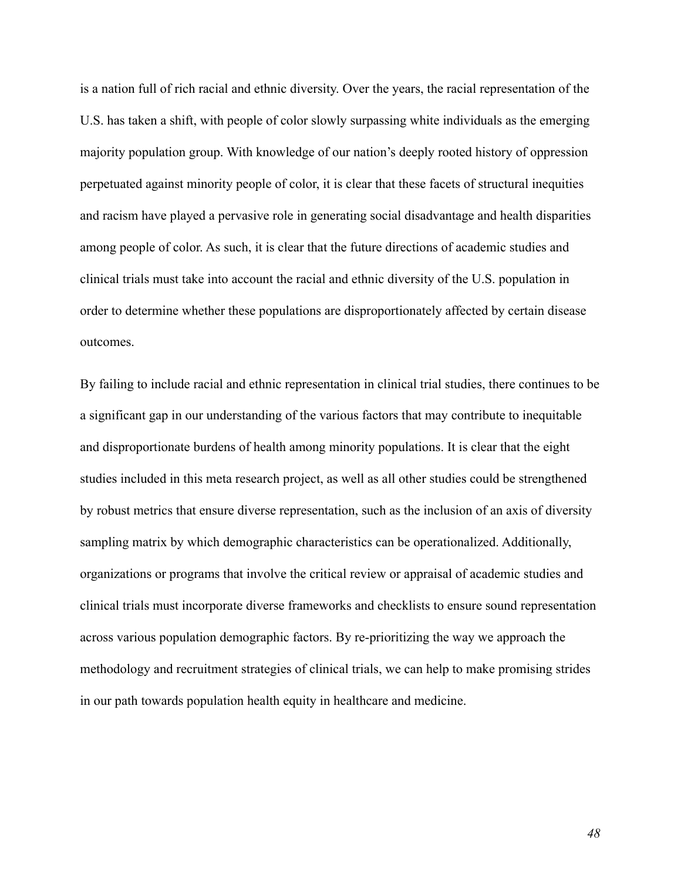is a nation full of rich racial and ethnic diversity. Over the years, the racial representation of the U.S. has taken a shift, with people of color slowly surpassing white individuals as the emerging majority population group. With knowledge of our nation's deeply rooted history of oppression perpetuated against minority people of color, it is clear that these facets of structural inequities and racism have played a pervasive role in generating social disadvantage and health disparities among people of color. As such, it is clear that the future directions of academic studies and clinical trials must take into account the racial and ethnic diversity of the U.S. population in order to determine whether these populations are disproportionately affected by certain disease outcomes.

By failing to include racial and ethnic representation in clinical trial studies, there continues to be a significant gap in our understanding of the various factors that may contribute to inequitable and disproportionate burdens of health among minority populations. It is clear that the eight studies included in this meta research project, as well as all other studies could be strengthened by robust metrics that ensure diverse representation, such as the inclusion of an axis of diversity sampling matrix by which demographic characteristics can be operationalized. Additionally, organizations or programs that involve the critical review or appraisal of academic studies and clinical trials must incorporate diverse frameworks and checklists to ensure sound representation across various population demographic factors. By re-prioritizing the way we approach the methodology and recruitment strategies of clinical trials, we can help to make promising strides in our path towards population health equity in healthcare and medicine.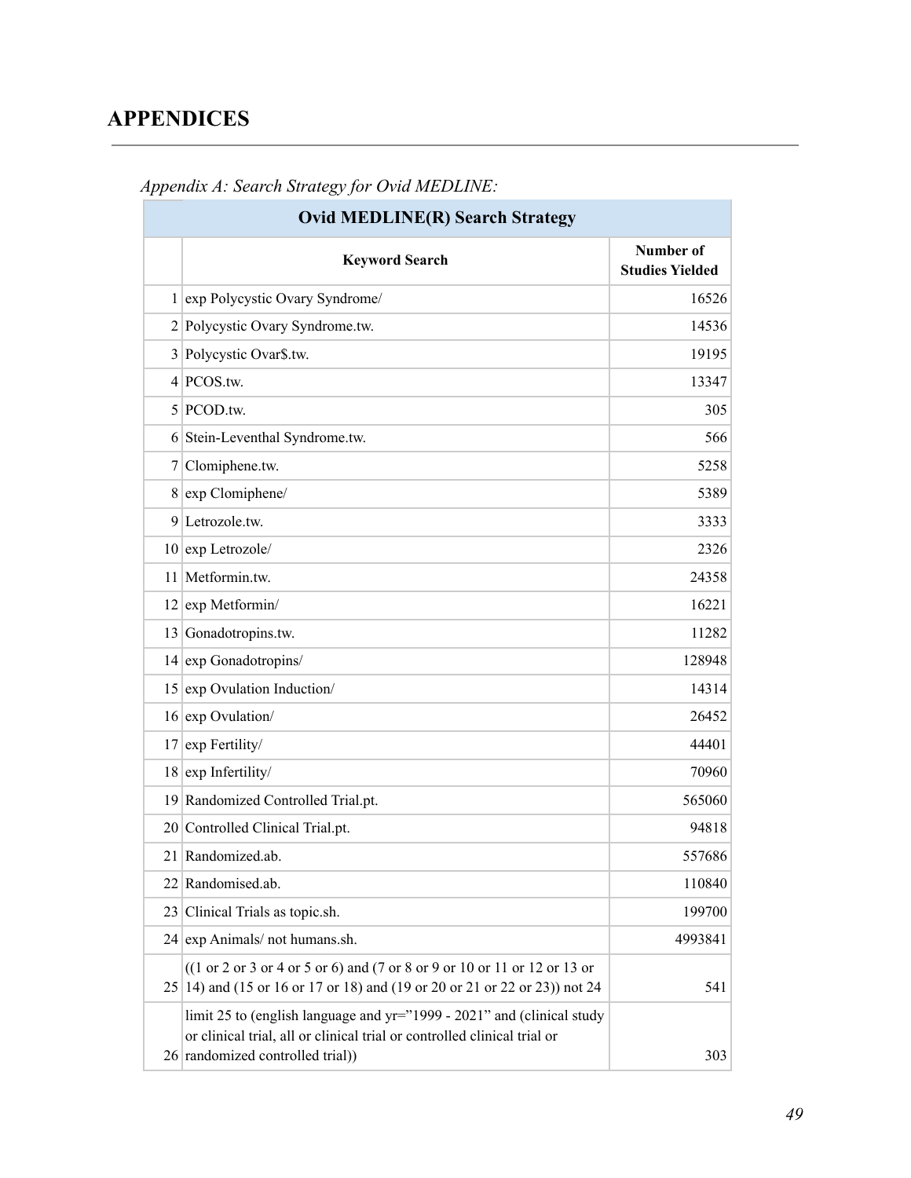# APPENDICES

*Appendix A: Search Strategy for Ovid MEDLINE:*

| Ovid MEDLINE(R) Search Strategy | | |
|---|---|---|
| | **Keyword Search** | **Number of Studies Yielded** |
| 1 | exp Polycystic Ovary Syndrome/ | 16526 |
| 2 | Polycystic Ovary Syndrome.tw. | 14536 |
| 3 | Polycystic Ovar$.tw. | 19195 |
| 4 | PCOS.tw. | 13347 |
| 5 | PCOD.tw. | 305 |
| 6 | Stein-Leventhal Syndrome.tw. | 566 |
| 7 | Clomiphene.tw. | 5258 |
| 8 | exp Clomiphene/ | 5389 |
| 9 | Letrozole.tw. | 3333 |
| 10 | exp Letrozole/ | 2326 |
| 11 | Metformin.tw. | 24358 |
| 12 | exp Metformin/ | 16221 |
| 13 | Gonadotropins.tw. | 11282 |
| 14 | exp Gonadotropins/ | 128948 |
| 15 | exp Ovulation Induction/ | 14314 |
| 16 | exp Ovulation/ | 26452 |
| 17 | exp Fertility/ | 44401 |
| 18 | exp Infertility/ | 70960 |
| 19 | Randomized Controlled Trial.pt. | 565060 |
| 20 | Controlled Clinical Trial.pt. | 94818 |
| 21 | Randomized.ab. | 557686 |
| 22 | Randomised.ab. | 110840 |
| 23 | Clinical Trials as topic.sh. | 199700 |
| 24 | exp Animals/ not humans.sh. | 4993841 |
| 25 | ((1 or 2 or 3 or 4 or 5 or 6) and (7 or 8 or 9 or 10 or 11 or 12 or 13 or 14) and (15 or 16 or 17 or 18) and (19 or 20 or 21 or 22 or 23)) not 24 | 541 |
| 26 | limit 25 to (english language and yr="1999 - 2021" and (clinical study or clinical trial, all or clinical trial or controlled clinical trial or randomized controlled trial)) | 303 |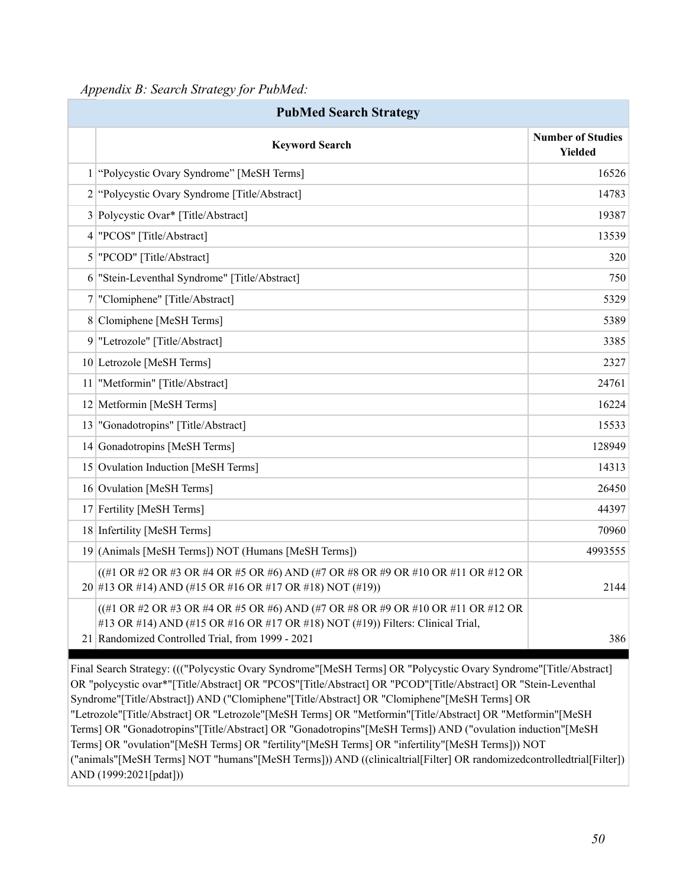*Appendix B: Search Strategy for PubMed:*

| PubMed Search Strategy | | |
|---|---|---|
| | **Keyword Search** | **Number of Studies Yielded** |
| 1 | "Polycystic Ovary Syndrome" [MeSH Terms] | 16526 |
| 2 | "Polycystic Ovary Syndrome [Title/Abstract] | 14783 |
| 3 | Polycystic Ovar* [Title/Abstract] | 19387 |
| 4 | "PCOS" [Title/Abstract] | 13539 |
| 5 | "PCOD" [Title/Abstract] | 320 |
| 6 | "Stein-Leventhal Syndrome" [Title/Abstract] | 750 |
| 7 | "Clomiphene" [Title/Abstract] | 5329 |
| 8 | Clomiphene [MeSH Terms] | 5389 |
| 9 | "Letrozole" [Title/Abstract] | 3385 |
| 10 | Letrozole [MeSH Terms] | 2327 |
| 11 | "Metformin" [Title/Abstract] | 24761 |
| 12 | Metformin [MeSH Terms] | 16224 |
| 13 | "Gonadotropins" [Title/Abstract] | 15533 |
| 14 | Gonadotropins [MeSH Terms] | 128949 |
| 15 | Ovulation Induction [MeSH Terms] | 14313 |
| 16 | Ovulation [MeSH Terms] | 26450 |
| 17 | Fertility [MeSH Terms] | 44397 |
| 18 | Infertility [MeSH Terms] | 70960 |
| 19 | (Animals [MeSH Terms]) NOT (Humans [MeSH Terms]) | 4993555 |
| 20 | ((#1 OR #2 OR #3 OR #4 OR #5 OR #6) AND (#7 OR #8 OR #9 OR #10 OR #11 OR #12 OR #13 OR #14) AND (#15 OR #16 OR #17 OR #18) NOT (#19)) | 2144 |
| 21 | ((#1 OR #2 OR #3 OR #4 OR #5 OR #6) AND (#7 OR #8 OR #9 OR #10 OR #11 OR #12 OR #13 OR #14) AND (#15 OR #16 OR #17 OR #18) NOT (#19)) Filters: Clinical Trial, Randomized Controlled Trial, from 1999 - 2021 | 386 |

Final Search Strategy: ((("Polycystic Ovary Syndrome"[MeSH Terms] OR "Polycystic Ovary Syndrome"[Title/Abstract] OR "polycystic ovar*"[Title/Abstract] OR "PCOS"[Title/Abstract] OR "PCOD"[Title/Abstract] OR "Stein-Leventhal Syndrome"[Title/Abstract]) AND ("Clomiphene"[Title/Abstract] OR "Clomiphene"[MeSH Terms] OR "Letrozole"[Title/Abstract] OR "Letrozole"[MeSH Terms] OR "Metformin"[Title/Abstract] OR "Metformin"[MeSH Terms] OR "Gonadotropins"[Title/Abstract] OR "Gonadotropins"[MeSH Terms]) AND ("ovulation induction"[MeSH Terms] OR "ovulation"[MeSH Terms] OR "fertility"[MeSH Terms] OR "infertility"[MeSH Terms])) NOT ("animals"[MeSH Terms] NOT "humans"[MeSH Terms])) AND ((clinicaltrial[Filter] OR randomizedcontrolledtrial[Filter]) AND (1999:2021[pdat]))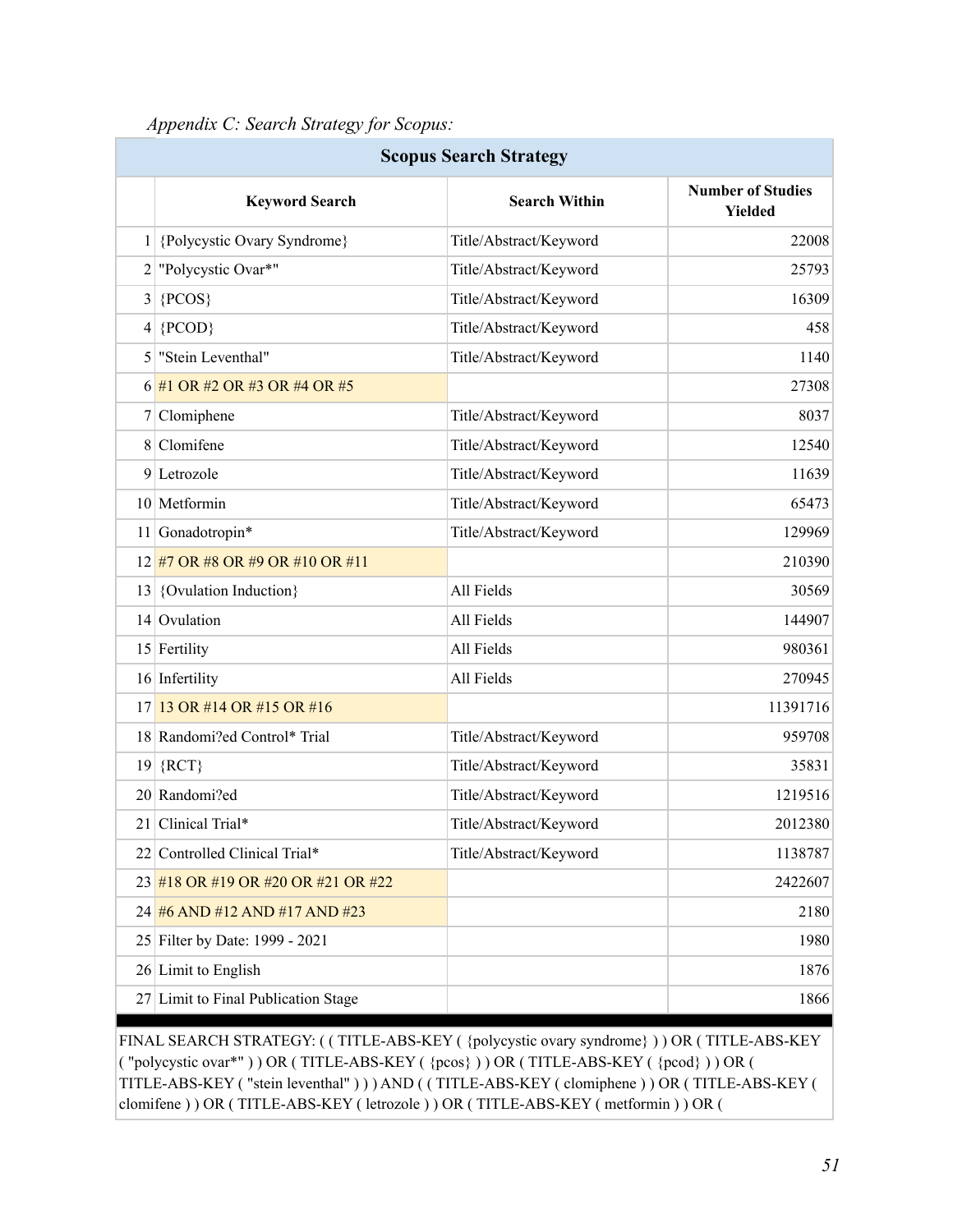*Appendix C: Search Strategy for Scopus:*

| Scopus Search Strategy | | | |
|---|---|---|---|
| | **Keyword Search** | **Search Within** | **Number of Studies Yielded** |
| 1 | {Polycystic Ovary Syndrome} | Title/Abstract/Keyword | 22008 |
| 2 | "Polycystic Ovar*" | Title/Abstract/Keyword | 25793 |
| 3 | {PCOS} | Title/Abstract/Keyword | 16309 |
| 4 | {PCOD} | Title/Abstract/Keyword | 458 |
| 5 | "Stein Leventhal" | Title/Abstract/Keyword | 1140 |
| 6 | #1 OR #2 OR #3 OR #4 OR #5 | | 27308 |
| 7 | Clomiphene | Title/Abstract/Keyword | 8037 |
| 8 | Clomifene | Title/Abstract/Keyword | 12540 |
| 9 | Letrozole | Title/Abstract/Keyword | 11639 |
| 10 | Metformin | Title/Abstract/Keyword | 65473 |
| 11 | Gonadotropin* | Title/Abstract/Keyword | 129969 |
| 12 | #7 OR #8 OR #9 OR #10 OR #11 | | 210390 |
| 13 | {Ovulation Induction} | All Fields | 30569 |
| 14 | Ovulation | All Fields | 144907 |
| 15 | Fertility | All Fields | 980361 |
| 16 | Infertility | All Fields | 270945 |
| 17 | 13 OR #14 OR #15 OR #16 | | 11391716 |
| 18 | Randomi?ed Control* Trial | Title/Abstract/Keyword | 959708 |
| 19 | {RCT} | Title/Abstract/Keyword | 35831 |
| 20 | Randomi?ed | Title/Abstract/Keyword | 1219516 |
| 21 | Clinical Trial* | Title/Abstract/Keyword | 2012380 |
| 22 | Controlled Clinical Trial* | Title/Abstract/Keyword | 1138787 |
| 23 | #18 OR #19 OR #20 OR #21 OR #22 | | 2422607 |
| 24 | #6 AND #12 AND #17 AND #23 | | 2180 |
| 25 | Filter by Date: 1999 - 2021 | | 1980 |
| 26 | Limit to English | | 1876 |
| 27 | Limit to Final Publication Stage | | 1866 |

FINAL SEARCH STRATEGY: ( ( TITLE-ABS-KEY ( {polycystic ovary syndrome} ) ) OR ( TITLE-ABS-KEY ( "polycystic ovar*" ) ) OR ( TITLE-ABS-KEY ( {pcos} ) ) OR ( TITLE-ABS-KEY ( {pcod} ) ) OR ( TITLE-ABS-KEY ( "stein leventhal" ) ) ) AND ( ( TITLE-ABS-KEY ( clomiphene ) ) OR ( TITLE-ABS-KEY ( clomifene ) ) OR ( TITLE-ABS-KEY ( letrozole ) ) OR ( TITLE-ABS-KEY ( metformin ) ) OR (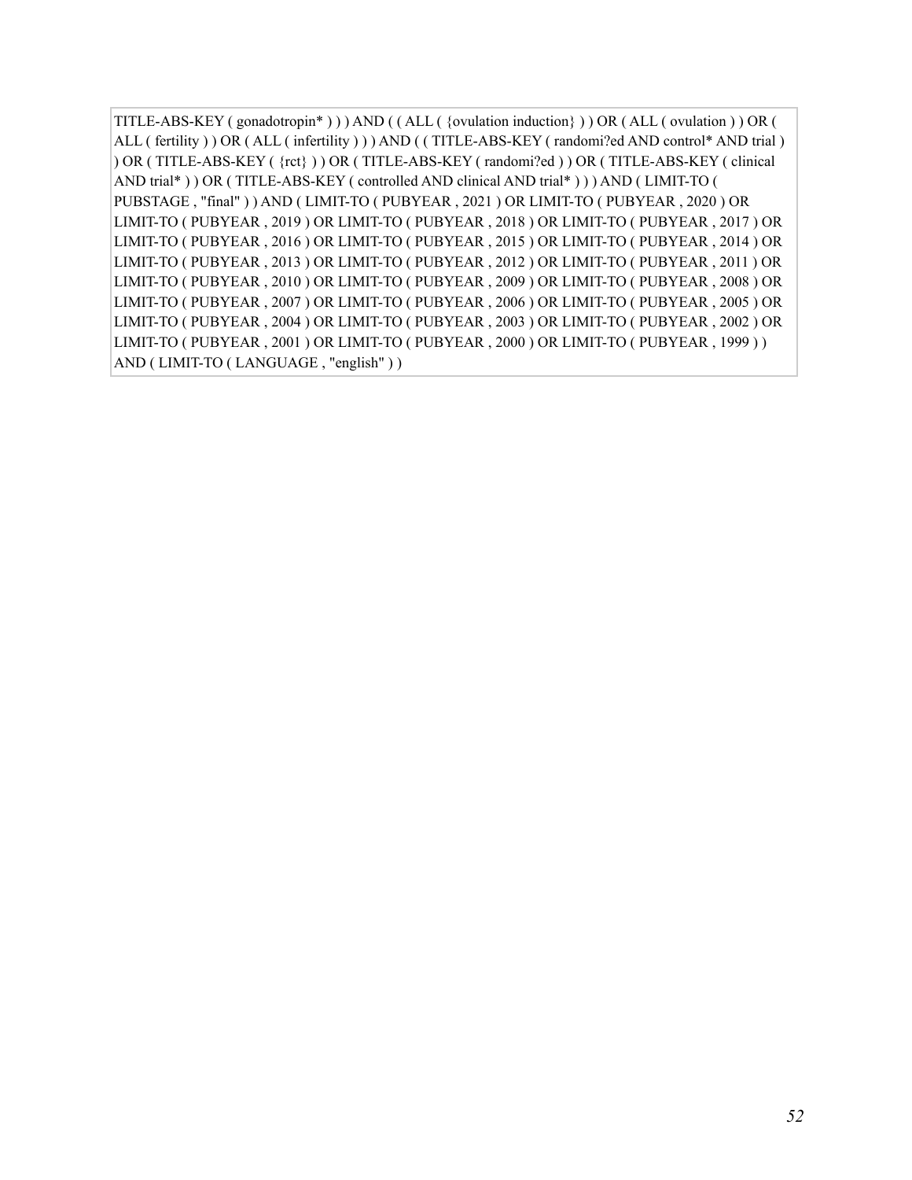```
TITLE-ABS-KEY ( gonadotropin* ) ) ) AND ( ( ALL ( {ovulation induction} ) ) OR ( ALL ( ovulation ) ) OR ( ALL ( fertility ) ) OR ( ALL ( infertility ) ) ) AND ( ( TITLE-ABS-KEY ( randomi?ed AND control* AND trial ) ) OR ( TITLE-ABS-KEY ( {rct} ) ) OR ( TITLE-ABS-KEY ( randomi?ed ) ) OR ( TITLE-ABS-KEY ( clinical AND trial* ) ) OR ( TITLE-ABS-KEY ( controlled AND clinical AND trial* ) ) ) AND ( LIMIT-TO ( PUBSTAGE , "final" ) ) AND ( LIMIT-TO ( PUBYEAR , 2021 ) OR LIMIT-TO ( PUBYEAR , 2020 ) OR LIMIT-TO ( PUBYEAR , 2019 ) OR LIMIT-TO ( PUBYEAR , 2018 ) OR LIMIT-TO ( PUBYEAR , 2017 ) OR LIMIT-TO ( PUBYEAR , 2016 ) OR LIMIT-TO ( PUBYEAR , 2015 ) OR LIMIT-TO ( PUBYEAR , 2014 ) OR LIMIT-TO ( PUBYEAR , 2013 ) OR LIMIT-TO ( PUBYEAR , 2012 ) OR LIMIT-TO ( PUBYEAR , 2011 ) OR LIMIT-TO ( PUBYEAR , 2010 ) OR LIMIT-TO ( PUBYEAR , 2009 ) OR LIMIT-TO ( PUBYEAR , 2008 ) OR LIMIT-TO ( PUBYEAR , 2007 ) OR LIMIT-TO ( PUBYEAR , 2006 ) OR LIMIT-TO ( PUBYEAR , 2005 ) OR LIMIT-TO ( PUBYEAR , 2004 ) OR LIMIT-TO ( PUBYEAR , 2003 ) OR LIMIT-TO ( PUBYEAR , 2002 ) OR LIMIT-TO ( PUBYEAR , 2001 ) OR LIMIT-TO ( PUBYEAR , 2000 ) OR LIMIT-TO ( PUBYEAR , 1999 ) ) AND ( LIMIT-TO ( LANGUAGE , "english" ) )
```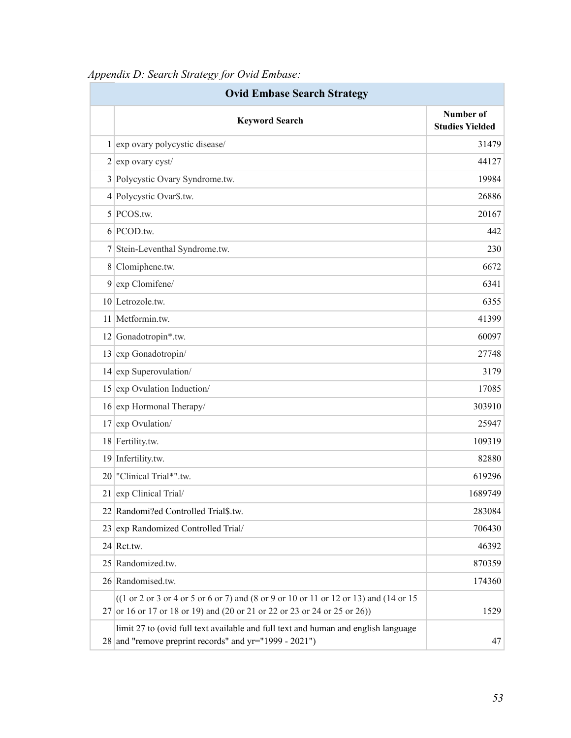*Appendix D: Search Strategy for Ovid Embase:*

| Ovid Embase Search Strategy | | |
|---|---|---|
| | **Keyword Search** | **Number of Studies Yielded** |
| 1 | exp ovary polycystic disease/ | 31479 |
| 2 | exp ovary cyst/ | 44127 |
| 3 | Polycystic Ovary Syndrome.tw. | 19984 |
| 4 | Polycystic Ovar$.tw. | 26886 |
| 5 | PCOS.tw. | 20167 |
| 6 | PCOD.tw. | 442 |
| 7 | Stein-Leventhal Syndrome.tw. | 230 |
| 8 | Clomiphene.tw. | 6672 |
| 9 | exp Clomifene/ | 6341 |
| 10 | Letrozole.tw. | 6355 |
| 11 | Metformin.tw. | 41399 |
| 12 | Gonadotropin*.tw. | 60097 |
| 13 | exp Gonadotropin/ | 27748 |
| 14 | exp Superovulation/ | 3179 |
| 15 | exp Ovulation Induction/ | 17085 |
| 16 | exp Hormonal Therapy/ | 303910 |
| 17 | exp Ovulation/ | 25947 |
| 18 | Fertility.tw. | 109319 |
| 19 | Infertility.tw. | 82880 |
| 20 | "Clinical Trial*".tw. | 619296 |
| 21 | exp Clinical Trial/ | 1689749 |
| 22 | Randomi?ed Controlled Trial$.tw. | 283084 |
| 23 | exp Randomized Controlled Trial/ | 706430 |
| 24 | Rct.tw. | 46392 |
| 25 | Randomized.tw. | 870359 |
| 26 | Randomised.tw. | 174360 |
| 27 | ((1 or 2 or 3 or 4 or 5 or 6 or 7) and (8 or 9 or 10 or 11 or 12 or 13) and (14 or 15 or 16 or 17 or 18 or 19) and (20 or 21 or 22 or 23 or 24 or 25 or 26)) | 1529 |
| 28 | limit 27 to (ovid full text available and full text and human and english language and "remove preprint records" and yr="1999 - 2021") | 47 |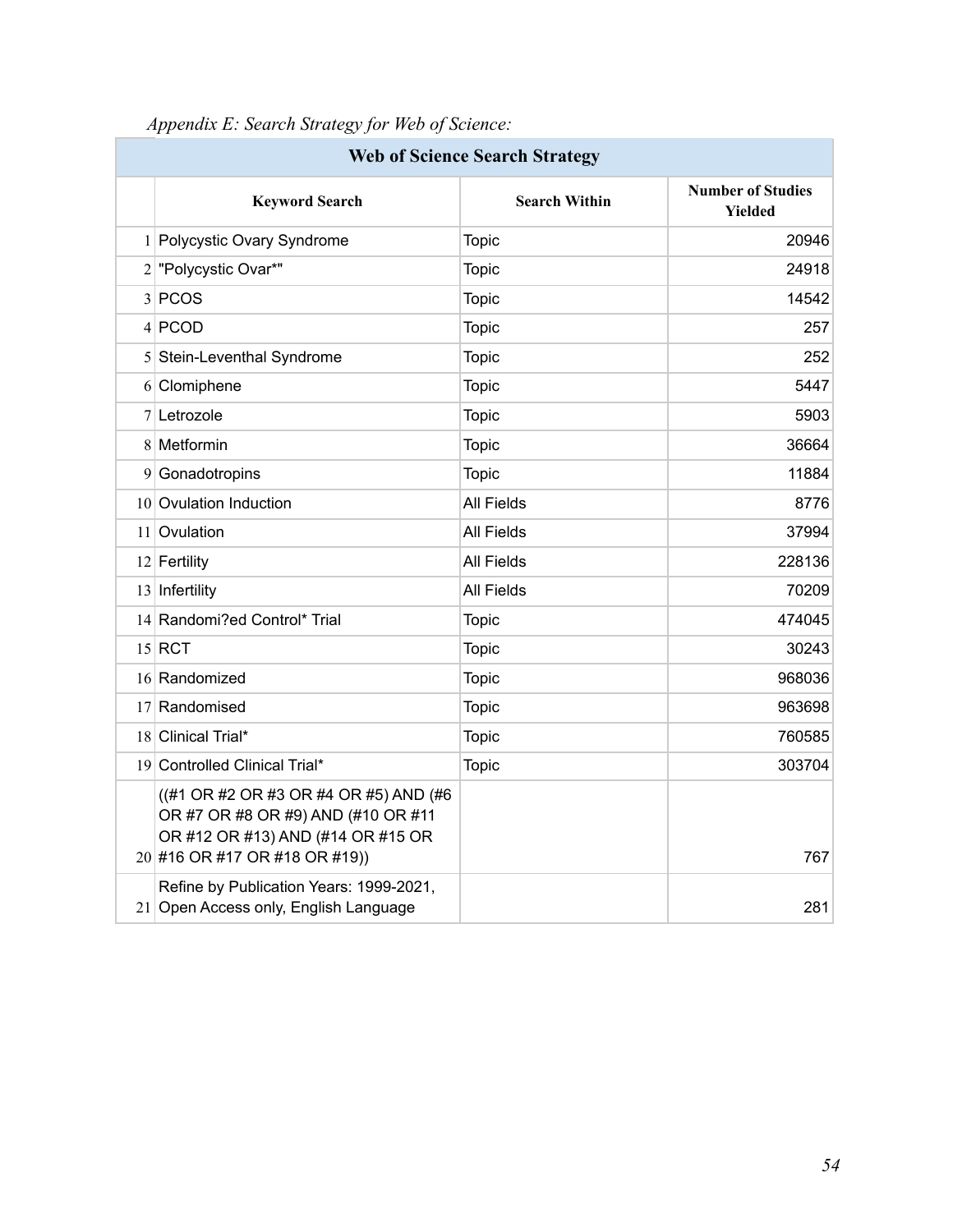*Appendix E: Search Strategy for Web of Science:*

| Web of Science Search Strategy | | | |
|---|---|---|---|
| | **Keyword Search** | **Search Within** | **Number of Studies Yielded** |
| 1 | Polycystic Ovary Syndrome | Topic | 20946 |
| 2 | "Polycystic Ovar*" | Topic | 24918 |
| 3 | PCOS | Topic | 14542 |
| 4 | PCOD | Topic | 257 |
| 5 | Stein-Leventhal Syndrome | Topic | 252 |
| 6 | Clomiphene | Topic | 5447 |
| 7 | Letrozole | Topic | 5903 |
| 8 | Metformin | Topic | 36664 |
| 9 | Gonadotropins | Topic | 11884 |
| 10 | Ovulation Induction | All Fields | 8776 |
| 11 | Ovulation | All Fields | 37994 |
| 12 | Fertility | All Fields | 228136 |
| 13 | Infertility | All Fields | 70209 |
| 14 | Randomi?ed Control* Trial | Topic | 474045 |
| 15 | RCT | Topic | 30243 |
| 16 | Randomized | Topic | 968036 |
| 17 | Randomised | Topic | 963698 |
| 18 | Clinical Trial* | Topic | 760585 |
| 19 | Controlled Clinical Trial* | Topic | 303704 |
| 20 | ((#1 OR #2 OR #3 OR #4 OR #5) AND (#6 OR #7 OR #8 OR #9) AND (#10 OR #11 OR #12 OR #13) AND (#14 OR #15 OR #16 OR #17 OR #18 OR #19)) | | 767 |
| 21 | Refine by Publication Years: 1999-2021, Open Access only, English Language | | 281 |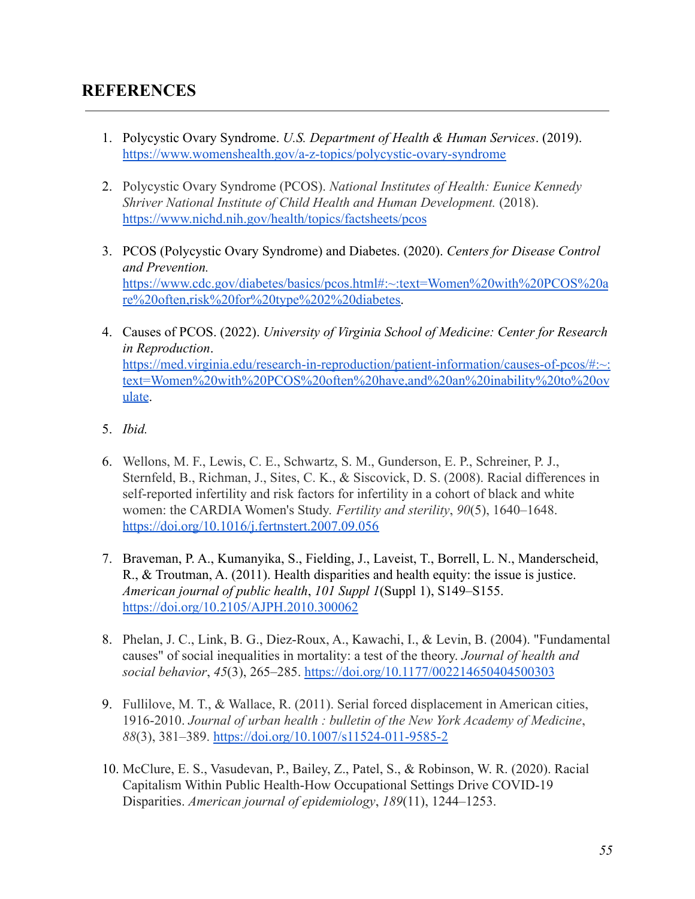## REFERENCES

1. Polycystic Ovary Syndrome. *U.S. Department of Health & Human Services*. (2019). https://www.womenshealth.gov/a-z-topics/polycystic-ovary-syndrome

2. Polycystic Ovary Syndrome (PCOS). *National Institutes of Health: Eunice Kennedy Shriver National Institute of Child Health and Human Development.* (2018). https://www.nichd.nih.gov/health/topics/factsheets/pcos

3. PCOS (Polycystic Ovary Syndrome) and Diabetes. (2020). *Centers for Disease Control and Prevention.* https://www.cdc.gov/diabetes/basics/pcos.html#:~:text=Women%20with%20PCOS%20are%20often,risk%20for%20type%202%20diabetes.

4. Causes of PCOS. (2022). *University of Virginia School of Medicine: Center for Research in Reproduction*. https://med.virginia.edu/research-in-reproduction/patient-information/causes-of-pcos/#:~:text=Women%20with%20PCOS%20often%20have,and%20an%20inability%20to%20ovulate.

5. *Ibid.*

6. Wellons, M. F., Lewis, C. E., Schwartz, S. M., Gunderson, E. P., Schreiner, P. J., Sternfeld, B., Richman, J., Sites, C. K., & Siscovick, D. S. (2008). Racial differences in self-reported infertility and risk factors for infertility in a cohort of black and white women: the CARDIA Women's Study. *Fertility and sterility*, *90*(5), 1640–1648. https://doi.org/10.1016/j.fertnstert.2007.09.056

7. Braveman, P. A., Kumanyika, S., Fielding, J., Laveist, T., Borrell, L. N., Manderscheid, R., & Troutman, A. (2011). Health disparities and health equity: the issue is justice. *American journal of public health*, *101 Suppl 1*(Suppl 1), S149–S155. https://doi.org/10.2105/AJPH.2010.300062

8. Phelan, J. C., Link, B. G., Diez-Roux, A., Kawachi, I., & Levin, B. (2004). "Fundamental causes" of social inequalities in mortality: a test of the theory. *Journal of health and social behavior*, *45*(3), 265–285. https://doi.org/10.1177/002214650404500303

9. Fullilove, M. T., & Wallace, R. (2011). Serial forced displacement in American cities, 1916-2010. *Journal of urban health : bulletin of the New York Academy of Medicine*, *88*(3), 381–389. https://doi.org/10.1007/s11524-011-9585-2

10. McClure, E. S., Vasudevan, P., Bailey, Z., Patel, S., & Robinson, W. R. (2020). Racial Capitalism Within Public Health-How Occupational Settings Drive COVID-19 Disparities. *American journal of epidemiology*, *189*(11), 1244–1253.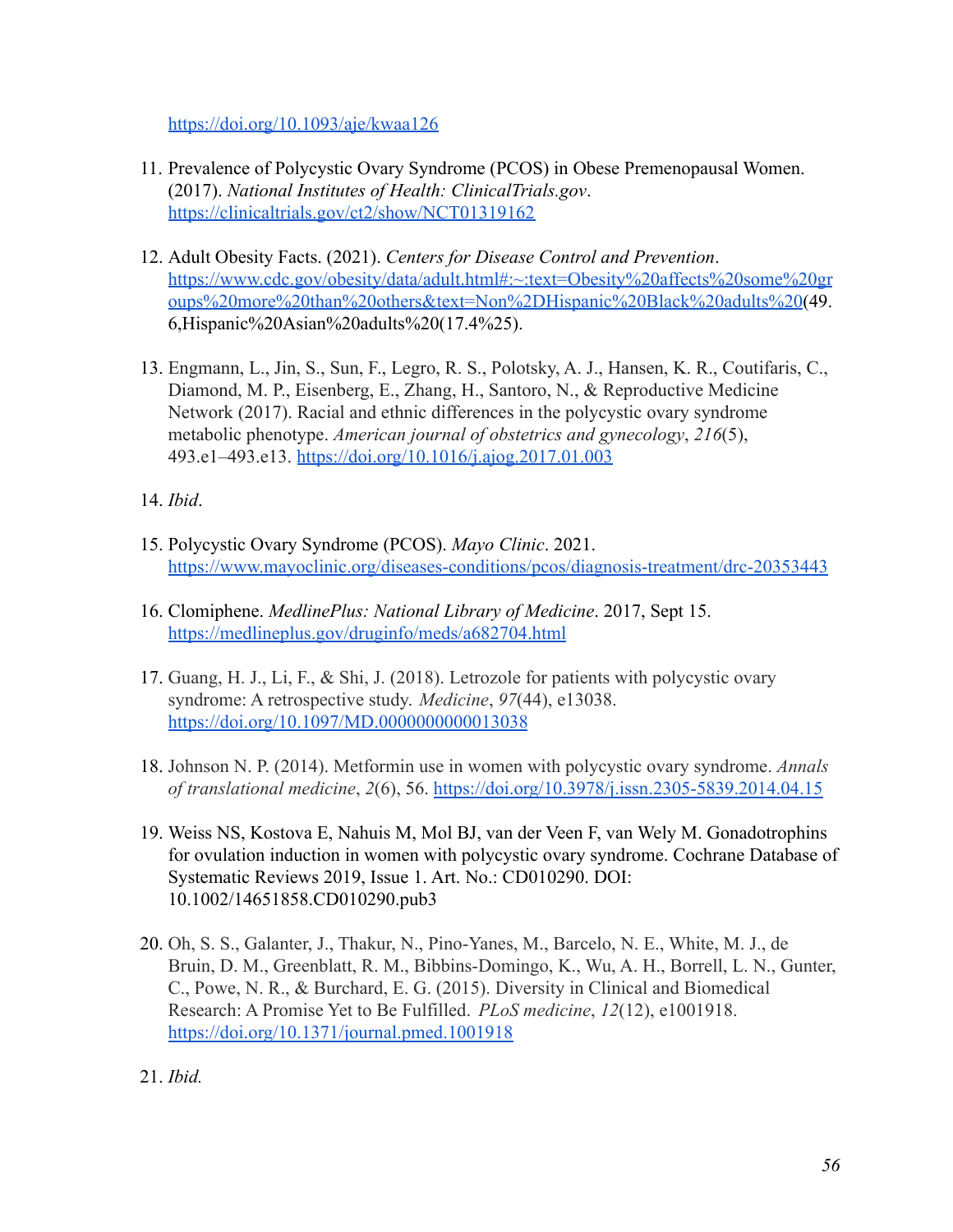https://doi.org/10.1093/aje/kwaa126

11. Prevalence of Polycystic Ovary Syndrome (PCOS) in Obese Premenopausal Women. (2017). *National Institutes of Health: ClinicalTrials.gov*. https://clinicaltrials.gov/ct2/show/NCT01319162

12. Adult Obesity Facts. (2021). *Centers for Disease Control and Prevention*. https://www.cdc.gov/obesity/data/adult.html#:~:text=Obesity%20affects%20some%20groups%20more%20than%20others&text=Non%2DHispanic%20Black%20adults%20(49.6,Hispanic%20Asian%20adults%20(17.4%25).

13. Engmann, L., Jin, S., Sun, F., Legro, R. S., Polotsky, A. J., Hansen, K. R., Coutifaris, C., Diamond, M. P., Eisenberg, E., Zhang, H., Santoro, N., & Reproductive Medicine Network (2017). Racial and ethnic differences in the polycystic ovary syndrome metabolic phenotype. *American journal of obstetrics and gynecology*, *216*(5), 493.e1–493.e13. https://doi.org/10.1016/j.ajog.2017.01.003

14. *Ibid*.

15. Polycystic Ovary Syndrome (PCOS). *Mayo Clinic*. 2021. https://www.mayoclinic.org/diseases-conditions/pcos/diagnosis-treatment/drc-20353443

16. Clomiphene. *MedlinePlus: National Library of Medicine*. 2017, Sept 15. https://medlineplus.gov/druginfo/meds/a682704.html

17. Guang, H. J., Li, F., & Shi, J. (2018). Letrozole for patients with polycystic ovary syndrome: A retrospective study. *Medicine*, *97*(44), e13038. https://doi.org/10.1097/MD.0000000000013038

18. Johnson N. P. (2014). Metformin use in women with polycystic ovary syndrome. *Annals of translational medicine*, *2*(6), 56. https://doi.org/10.3978/j.issn.2305-5839.2014.04.15

19. Weiss NS, Kostova E, Nahuis M, Mol BJ, van der Veen F, van Wely M. Gonadotrophins for ovulation induction in women with polycystic ovary syndrome. Cochrane Database of Systematic Reviews 2019, Issue 1. Art. No.: CD010290. DOI: 10.1002/14651858.CD010290.pub3

20. Oh, S. S., Galanter, J., Thakur, N., Pino-Yanes, M., Barcelo, N. E., White, M. J., de Bruin, D. M., Greenblatt, R. M., Bibbins-Domingo, K., Wu, A. H., Borrell, L. N., Gunter, C., Powe, N. R., & Burchard, E. G. (2015). Diversity in Clinical and Biomedical Research: A Promise Yet to Be Fulfilled. *PLoS medicine*, *12*(12), e1001918. https://doi.org/10.1371/journal.pmed.1001918

21. *Ibid.*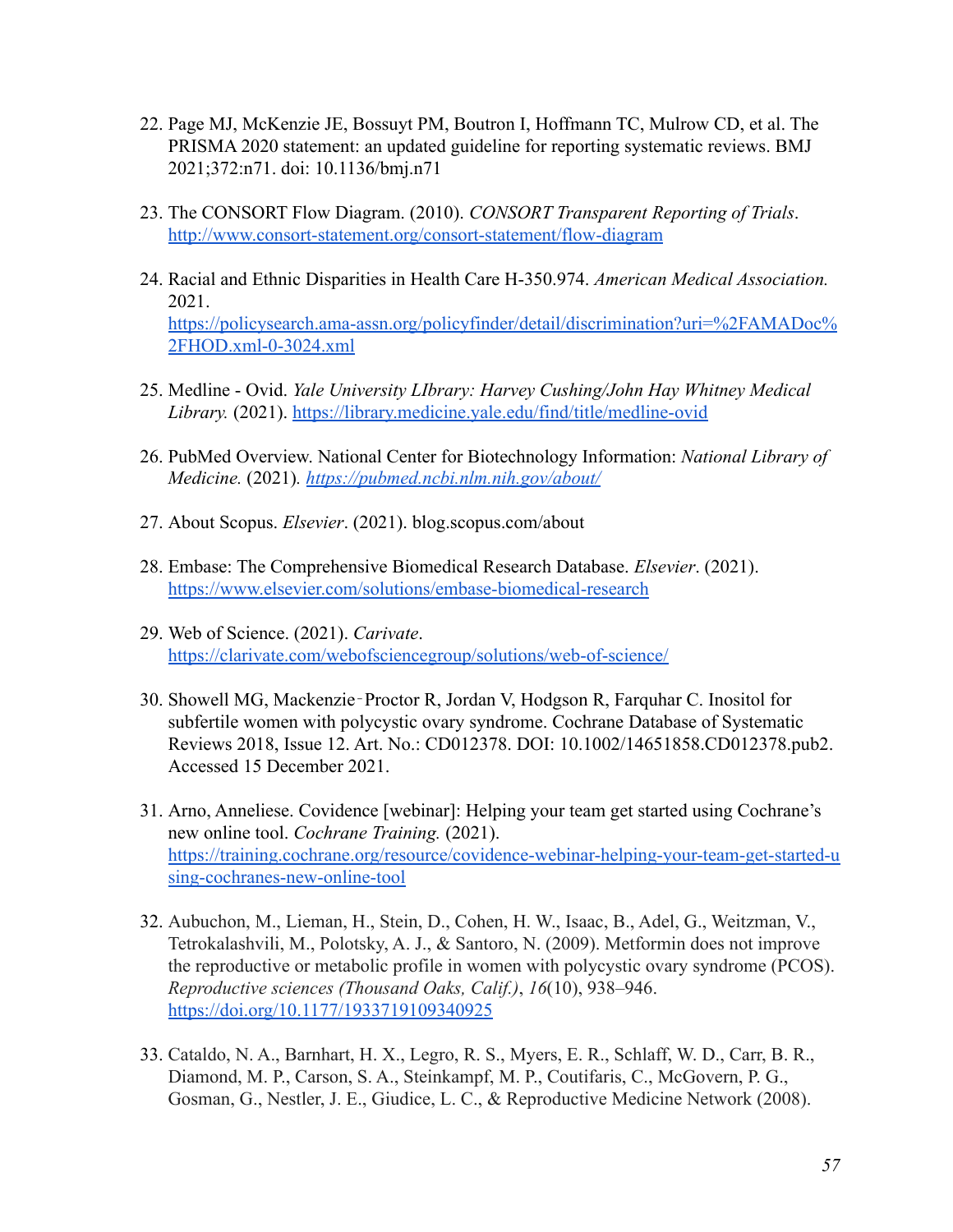22. Page MJ, McKenzie JE, Bossuyt PM, Boutron I, Hoffmann TC, Mulrow CD, et al. The PRISMA 2020 statement: an updated guideline for reporting systematic reviews. BMJ 2021;372:n71. doi: 10.1136/bmj.n71

23. The CONSORT Flow Diagram. (2010). *CONSORT Transparent Reporting of Trials*. http://www.consort-statement.org/consort-statement/flow-diagram

24. Racial and Ethnic Disparities in Health Care H-350.974. *American Medical Association.* 2021. https://policysearch.ama-assn.org/policyfinder/detail/discrimination?uri=%2FAMADoc%2FHOD.xml-0-3024.xml

25. Medline - Ovid. *Yale University LIbrary: Harvey Cushing/John Hay Whitney Medical Library.* (2021). https://library.medicine.yale.edu/find/title/medline-ovid

26. PubMed Overview. National Center for Biotechnology Information: *National Library of Medicine.* (2021). *https://pubmed.ncbi.nlm.nih.gov/about/*

27. About Scopus. *Elsevier*. (2021). blog.scopus.com/about

28. Embase: The Comprehensive Biomedical Research Database. *Elsevier*. (2021). https://www.elsevier.com/solutions/embase-biomedical-research

29. Web of Science. (2021). *Carivate*. https://clarivate.com/webofsciencegroup/solutions/web-of-science/

30. Showell MG, Mackenzie‐Proctor R, Jordan V, Hodgson R, Farquhar C. Inositol for subfertile women with polycystic ovary syndrome. Cochrane Database of Systematic Reviews 2018, Issue 12. Art. No.: CD012378. DOI: 10.1002/14651858.CD012378.pub2. Accessed 15 December 2021.

31. Arno, Anneliese. Covidence [webinar]: Helping your team get started using Cochrane's new online tool. *Cochrane Training.* (2021). https://training.cochrane.org/resource/covidence-webinar-helping-your-team-get-started-using-cochranes-new-online-tool

32. Aubuchon, M., Lieman, H., Stein, D., Cohen, H. W., Isaac, B., Adel, G., Weitzman, V., Tetrokalashvili, M., Polotsky, A. J., & Santoro, N. (2009). Metformin does not improve the reproductive or metabolic profile in women with polycystic ovary syndrome (PCOS). *Reproductive sciences (Thousand Oaks, Calif.)*, *16*(10), 938–946. https://doi.org/10.1177/1933719109340925

33. Cataldo, N. A., Barnhart, H. X., Legro, R. S., Myers, E. R., Schlaff, W. D., Carr, B. R., Diamond, M. P., Carson, S. A., Steinkampf, M. P., Coutifaris, C., McGovern, P. G., Gosman, G., Nestler, J. E., Giudice, L. C., & Reproductive Medicine Network (2008).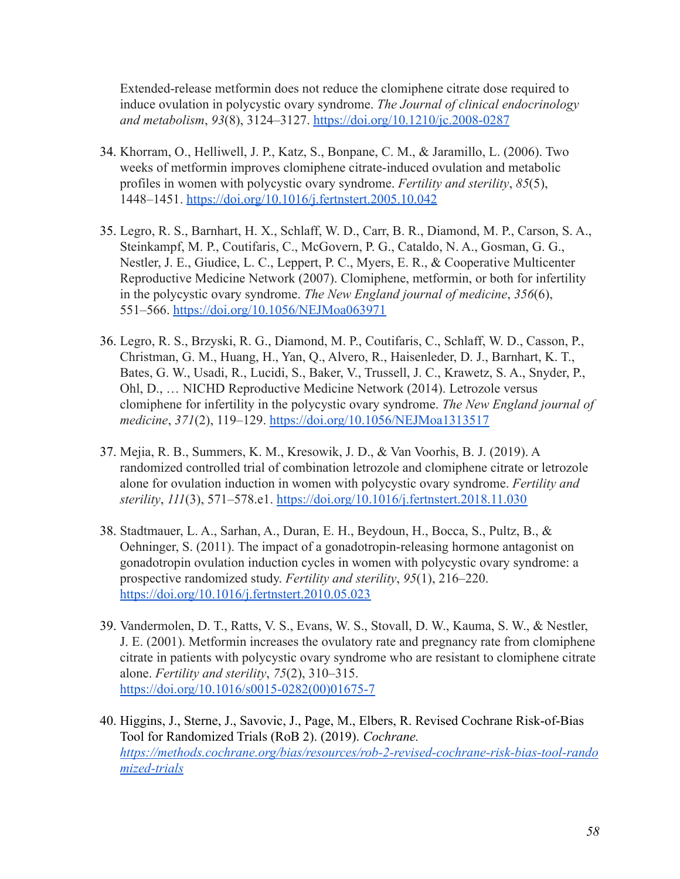Extended-release metformin does not reduce the clomiphene citrate dose required to induce ovulation in polycystic ovary syndrome. *The Journal of clinical endocrinology and metabolism*, *93*(8), 3124–3127. https://doi.org/10.1210/jc.2008-0287

34. Khorram, O., Helliwell, J. P., Katz, S., Bonpane, C. M., & Jaramillo, L. (2006). Two weeks of metformin improves clomiphene citrate-induced ovulation and metabolic profiles in women with polycystic ovary syndrome. *Fertility and sterility*, *85*(5), 1448–1451. https://doi.org/10.1016/j.fertnstert.2005.10.042

35. Legro, R. S., Barnhart, H. X., Schlaff, W. D., Carr, B. R., Diamond, M. P., Carson, S. A., Steinkampf, M. P., Coutifaris, C., McGovern, P. G., Cataldo, N. A., Gosman, G. G., Nestler, J. E., Giudice, L. C., Leppert, P. C., Myers, E. R., & Cooperative Multicenter Reproductive Medicine Network (2007). Clomiphene, metformin, or both for infertility in the polycystic ovary syndrome. *The New England journal of medicine*, *356*(6), 551–566. https://doi.org/10.1056/NEJMoa063971

36. Legro, R. S., Brzyski, R. G., Diamond, M. P., Coutifaris, C., Schlaff, W. D., Casson, P., Christman, G. M., Huang, H., Yan, Q., Alvero, R., Haisenleder, D. J., Barnhart, K. T., Bates, G. W., Usadi, R., Lucidi, S., Baker, V., Trussell, J. C., Krawetz, S. A., Snyder, P., Ohl, D., … NICHD Reproductive Medicine Network (2014). Letrozole versus clomiphene for infertility in the polycystic ovary syndrome. *The New England journal of medicine*, *371*(2), 119–129. https://doi.org/10.1056/NEJMoa1313517

37. Mejia, R. B., Summers, K. M., Kresowik, J. D., & Van Voorhis, B. J. (2019). A randomized controlled trial of combination letrozole and clomiphene citrate or letrozole alone for ovulation induction in women with polycystic ovary syndrome. *Fertility and sterility*, *111*(3), 571–578.e1. https://doi.org/10.1016/j.fertnstert.2018.11.030

38. Stadtmauer, L. A., Sarhan, A., Duran, E. H., Beydoun, H., Bocca, S., Pultz, B., & Oehninger, S. (2011). The impact of a gonadotropin-releasing hormone antagonist on gonadotropin ovulation induction cycles in women with polycystic ovary syndrome: a prospective randomized study. *Fertility and sterility*, *95*(1), 216–220. https://doi.org/10.1016/j.fertnstert.2010.05.023

39. Vandermolen, D. T., Ratts, V. S., Evans, W. S., Stovall, D. W., Kauma, S. W., & Nestler, J. E. (2001). Metformin increases the ovulatory rate and pregnancy rate from clomiphene citrate in patients with polycystic ovary syndrome who are resistant to clomiphene citrate alone. *Fertility and sterility*, *75*(2), 310–315. https://doi.org/10.1016/s0015-0282(00)01675-7

40. Higgins, J., Sterne, J., Savovic, J., Page, M., Elbers, R. Revised Cochrane Risk-of-Bias Tool for Randomized Trials (RoB 2). (2019). *Cochrane.* *https://methods.cochrane.org/bias/resources/rob-2-revised-cochrane-risk-bias-tool-randomized-trials*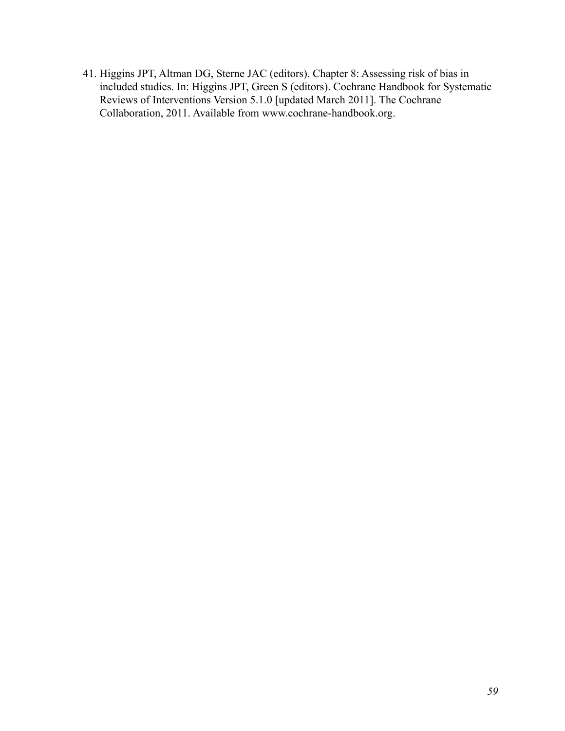41. Higgins JPT, Altman DG, Sterne JAC (editors). Chapter 8: Assessing risk of bias in included studies. In: Higgins JPT, Green S (editors). Cochrane Handbook for Systematic Reviews of Interventions Version 5.1.0 [updated March 2011]. The Cochrane Collaboration, 2011. Available from www.cochrane-handbook.org.